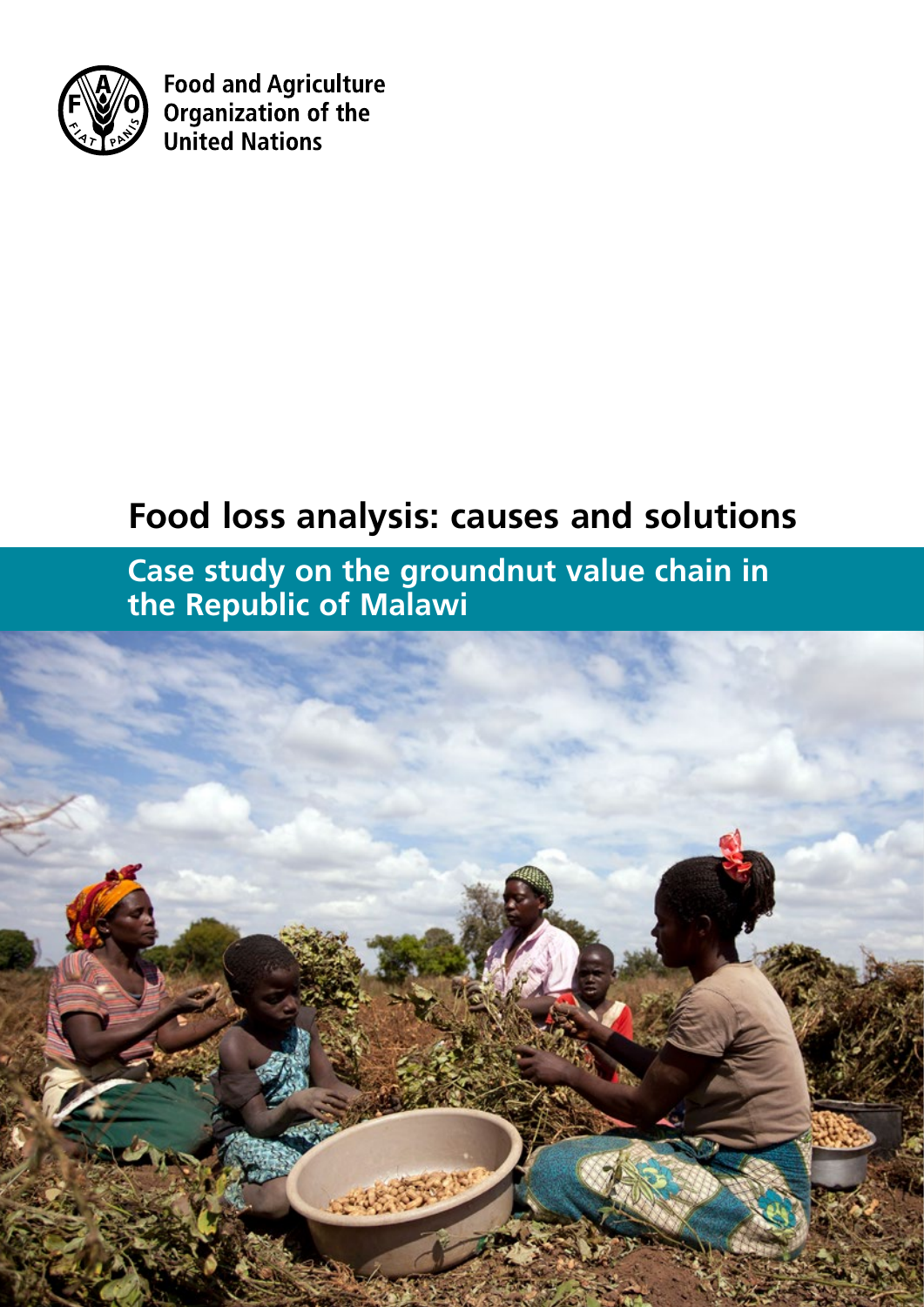Food and Agriculture Organization of the United Nations

# Food loss analysis: causes and solutions

## Case study on the groundnut value chain in the Republic of Malawi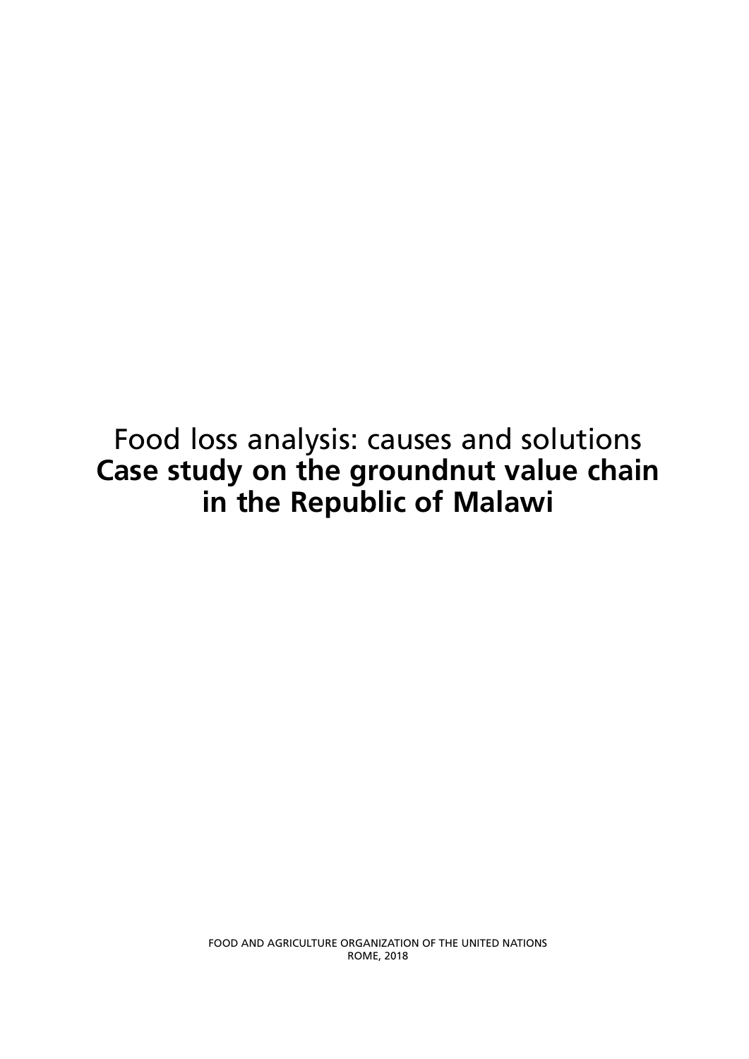# Food loss analysis: causes and solutions
# **Case study on the groundnut value chain in the Republic of Malawi**

FOOD AND AGRICULTURE ORGANIZATION OF THE UNITED NATIONS
ROME, 2018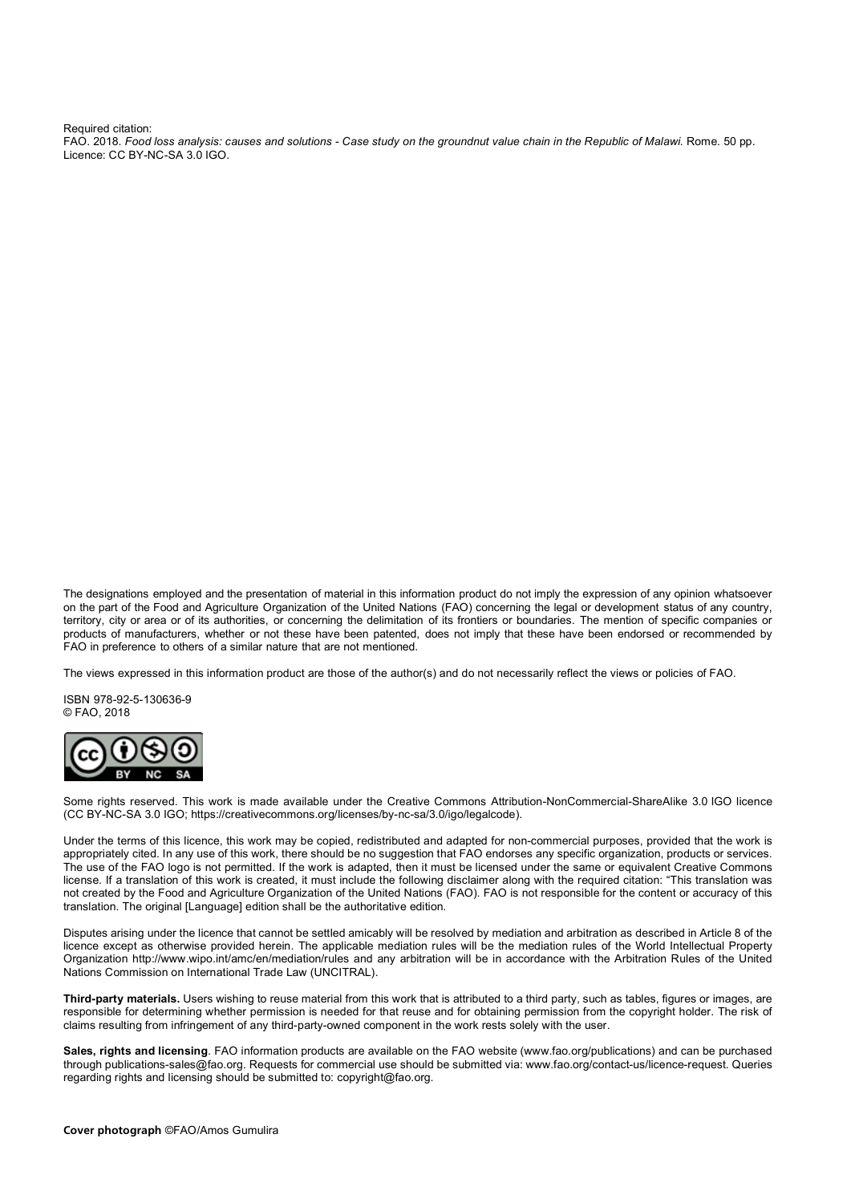Required citation:
FAO. 2018. *Food loss analysis: causes and solutions - Case study on the groundnut value chain in the Republic of Malawi.* Rome. 50 pp. Licence: CC BY-NC-SA 3.0 IGO.

The designations employed and the presentation of material in this information product do not imply the expression of any opinion whatsoever on the part of the Food and Agriculture Organization of the United Nations (FAO) concerning the legal or development status of any country, territory, city or area or of its authorities, or concerning the delimitation of its frontiers or boundaries. The mention of specific companies or products of manufacturers, whether or not these have been patented, does not imply that these have been endorsed or recommended by FAO in preference to others of a similar nature that are not mentioned.

The views expressed in this information product are those of the author(s) and do not necessarily reflect the views or policies of FAO.

ISBN 978-92-5-130636-9
© FAO, 2018

Some rights reserved. This work is made available under the Creative Commons Attribution-NonCommercial-ShareAlike 3.0 IGO licence (CC BY-NC-SA 3.0 IGO; https://creativecommons.org/licenses/by-nc-sa/3.0/igo/legalcode).

Under the terms of this licence, this work may be copied, redistributed and adapted for non-commercial purposes, provided that the work is appropriately cited. In any use of this work, there should be no suggestion that FAO endorses any specific organization, products or services. The use of the FAO logo is not permitted. If the work is adapted, then it must be licensed under the same or equivalent Creative Commons license. If a translation of this work is created, it must include the following disclaimer along with the required citation: "This translation was not created by the Food and Agriculture Organization of the United Nations (FAO). FAO is not responsible for the content or accuracy of this translation. The original [Language] edition shall be the authoritative edition.

Disputes arising under the licence that cannot be settled amicably will be resolved by mediation and arbitration as described in Article 8 of the licence except as otherwise provided herein. The applicable mediation rules will be the mediation rules of the World Intellectual Property Organization http://www.wipo.int/amc/en/mediation/rules and any arbitration will be in accordance with the Arbitration Rules of the United Nations Commission on International Trade Law (UNCITRAL).

**Third-party materials.** Users wishing to reuse material from this work that is attributed to a third party, such as tables, figures or images, are responsible for determining whether permission is needed for that reuse and for obtaining permission from the copyright holder. The risk of claims resulting from infringement of any third-party-owned component in the work rests solely with the user.

**Sales, rights and licensing**. FAO information products are available on the FAO website (www.fao.org/publications) and can be purchased through publications-sales@fao.org. Requests for commercial use should be submitted via: www.fao.org/contact-us/licence-request. Queries regarding rights and licensing should be submitted to: copyright@fao.org.

**Cover photograph** ©FAO/Amos Gumulira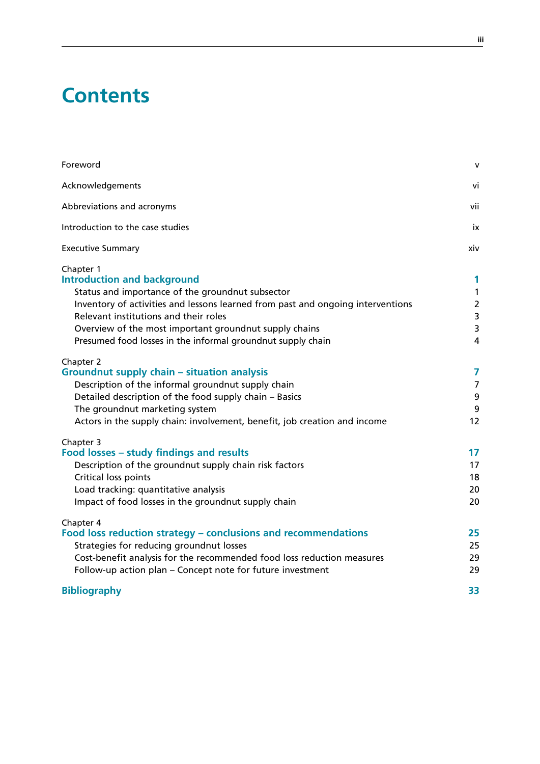# Contents

Foreword v

Acknowledgements vi

Abbreviations and acronyms vii

Introduction to the case studies ix

Executive Summary xiv

Chapter 1
**Introduction and background** **1**
- Status and importance of the groundnut subsector 1
- Inventory of activities and lessons learned from past and ongoing interventions 2
- Relevant institutions and their roles 3
- Overview of the most important groundnut supply chains 3
- Presumed food losses in the informal groundnut supply chain 4

Chapter 2
**Groundnut supply chain – situation analysis** **7**
- Description of the informal groundnut supply chain 7
- Detailed description of the food supply chain – Basics 9
- The groundnut marketing system 9
- Actors in the supply chain: involvement, benefit, job creation and income 12

Chapter 3
**Food losses – study findings and results** **17**
- Description of the groundnut supply chain risk factors 17
- Critical loss points 18
- Load tracking: quantitative analysis 20
- Impact of food losses in the groundnut supply chain 20

Chapter 4
**Food loss reduction strategy – conclusions and recommendations** **25**
- Strategies for reducing groundnut losses 25
- Cost-benefit analysis for the recommended food loss reduction measures 29
- Follow-up action plan – Concept note for future investment 29

**Bibliography** **33**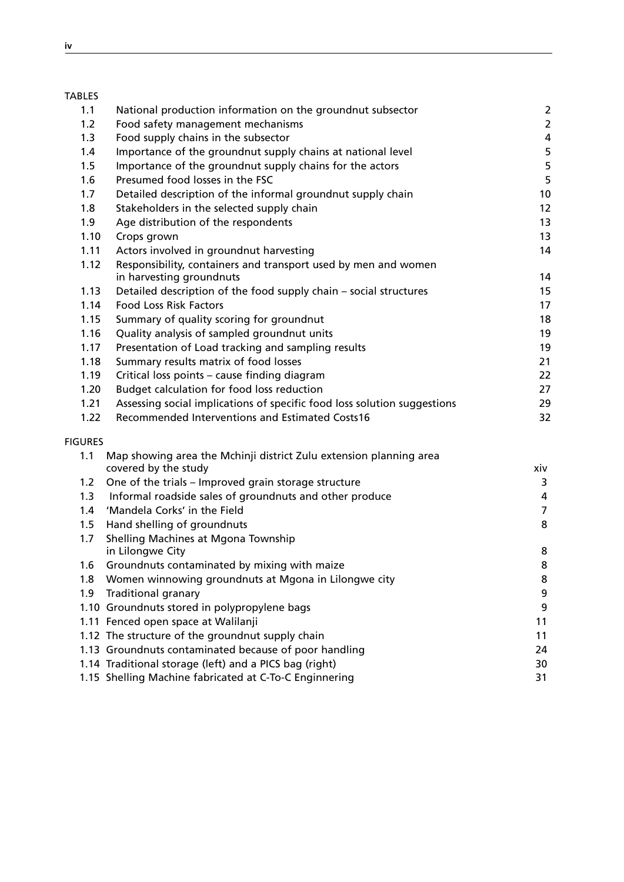TABLES

| | | |
|---|---|---|
| 1.1 | National production information on the groundnut subsector | 2 |
| 1.2 | Food safety management mechanisms | 2 |
| 1.3 | Food supply chains in the subsector | 4 |
| 1.4 | Importance of the groundnut supply chains at national level | 5 |
| 1.5 | Importance of the groundnut supply chains for the actors | 5 |
| 1.6 | Presumed food losses in the FSC | 5 |
| 1.7 | Detailed description of the informal groundnut supply chain | 10 |
| 1.8 | Stakeholders in the selected supply chain | 12 |
| 1.9 | Age distribution of the respondents | 13 |
| 1.10 | Crops grown | 13 |
| 1.11 | Actors involved in groundnut harvesting | 14 |
| 1.12 | Responsibility, containers and transport used by men and women in harvesting groundnuts | 14 |
| 1.13 | Detailed description of the food supply chain – social structures | 15 |
| 1.14 | Food Loss Risk Factors | 17 |
| 1.15 | Summary of quality scoring for groundnut | 18 |
| 1.16 | Quality analysis of sampled groundnut units | 19 |
| 1.17 | Presentation of Load tracking and sampling results | 19 |
| 1.18 | Summary results matrix of food losses | 21 |
| 1.19 | Critical loss points – cause finding diagram | 22 |
| 1.20 | Budget calculation for food loss reduction | 27 |
| 1.21 | Assessing social implications of specific food loss solution suggestions | 29 |
| 1.22 | Recommended Interventions and Estimated Costs16 | 32 |

FIGURES

| | | |
|---|---|---|
| 1.1 | Map showing area the Mchinji district Zulu extension planning area covered by the study | xiv |
| 1.2 | One of the trials – Improved grain storage structure | 3 |
| 1.3 | Informal roadside sales of groundnuts and other produce | 4 |
| 1.4 | 'Mandela Corks' in the Field | 7 |
| 1.5 | Hand shelling of groundnuts | 8 |
| 1.7 | Shelling Machines at Mgona Township in Lilongwe City | 8 |
| 1.6 | Groundnuts contaminated by mixing with maize | 8 |
| 1.8 | Women winnowing groundnuts at Mgona in Lilongwe city | 8 |
| 1.9 | Traditional granary | 9 |
| 1.10 | Groundnuts stored in polypropylene bags | 9 |
| 1.11 | Fenced open space at Walilanji | 11 |
| 1.12 | The structure of the groundnut supply chain | 11 |
| 1.13 | Groundnuts contaminated because of poor handling | 24 |
| 1.14 | Traditional storage (left) and a PICS bag (right) | 30 |
| 1.15 | Shelling Machine fabricated at C-To-C Enginnering | 31 |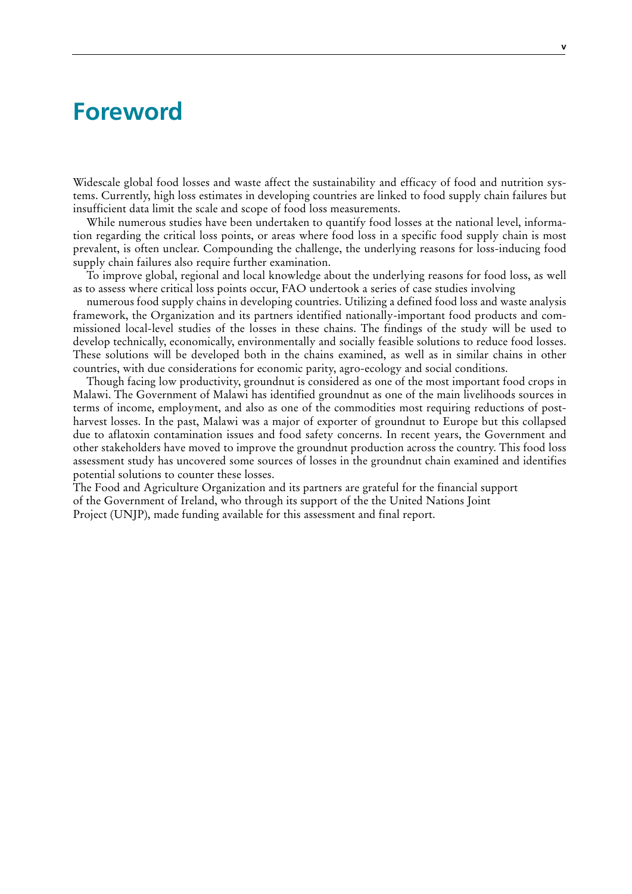# Foreword

Widescale global food losses and waste affect the sustainability and efficacy of food and nutrition systems. Currently, high loss estimates in developing countries are linked to food supply chain failures but insufficient data limit the scale and scope of food loss measurements.

While numerous studies have been undertaken to quantify food losses at the national level, information regarding the critical loss points, or areas where food loss in a specific food supply chain is most prevalent, is often unclear. Compounding the challenge, the underlying reasons for loss-inducing food supply chain failures also require further examination.

To improve global, regional and local knowledge about the underlying reasons for food loss, as well as to assess where critical loss points occur, FAO undertook a series of case studies involving numerous food supply chains in developing countries. Utilizing a defined food loss and waste analysis framework, the Organization and its partners identified nationally-important food products and commissioned local-level studies of the losses in these chains. The findings of the study will be used to develop technically, economically, environmentally and socially feasible solutions to reduce food losses. These solutions will be developed both in the chains examined, as well as in similar chains in other countries, with due considerations for economic parity, agro-ecology and social conditions.

Though facing low productivity, groundnut is considered as one of the most important food crops in Malawi. The Government of Malawi has identified groundnut as one of the main livelihoods sources in terms of income, employment, and also as one of the commodities most requiring reductions of post-harvest losses. In the past, Malawi was a major of exporter of groundnut to Europe but this collapsed due to aflatoxin contamination issues and food safety concerns. In recent years, the Government and other stakeholders have moved to improve the groundnut production across the country. This food loss assessment study has uncovered some sources of losses in the groundnut chain examined and identifies potential solutions to counter these losses.

The Food and Agriculture Organization and its partners are grateful for the financial support of the Government of Ireland, who through its support of the the United Nations Joint Project (UNJP), made funding available for this assessment and final report.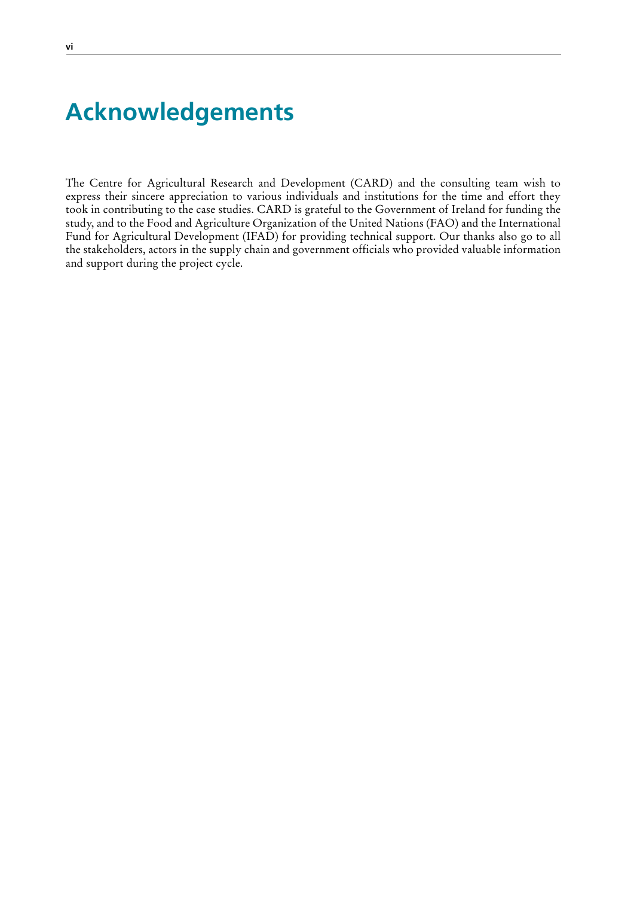# Acknowledgements

The Centre for Agricultural Research and Development (CARD) and the consulting team wish to express their sincere appreciation to various individuals and institutions for the time and effort they took in contributing to the case studies. CARD is grateful to the Government of Ireland for funding the study, and to the Food and Agriculture Organization of the United Nations (FAO) and the International Fund for Agricultural Development (IFAD) for providing technical support. Our thanks also go to all the stakeholders, actors in the supply chain and government officials who provided valuable information and support during the project cycle.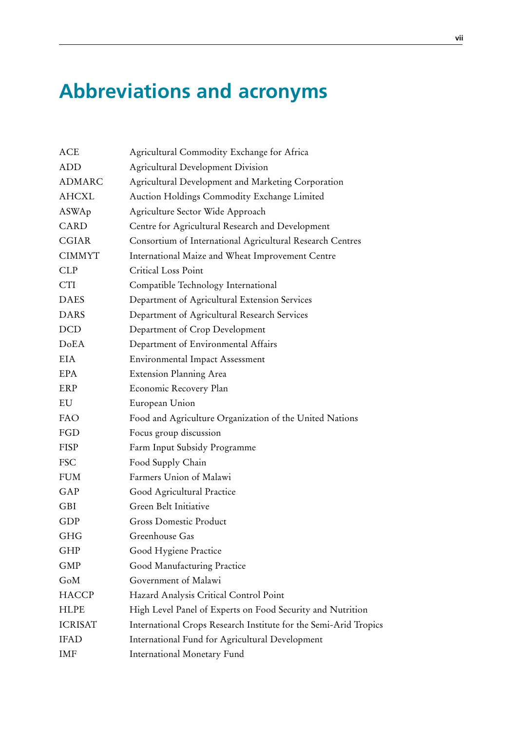# Abbreviations and acronyms

| | |
|---|---|
| ACE | Agricultural Commodity Exchange for Africa |
| ADD | Agricultural Development Division |
| ADMARC | Agricultural Development and Marketing Corporation |
| AHCXL | Auction Holdings Commodity Exchange Limited |
| ASWAp | Agriculture Sector Wide Approach |
| CARD | Centre for Agricultural Research and Development |
| CGIAR | Consortium of International Agricultural Research Centres |
| CIMMYT | International Maize and Wheat Improvement Centre |
| CLP | Critical Loss Point |
| CTI | Compatible Technology International |
| DAES | Department of Agricultural Extension Services |
| DARS | Department of Agricultural Research Services |
| DCD | Department of Crop Development |
| DoEA | Department of Environmental Affairs |
| EIA | Environmental Impact Assessment |
| EPA | Extension Planning Area |
| ERP | Economic Recovery Plan |
| EU | European Union |
| FAO | Food and Agriculture Organization of the United Nations |
| FGD | Focus group discussion |
| FISP | Farm Input Subsidy Programme |
| FSC | Food Supply Chain |
| FUM | Farmers Union of Malawi |
| GAP | Good Agricultural Practice |
| GBI | Green Belt Initiative |
| GDP | Gross Domestic Product |
| GHG | Greenhouse Gas |
| GHP | Good Hygiene Practice |
| GMP | Good Manufacturing Practice |
| GoM | Government of Malawi |
| HACCP | Hazard Analysis Critical Control Point |
| HLPE | High Level Panel of Experts on Food Security and Nutrition |
| ICRISAT | International Crops Research Institute for the Semi-Arid Tropics |
| IFAD | International Fund for Agricultural Development |
| IMF | International Monetary Fund |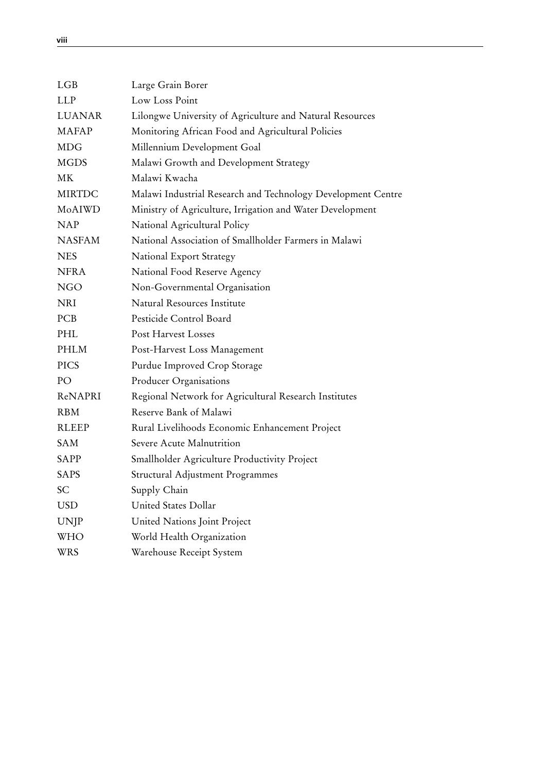| | |
|---|---|
| LGB | Large Grain Borer |
| LLP | Low Loss Point |
| LUANAR | Lilongwe University of Agriculture and Natural Resources |
| MAFAP | Monitoring African Food and Agricultural Policies |
| MDG | Millennium Development Goal |
| MGDS | Malawi Growth and Development Strategy |
| MK | Malawi Kwacha |
| MIRTDC | Malawi Industrial Research and Technology Development Centre |
| MoAIWD | Ministry of Agriculture, Irrigation and Water Development |
| NAP | National Agricultural Policy |
| NASFAM | National Association of Smallholder Farmers in Malawi |
| NES | National Export Strategy |
| NFRA | National Food Reserve Agency |
| NGO | Non-Governmental Organisation |
| NRI | Natural Resources Institute |
| PCB | Pesticide Control Board |
| PHL | Post Harvest Losses |
| PHLM | Post-Harvest Loss Management |
| PICS | Purdue Improved Crop Storage |
| PO | Producer Organisations |
| ReNAPRI | Regional Network for Agricultural Research Institutes |
| RBM | Reserve Bank of Malawi |
| RLEEP | Rural Livelihoods Economic Enhancement Project |
| SAM | Severe Acute Malnutrition |
| SAPP | Smallholder Agriculture Productivity Project |
| SAPS | Structural Adjustment Programmes |
| SC | Supply Chain |
| USD | United States Dollar |
| UNJP | United Nations Joint Project |
| WHO | World Health Organization |
| WRS | Warehouse Receipt System |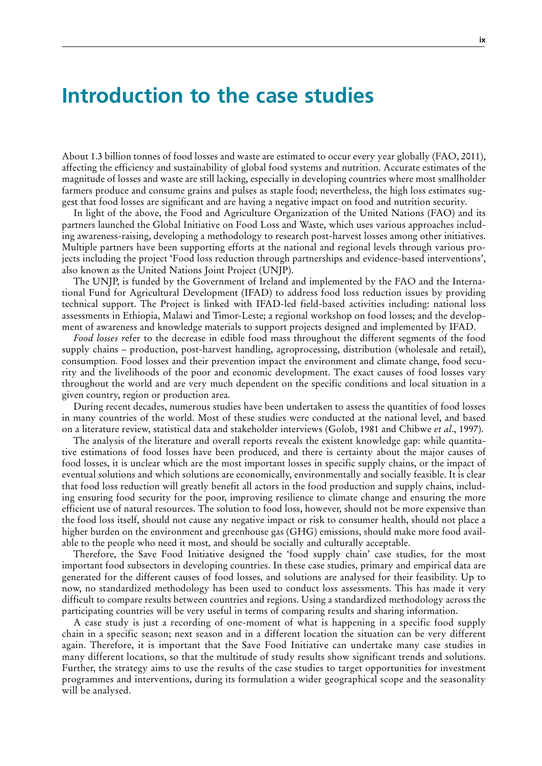# Introduction to the case studies

About 1.3 billion tonnes of food losses and waste are estimated to occur every year globally (FAO, 2011), affecting the efficiency and sustainability of global food systems and nutrition. Accurate estimates of the magnitude of losses and waste are still lacking, especially in developing countries where most smallholder farmers produce and consume grains and pulses as staple food; nevertheless, the high loss estimates suggest that food losses are significant and are having a negative impact on food and nutrition security.

In light of the above, the Food and Agriculture Organization of the United Nations (FAO) and its partners launched the Global Initiative on Food Loss and Waste, which uses various approaches including awareness-raising, developing a methodology to research post-harvest losses among other initiatives. Multiple partners have been supporting efforts at the national and regional levels through various projects including the project 'Food loss reduction through partnerships and evidence-based interventions', also known as the United Nations Joint Project (UNJP).

The UNJP, is funded by the Government of Ireland and implemented by the FAO and the International Fund for Agricultural Development (IFAD) to address food loss reduction issues by providing technical support. The Project is linked with IFAD-led field-based activities including: national loss assessments in Ethiopia, Malawi and Timor-Leste; a regional workshop on food losses; and the development of awareness and knowledge materials to support projects designed and implemented by IFAD.

*Food losses r*efer to the decrease in edible food mass throughout the different segments of the food supply chains – production, post-harvest handling, agroprocessing, distribution (wholesale and retail), consumption. Food losses and their prevention impact the environment and climate change, food security and the livelihoods of the poor and economic development. The exact causes of food losses vary throughout the world and are very much dependent on the specific conditions and local situation in a given country, region or production area.

During recent decades, numerous studies have been undertaken to assess the quantities of food losses in many countries of the world. Most of these studies were conducted at the national level, and based on a literature review, statistical data and stakeholder interviews (Golob, 1981 and Chibwe *et al*., 1997).

The analysis of the literature and overall reports reveals the existent knowledge gap: while quantitative estimations of food losses have been produced, and there is certainty about the major causes of food losses, it is unclear which are the most important losses in specific supply chains, or the impact of eventual solutions and which solutions are economically, environmentally and socially feasible. It is clear that food loss reduction will greatly benefit all actors in the food production and supply chains, including ensuring food security for the poor, improving resilience to climate change and ensuring the more efficient use of natural resources. The solution to food loss, however, should not be more expensive than the food loss itself, should not cause any negative impact or risk to consumer health, should not place a higher burden on the environment and greenhouse gas (GHG) emissions, should make more food available to the people who need it most, and should be socially and culturally acceptable.

Therefore, the Save Food Initiative designed the 'food supply chain' case studies, for the most important food subsectors in developing countries. In these case studies, primary and empirical data are generated for the different causes of food losses, and solutions are analysed for their feasibility. Up to now, no standardized methodology has been used to conduct loss assessments. This has made it very difficult to compare results between countries and regions. Using a standardized methodology across the participating countries will be very useful in terms of comparing results and sharing information.

A case study is just a recording of one-moment of what is happening in a specific food supply chain in a specific season; next season and in a different location the situation can be very different again. Therefore, it is important that the Save Food Initiative can undertake many case studies in many different locations, so that the multitude of study results show significant trends and solutions. Further, the strategy aims to use the results of the case studies to target opportunities for investment programmes and interventions, during its formulation a wider geographical scope and the seasonality will be analysed.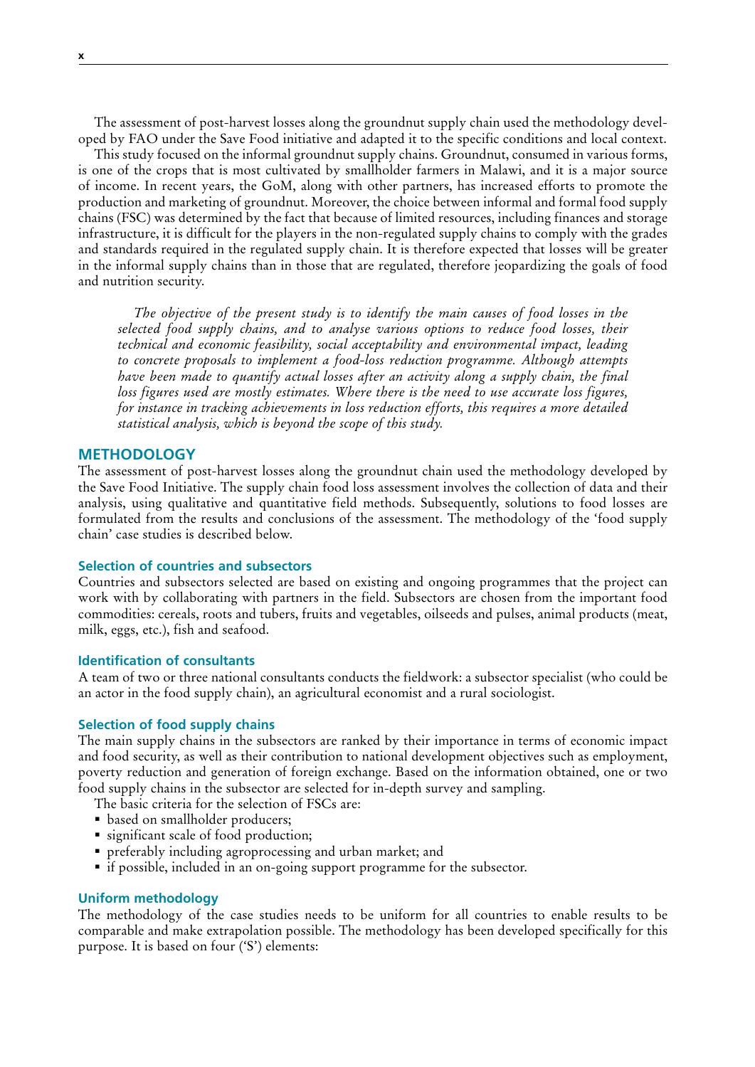The assessment of post-harvest losses along the groundnut supply chain used the methodology developed by FAO under the Save Food initiative and adapted it to the specific conditions and local context.

This study focused on the informal groundnut supply chains. Groundnut, consumed in various forms, is one of the crops that is most cultivated by smallholder farmers in Malawi, and it is a major source of income. In recent years, the GoM, along with other partners, has increased efforts to promote the production and marketing of groundnut. Moreover, the choice between informal and formal food supply chains (FSC) was determined by the fact that because of limited resources, including finances and storage infrastructure, it is difficult for the players in the non-regulated supply chains to comply with the grades and standards required in the regulated supply chain. It is therefore expected that losses will be greater in the informal supply chains than in those that are regulated, therefore jeopardizing the goals of food and nutrition security.

> *The objective of the present study is to identify the main causes of food losses in the selected food supply chains, and to analyse various options to reduce food losses, their technical and economic feasibility, social acceptability and environmental impact, leading to concrete proposals to implement a food-loss reduction programme. Although attempts have been made to quantify actual losses after an activity along a supply chain, the final loss figures used are mostly estimates. Where there is the need to use accurate loss figures, for instance in tracking achievements in loss reduction efforts, this requires a more detailed statistical analysis, which is beyond the scope of this study.*

## METHODOLOGY

The assessment of post-harvest losses along the groundnut chain used the methodology developed by the Save Food Initiative. The supply chain food loss assessment involves the collection of data and their analysis, using qualitative and quantitative field methods. Subsequently, solutions to food losses are formulated from the results and conclusions of the assessment. The methodology of the 'food supply chain' case studies is described below.

### Selection of countries and subsectors

Countries and subsectors selected are based on existing and ongoing programmes that the project can work with by collaborating with partners in the field. Subsectors are chosen from the important food commodities: cereals, roots and tubers, fruits and vegetables, oilseeds and pulses, animal products (meat, milk, eggs, etc.), fish and seafood.

### Identification of consultants

A team of two or three national consultants conducts the fieldwork: a subsector specialist (who could be an actor in the food supply chain), an agricultural economist and a rural sociologist.

### Selection of food supply chains

The main supply chains in the subsectors are ranked by their importance in terms of economic impact and food security, as well as their contribution to national development objectives such as employment, poverty reduction and generation of foreign exchange. Based on the information obtained, one or two food supply chains in the subsector are selected for in-depth survey and sampling.

The basic criteria for the selection of FSCs are:

- based on smallholder producers;
- significant scale of food production;
- preferably including agroprocessing and urban market; and
- if possible, included in an on-going support programme for the subsector.

### Uniform methodology

The methodology of the case studies needs to be uniform for all countries to enable results to be comparable and make extrapolation possible. The methodology has been developed specifically for this purpose. It is based on four ('S') elements: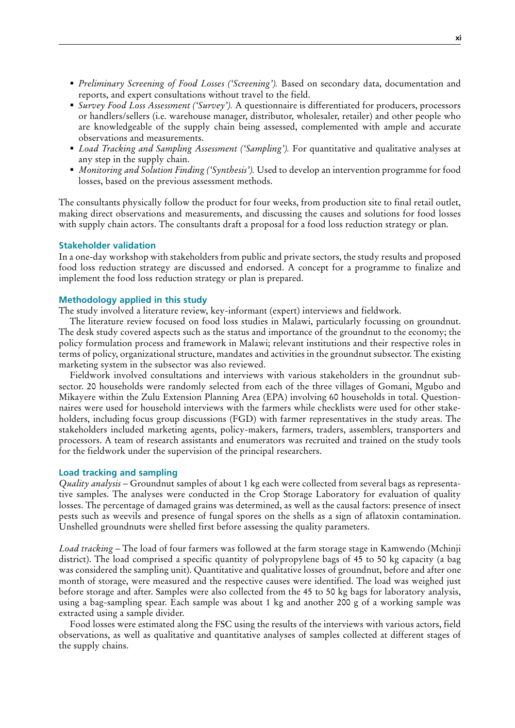- *Preliminary Screening of Food Losses ('Screening').* Based on secondary data, documentation and reports, and expert consultations without travel to the field.
- *Survey Food Loss Assessment ('Survey').* A questionnaire is differentiated for producers, processors or handlers/sellers (i.e. warehouse manager, distributor, wholesaler, retailer) and other people who are knowledgeable of the supply chain being assessed, complemented with ample and accurate observations and measurements.
- *Load Tracking and Sampling Assessment ('Sampling').* For quantitative and qualitative analyses at any step in the supply chain.
- *Monitoring and Solution Finding ('Synthesis').* Used to develop an intervention programme for food losses, based on the previous assessment methods.

The consultants physically follow the product for four weeks, from production site to final retail outlet, making direct observations and measurements, and discussing the causes and solutions for food losses with supply chain actors. The consultants draft a proposal for a food loss reduction strategy or plan.

### Stakeholder validation

In a one-day workshop with stakeholders from public and private sectors, the study results and proposed food loss reduction strategy are discussed and endorsed. A concept for a programme to finalize and implement the food loss reduction strategy or plan is prepared.

### Methodology applied in this study

The study involved a literature review, key-informant (expert) interviews and fieldwork.

The literature review focused on food loss studies in Malawi, particularly focussing on groundnut. The desk study covered aspects such as the status and importance of the groundnut to the economy; the policy formulation process and framework in Malawi; relevant institutions and their respective roles in terms of policy, organizational structure, mandates and activities in the groundnut subsector. The existing marketing system in the subsector was also reviewed.

Fieldwork involved consultations and interviews with various stakeholders in the groundnut subsector. 20 households were randomly selected from each of the three villages of Gomani, Mgubo and Mikayere within the Zulu Extension Planning Area (EPA) involving 60 households in total. Questionnaires were used for household interviews with the farmers while checklists were used for other stakeholders, including focus group discussions (FGD) with farmer representatives in the study areas. The stakeholders included marketing agents, policy-makers, farmers, traders, assemblers, transporters and processors. A team of research assistants and enumerators was recruited and trained on the study tools for the fieldwork under the supervision of the principal researchers.

### Load tracking and sampling

*Quality analysis* – Groundnut samples of about 1 kg each were collected from several bags as representative samples. The analyses were conducted in the Crop Storage Laboratory for evaluation of quality losses. The percentage of damaged grains was determined, as well as the causal factors: presence of insect pests such as weevils and presence of fungal spores on the shells as a sign of aflatoxin contamination. Unshelled groundnuts were shelled first before assessing the quality parameters.

*Load tracking* – The load of four farmers was followed at the farm storage stage in Kamwendo (Mchinji district). The load comprised a specific quantity of polypropylene bags of 45 to 50 kg capacity (a bag was considered the sampling unit). Quantitative and qualitative losses of groundnut, before and after one month of storage, were measured and the respective causes were identified. The load was weighed just before storage and after. Samples were also collected from the 45 to 50 kg bags for laboratory analysis, using a bag-sampling spear. Each sample was about 1 kg and another 200 g of a working sample was extracted using a sample divider.

Food losses were estimated along the FSC using the results of the interviews with various actors, field observations, as well as qualitative and quantitative analyses of samples collected at different stages of the supply chains.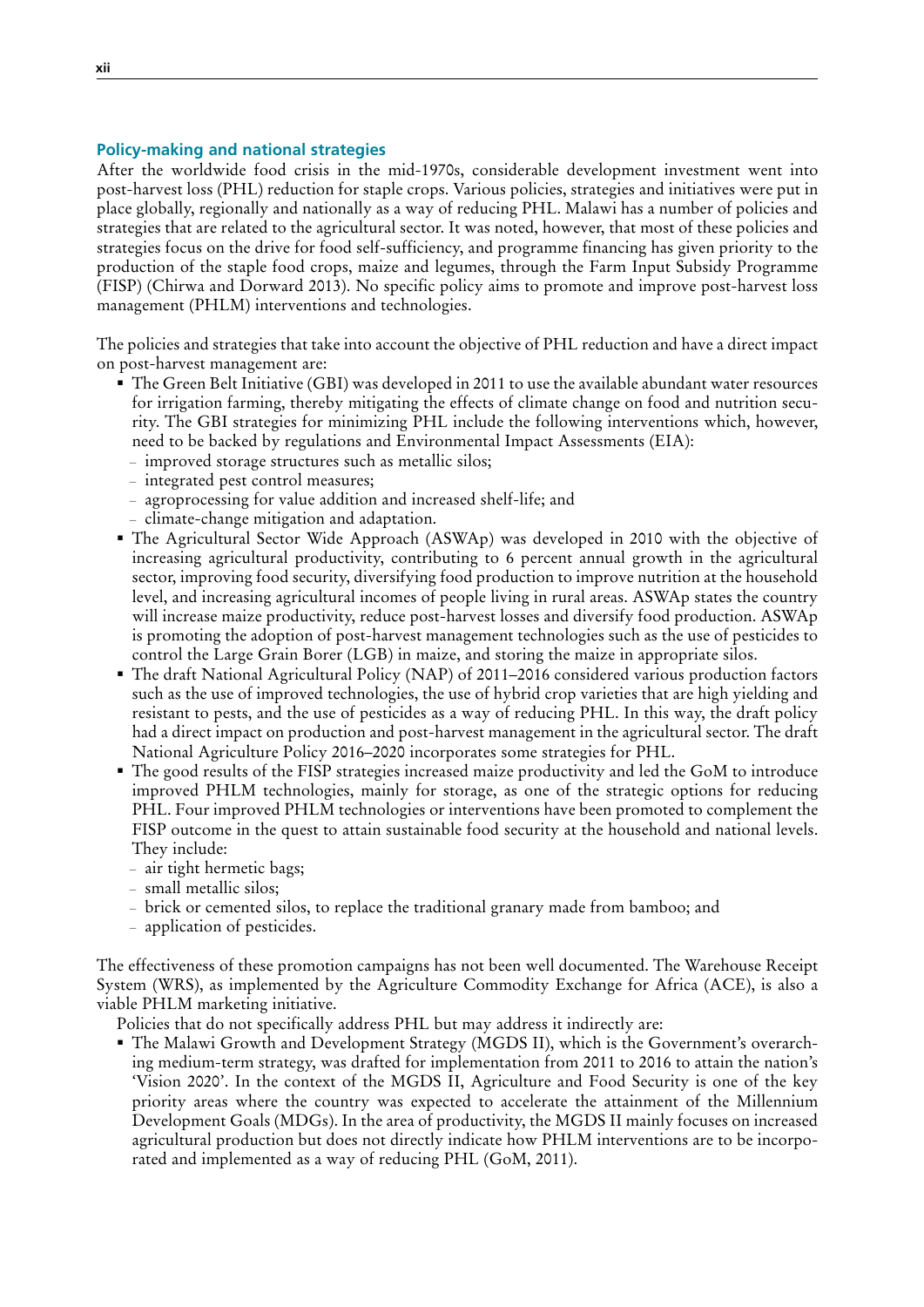### Policy-making and national strategies

After the worldwide food crisis in the mid-1970s, considerable development investment went into post-harvest loss (PHL) reduction for staple crops. Various policies, strategies and initiatives were put in place globally, regionally and nationally as a way of reducing PHL. Malawi has a number of policies and strategies that are related to the agricultural sector. It was noted, however, that most of these policies and strategies focus on the drive for food self-sufficiency, and programme financing has given priority to the production of the staple food crops, maize and legumes, through the Farm Input Subsidy Programme (FISP) (Chirwa and Dorward 2013). No specific policy aims to promote and improve post-harvest loss management (PHLM) interventions and technologies.

The policies and strategies that take into account the objective of PHL reduction and have a direct impact on post-harvest management are:

- The Green Belt Initiative (GBI) was developed in 2011 to use the available abundant water resources for irrigation farming, thereby mitigating the effects of climate change on food and nutrition security. The GBI strategies for minimizing PHL include the following interventions which, however, need to be backed by regulations and Environmental Impact Assessments (EIA):
  - improved storage structures such as metallic silos;
  - integrated pest control measures;
  - agroprocessing for value addition and increased shelf-life; and
  - climate-change mitigation and adaptation.
- The Agricultural Sector Wide Approach (ASWAp) was developed in 2010 with the objective of increasing agricultural productivity, contributing to 6 percent annual growth in the agricultural sector, improving food security, diversifying food production to improve nutrition at the household level, and increasing agricultural incomes of people living in rural areas. ASWAp states the country will increase maize productivity, reduce post-harvest losses and diversify food production. ASWAp is promoting the adoption of post-harvest management technologies such as the use of pesticides to control the Large Grain Borer (LGB) in maize, and storing the maize in appropriate silos.
- The draft National Agricultural Policy (NAP) of 2011–2016 considered various production factors such as the use of improved technologies, the use of hybrid crop varieties that are high yielding and resistant to pests, and the use of pesticides as a way of reducing PHL. In this way, the draft policy had a direct impact on production and post-harvest management in the agricultural sector. The draft National Agriculture Policy 2016–2020 incorporates some strategies for PHL.
- The good results of the FISP strategies increased maize productivity and led the GoM to introduce improved PHLM technologies, mainly for storage, as one of the strategic options for reducing PHL. Four improved PHLM technologies or interventions have been promoted to complement the FISP outcome in the quest to attain sustainable food security at the household and national levels. They include:
  - air tight hermetic bags;
  - small metallic silos;
  - brick or cemented silos, to replace the traditional granary made from bamboo; and
  - application of pesticides.

The effectiveness of these promotion campaigns has not been well documented. The Warehouse Receipt System (WRS), as implemented by the Agriculture Commodity Exchange for Africa (ACE), is also a viable PHLM marketing initiative.

Policies that do not specifically address PHL but may address it indirectly are:

- The Malawi Growth and Development Strategy (MGDS II), which is the Government's overarching medium-term strategy, was drafted for implementation from 2011 to 2016 to attain the nation's 'Vision 2020'. In the context of the MGDS II, Agriculture and Food Security is one of the key priority areas where the country was expected to accelerate the attainment of the Millennium Development Goals (MDGs). In the area of productivity, the MGDS II mainly focuses on increased agricultural production but does not directly indicate how PHLM interventions are to be incorporated and implemented as a way of reducing PHL (GoM, 2011).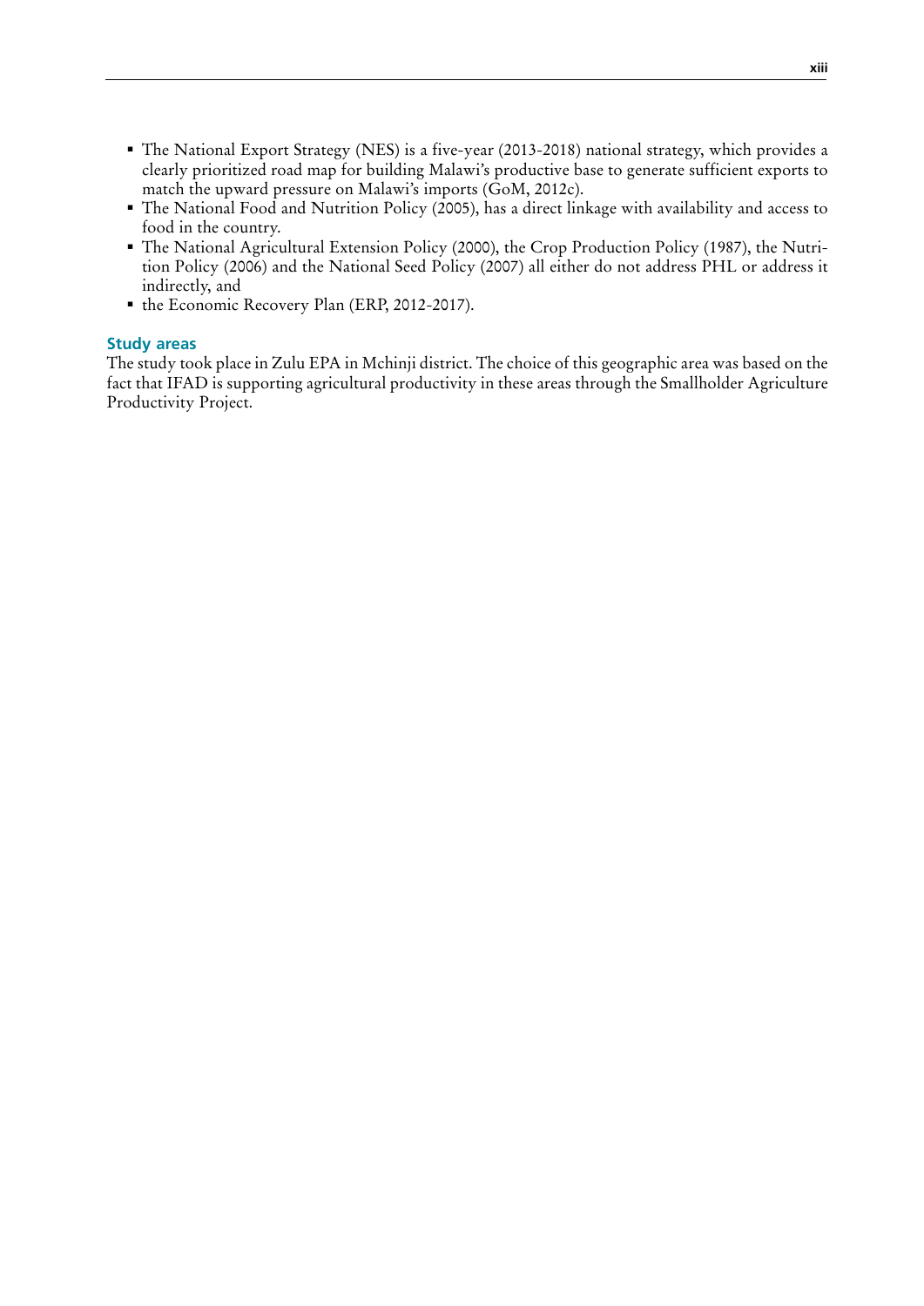- The National Export Strategy (NES) is a five-year (2013-2018) national strategy, which provides a clearly prioritized road map for building Malawi's productive base to generate sufficient exports to match the upward pressure on Malawi's imports (GoM, 2012c).
- The National Food and Nutrition Policy (2005), has a direct linkage with availability and access to food in the country.
- The National Agricultural Extension Policy (2000), the Crop Production Policy (1987), the Nutrition Policy (2006) and the National Seed Policy (2007) all either do not address PHL or address it indirectly, and
- the Economic Recovery Plan (ERP, 2012-2017).

### Study areas

The study took place in Zulu EPA in Mchinji district. The choice of this geographic area was based on the fact that IFAD is supporting agricultural productivity in these areas through the Smallholder Agriculture Productivity Project.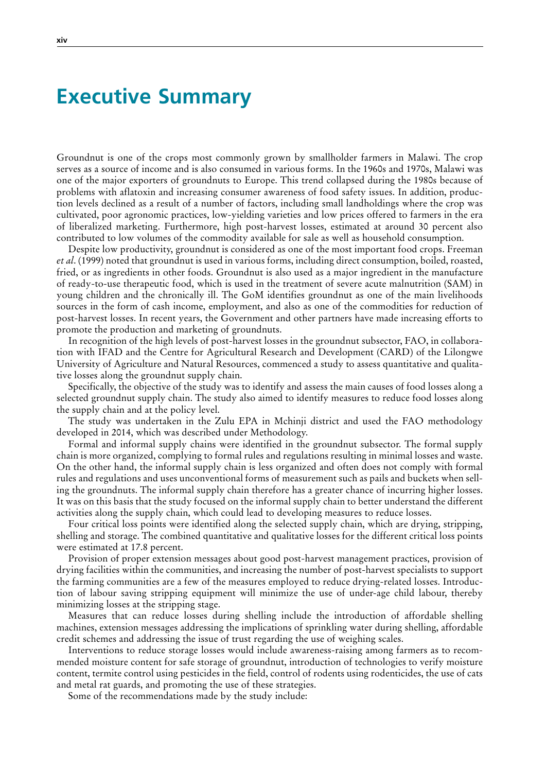# Executive Summary

Groundnut is one of the crops most commonly grown by smallholder farmers in Malawi. The crop serves as a source of income and is also consumed in various forms. In the 1960s and 1970s, Malawi was one of the major exporters of groundnuts to Europe. This trend collapsed during the 1980s because of problems with aflatoxin and increasing consumer awareness of food safety issues. In addition, production levels declined as a result of a number of factors, including small landholdings where the crop was cultivated, poor agronomic practices, low-yielding varieties and low prices offered to farmers in the era of liberalized marketing. Furthermore, high post-harvest losses, estimated at around 30 percent also contributed to low volumes of the commodity available for sale as well as household consumption.

Despite low productivity, groundnut is considered as one of the most important food crops. Freeman *et al*. (1999) noted that groundnut is used in various forms, including direct consumption, boiled, roasted, fried, or as ingredients in other foods. Groundnut is also used as a major ingredient in the manufacture of ready-to-use therapeutic food, which is used in the treatment of severe acute malnutrition (SAM) in young children and the chronically ill. The GoM identifies groundnut as one of the main livelihoods sources in the form of cash income, employment, and also as one of the commodities for reduction of post-harvest losses. In recent years, the Government and other partners have made increasing efforts to promote the production and marketing of groundnuts.

In recognition of the high levels of post-harvest losses in the groundnut subsector, FAO, in collaboration with IFAD and the Centre for Agricultural Research and Development (CARD) of the Lilongwe University of Agriculture and Natural Resources, commenced a study to assess quantitative and qualitative losses along the groundnut supply chain.

Specifically, the objective of the study was to identify and assess the main causes of food losses along a selected groundnut supply chain. The study also aimed to identify measures to reduce food losses along the supply chain and at the policy level.

The study was undertaken in the Zulu EPA in Mchinji district and used the FAO methodology developed in 2014, which was described under Methodology.

Formal and informal supply chains were identified in the groundnut subsector. The formal supply chain is more organized, complying to formal rules and regulations resulting in minimal losses and waste. On the other hand, the informal supply chain is less organized and often does not comply with formal rules and regulations and uses unconventional forms of measurement such as pails and buckets when selling the groundnuts. The informal supply chain therefore has a greater chance of incurring higher losses. It was on this basis that the study focused on the informal supply chain to better understand the different activities along the supply chain, which could lead to developing measures to reduce losses.

Four critical loss points were identified along the selected supply chain, which are drying, stripping, shelling and storage. The combined quantitative and qualitative losses for the different critical loss points were estimated at 17.8 percent.

Provision of proper extension messages about good post-harvest management practices, provision of drying facilities within the communities, and increasing the number of post-harvest specialists to support the farming communities are a few of the measures employed to reduce drying-related losses. Introduction of labour saving stripping equipment will minimize the use of under-age child labour, thereby minimizing losses at the stripping stage.

Measures that can reduce losses during shelling include the introduction of affordable shelling machines, extension messages addressing the implications of sprinkling water during shelling, affordable credit schemes and addressing the issue of trust regarding the use of weighing scales.

Interventions to reduce storage losses would include awareness-raising among farmers as to recommended moisture content for safe storage of groundnut, introduction of technologies to verify moisture content, termite control using pesticides in the field, control of rodents using rodenticides, the use of cats and metal rat guards, and promoting the use of these strategies.

Some of the recommendations made by the study include: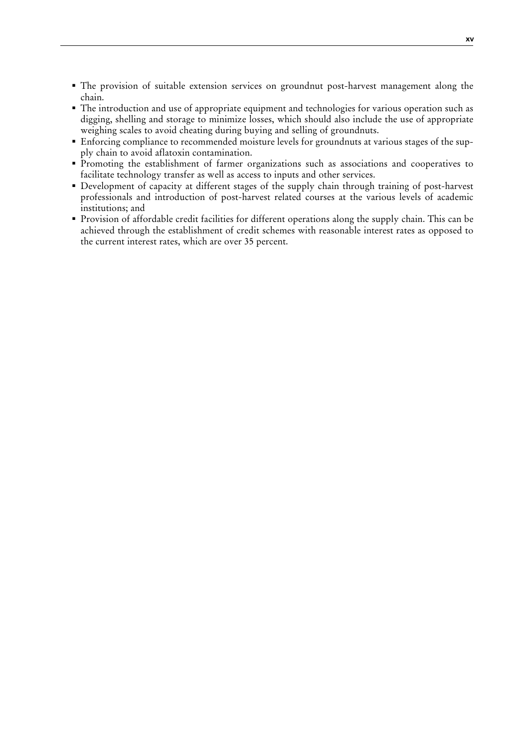- The provision of suitable extension services on groundnut post-harvest management along the chain.
- The introduction and use of appropriate equipment and technologies for various operation such as digging, shelling and storage to minimize losses, which should also include the use of appropriate weighing scales to avoid cheating during buying and selling of groundnuts.
- Enforcing compliance to recommended moisture levels for groundnuts at various stages of the supply chain to avoid aflatoxin contamination.
- Promoting the establishment of farmer organizations such as associations and cooperatives to facilitate technology transfer as well as access to inputs and other services.
- Development of capacity at different stages of the supply chain through training of post-harvest professionals and introduction of post-harvest related courses at the various levels of academic institutions; and
- Provision of affordable credit facilities for different operations along the supply chain. This can be achieved through the establishment of credit schemes with reasonable interest rates as opposed to the current interest rates, which are over 35 percent.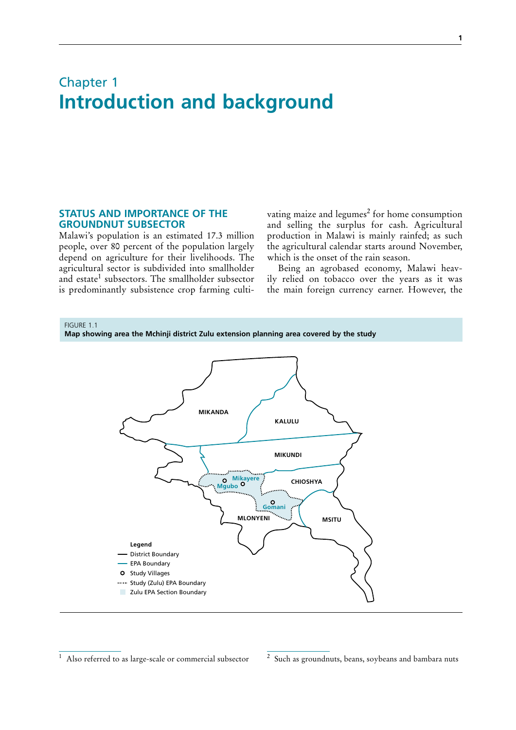# Chapter 1
# Introduction and background

## STATUS AND IMPORTANCE OF THE GROUNDNUT SUBSECTOR

Malawi's population is an estimated 17.3 million people, over 80 percent of the population largely depend on agriculture for their livelihoods. The agricultural sector is subdivided into smallholder and estate[1] subsectors. The smallholder subsector is predominantly subsistence crop farming cultivating maize and legumes[2] for home consumption and selling the surplus for cash. Agricultural production in Malawi is mainly rainfed; as such the agricultural calendar starts around November, which is the onset of the rain season.

Being an agrobased economy, Malawi heavily relied on tobacco over the years as it was the main foreign currency earner. However, the

FIGURE 1.1
**Map showing area the Mchinji district Zulu extension planning area covered by the study**

MIKANDA, KALULU, MIKUNDI, CHIOSHYA, MLONYENI, MSITU, Mikayere, Mgubo, Gomani

**Legend**
- District Boundary
- EPA Boundary
- Study Villages
- Study (Zulu) EPA Boundary
- Zulu EPA Section Boundary

[1] Also referred to as large-scale or commercial subsector

[2] Such as groundnuts, beans, soybeans and bambara nuts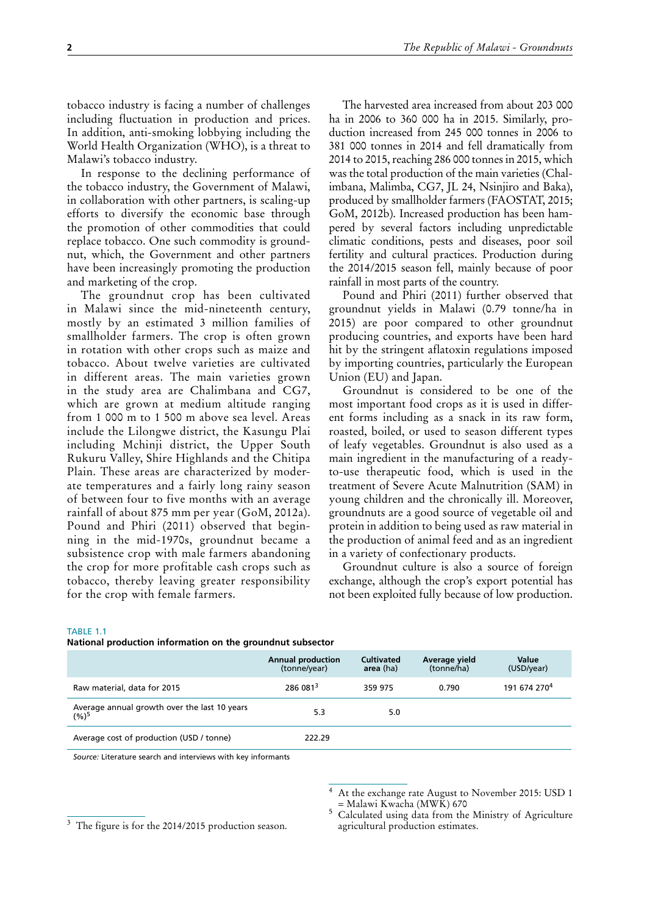tobacco industry is facing a number of challenges including fluctuation in production and prices. In addition, anti-smoking lobbying including the World Health Organization (WHO), is a threat to Malawi's tobacco industry.

In response to the declining performance of the tobacco industry, the Government of Malawi, in collaboration with other partners, is scaling-up efforts to diversify the economic base through the promotion of other commodities that could replace tobacco. One such commodity is groundnut, which, the Government and other partners have been increasingly promoting the production and marketing of the crop.

The groundnut crop has been cultivated in Malawi since the mid-nineteenth century, mostly by an estimated 3 million families of smallholder farmers. The crop is often grown in rotation with other crops such as maize and tobacco. About twelve varieties are cultivated in different areas. The main varieties grown in the study area are Chalimbana and CG7, which are grown at medium altitude ranging from 1 000 m to 1 500 m above sea level. Areas include the Lilongwe district, the Kasungu Plai including Mchinji district, the Upper South Rukuru Valley, Shire Highlands and the Chitipa Plain. These areas are characterized by moderate temperatures and a fairly long rainy season of between four to five months with an average rainfall of about 875 mm per year (GoM, 2012a). Pound and Phiri (2011) observed that beginning in the mid-1970s, groundnut became a subsistence crop with male farmers abandoning the crop for more profitable cash crops such as tobacco, thereby leaving greater responsibility for the crop with female farmers.

The harvested area increased from about 203 000 ha in 2006 to 360 000 ha in 2015. Similarly, production increased from 245 000 tonnes in 2006 to 381 000 tonnes in 2014 and fell dramatically from 2014 to 2015, reaching 286 000 tonnes in 2015, which was the total production of the main varieties (Chalimbana, Malimba, CG7, JL 24, Nsinjiro and Baka), produced by smallholder farmers (FAOSTAT, 2015; GoM, 2012b). Increased production has been hampered by several factors including unpredictable climatic conditions, pests and diseases, poor soil fertility and cultural practices. Production during the 2014/2015 season fell, mainly because of poor rainfall in most parts of the country.

Pound and Phiri (2011) further observed that groundnut yields in Malawi (0.79 tonne/ha in 2015) are poor compared to other groundnut producing countries, and exports have been hard hit by the stringent aflatoxin regulations imposed by importing countries, particularly the European Union (EU) and Japan.

Groundnut is considered to be one of the most important food crops as it is used in different forms including as a snack in its raw form, roasted, boiled, or used to season different types of leafy vegetables. Groundnut is also used as a main ingredient in the manufacturing of a ready-to-use therapeutic food, which is used in the treatment of Severe Acute Malnutrition (SAM) in young children and the chronically ill. Moreover, groundnuts are a good source of vegetable oil and protein in addition to being used as raw material in the production of animal feed and as an ingredient in a variety of confectionary products.

Groundnut culture is also a source of foreign exchange, although the crop's export potential has not been exploited fully because of low production.

TABLE 1.1
**National production information on the groundnut subsector**

| | Annual production (tonne/year) | Cultivated area (ha) | Average yield (tonne/ha) | Value (USD/year) |
|---|---|---|---|---|
| Raw material, data for 2015 | 286 081[3] | 359 975 | 0.790 | 191 674 270[4] |
| Average annual growth over the last 10 years (%)[5] | 5.3 | 5.0 | | |
| Average cost of production (USD / tonne) | 222.29 | | | |

*Source:* Literature search and interviews with key informants

[3] The figure is for the 2014/2015 production season.

[4] At the exchange rate August to November 2015: USD 1 = Malawi Kwacha (MWK) 670

[5] Calculated using data from the Ministry of Agriculture agricultural production estimates.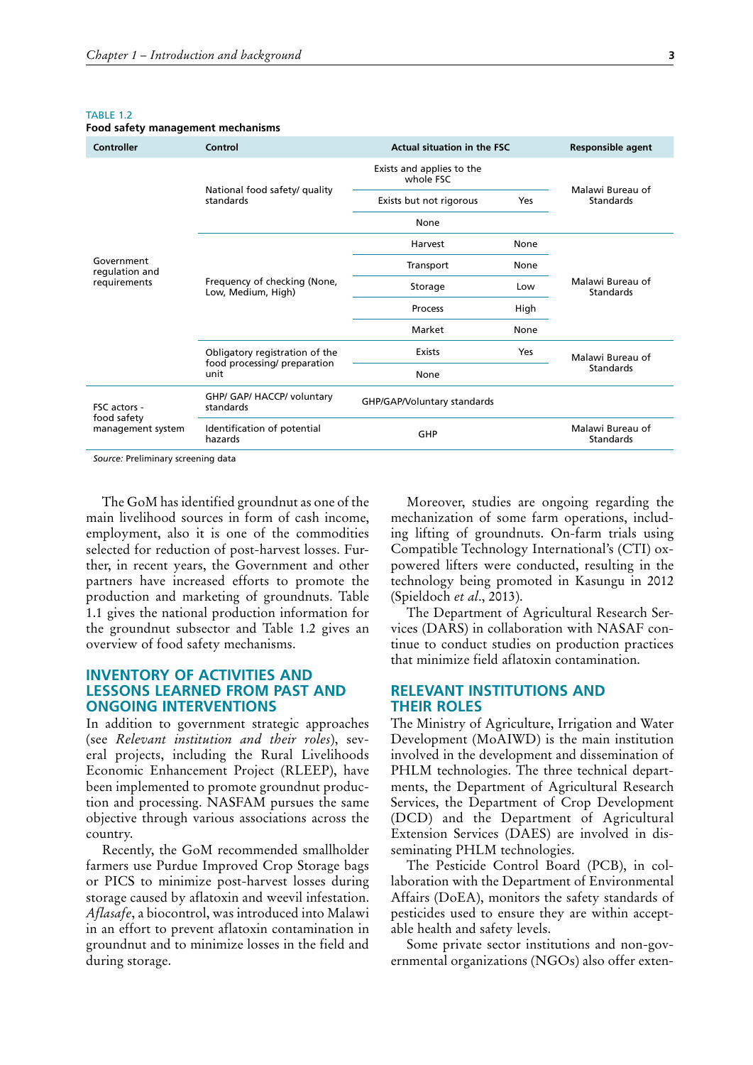TABLE 1.2
**Food safety management mechanisms**

| Controller | Control | Actual situation in the FSC | | Responsible agent |
|---|---|---|---|---|
| Government regulation and requirements | National food safety/ quality standards | Exists and applies to the whole FSC | | Malawi Bureau of Standards |
| | | Exists but not rigorous | Yes | |
| | | None | | |
| | Frequency of checking (None, Low, Medium, High) | Harvest | None | Malawi Bureau of Standards |
| | | Transport | None | |
| | | Storage | Low | |
| | | Process | High | |
| | | Market | None | |
| | Obligatory registration of the food processing/ preparation unit | Exists | Yes | Malawi Bureau of Standards |
| | | None | | |
| FSC actors - food safety management system | GHP/ GAP/ HACCP/ voluntary standards | GHP/GAP/Voluntary standards | | |
| | Identification of potential hazards | GHP | | Malawi Bureau of Standards |

*Source:* Preliminary screening data

The GoM has identified groundnut as one of the main livelihood sources in form of cash income, employment, also it is one of the commodities selected for reduction of post-harvest losses. Further, in recent years, the Government and other partners have increased efforts to promote the production and marketing of groundnuts. Table 1.1 gives the national production information for the groundnut subsector and Table 1.2 gives an overview of food safety mechanisms.

## INVENTORY OF ACTIVITIES AND LESSONS LEARNED FROM PAST AND ONGOING INTERVENTIONS

In addition to government strategic approaches (see *Relevant institution and their roles*), several projects, including the Rural Livelihoods Economic Enhancement Project (RLEEP), have been implemented to promote groundnut production and processing. NASFAM pursues the same objective through various associations across the country.

Recently, the GoM recommended smallholder farmers use Purdue Improved Crop Storage bags or PICS to minimize post-harvest losses during storage caused by aflatoxin and weevil infestation. *Aflasafe*, a biocontrol, was introduced into Malawi in an effort to prevent aflatoxin contamination in groundnut and to minimize losses in the field and during storage.

Moreover, studies are ongoing regarding the mechanization of some farm operations, including lifting of groundnuts. On-farm trials using Compatible Technology International's (CTI) ox-powered lifters were conducted, resulting in the technology being promoted in Kasungu in 2012 (Spieldoch *et al*., 2013).

The Department of Agricultural Research Services (DARS) in collaboration with NASAF continue to conduct studies on production practices that minimize field aflatoxin contamination.

## RELEVANT INSTITUTIONS AND THEIR ROLES

The Ministry of Agriculture, Irrigation and Water Development (MoAIWD) is the main institution involved in the development and dissemination of PHLM technologies. The three technical departments, the Department of Agricultural Research Services, the Department of Crop Development (DCD) and the Department of Agricultural Extension Services (DAES) are involved in disseminating PHLM technologies.

The Pesticide Control Board (PCB), in collaboration with the Department of Environmental Affairs (DoEA), monitors the safety standards of pesticides used to ensure they are within acceptable health and safety levels.

Some private sector institutions and non-governmental organizations (NGOs) also offer exten-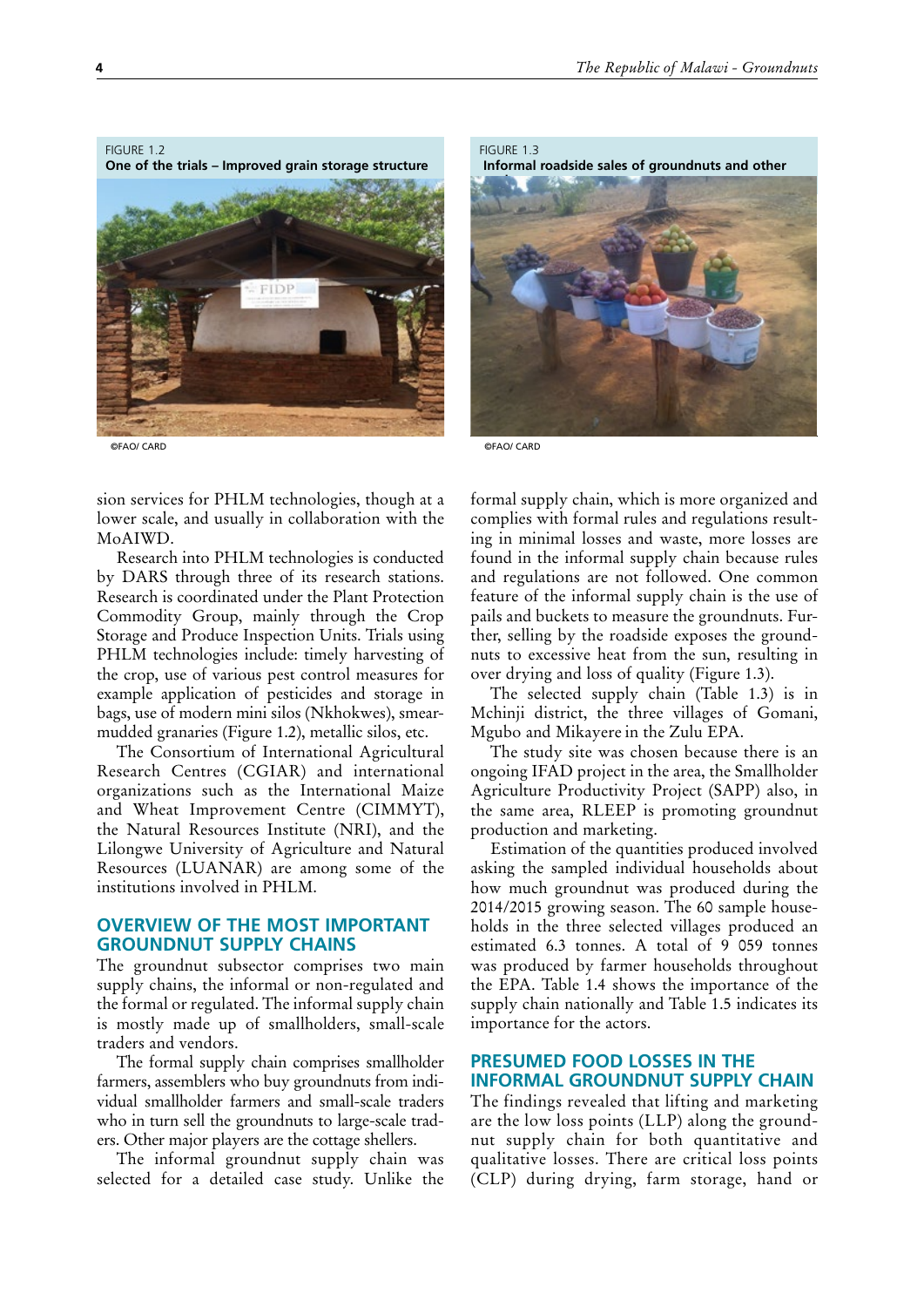FIGURE 1.2
**One of the trials – Improved grain storage structure**

©FAO/ CARD

FIGURE 1.3
**Informal roadside sales of groundnuts and other**

©FAO/ CARD

sion services for PHLM technologies, though at a lower scale, and usually in collaboration with the MoAIWD.

Research into PHLM technologies is conducted by DARS through three of its research stations. Research is coordinated under the Plant Protection Commodity Group, mainly through the Crop Storage and Produce Inspection Units. Trials using PHLM technologies include: timely harvesting of the crop, use of various pest control measures for example application of pesticides and storage in bags, use of modern mini silos (Nkhokwes), smear-mudded granaries (Figure 1.2), metallic silos, etc.

The Consortium of International Agricultural Research Centres (CGIAR) and international organizations such as the International Maize and Wheat Improvement Centre (CIMMYT), the Natural Resources Institute (NRI), and the Lilongwe University of Agriculture and Natural Resources (LUANAR) are among some of the institutions involved in PHLM.

## OVERVIEW OF THE MOST IMPORTANT GROUNDNUT SUPPLY CHAINS

The groundnut subsector comprises two main supply chains, the informal or non-regulated and the formal or regulated. The informal supply chain is mostly made up of smallholders, small-scale traders and vendors.

The formal supply chain comprises smallholder farmers, assemblers who buy groundnuts from individual smallholder farmers and small-scale traders who in turn sell the groundnuts to large-scale traders. Other major players are the cottage shellers.

The informal groundnut supply chain was selected for a detailed case study. Unlike the formal supply chain, which is more organized and complies with formal rules and regulations resulting in minimal losses and waste, more losses are found in the informal supply chain because rules and regulations are not followed. One common feature of the informal supply chain is the use of pails and buckets to measure the groundnuts. Further, selling by the roadside exposes the groundnuts to excessive heat from the sun, resulting in over drying and loss of quality (Figure 1.3).

The selected supply chain (Table 1.3) is in Mchinji district, the three villages of Gomani, Mgubo and Mikayere in the Zulu EPA.

The study site was chosen because there is an ongoing IFAD project in the area, the Smallholder Agriculture Productivity Project (SAPP) also, in the same area, RLEEP is promoting groundnut production and marketing.

Estimation of the quantities produced involved asking the sampled individual households about how much groundnut was produced during the 2014/2015 growing season. The 60 sample households in the three selected villages produced an estimated 6.3 tonnes. A total of 9 059 tonnes was produced by farmer households throughout the EPA. Table 1.4 shows the importance of the supply chain nationally and Table 1.5 indicates its importance for the actors.

## PRESUMED FOOD LOSSES IN THE INFORMAL GROUNDNUT SUPPLY CHAIN

The findings revealed that lifting and marketing are the low loss points (LLP) along the groundnut supply chain for both quantitative and qualitative losses. There are critical loss points (CLP) during drying, farm storage, hand or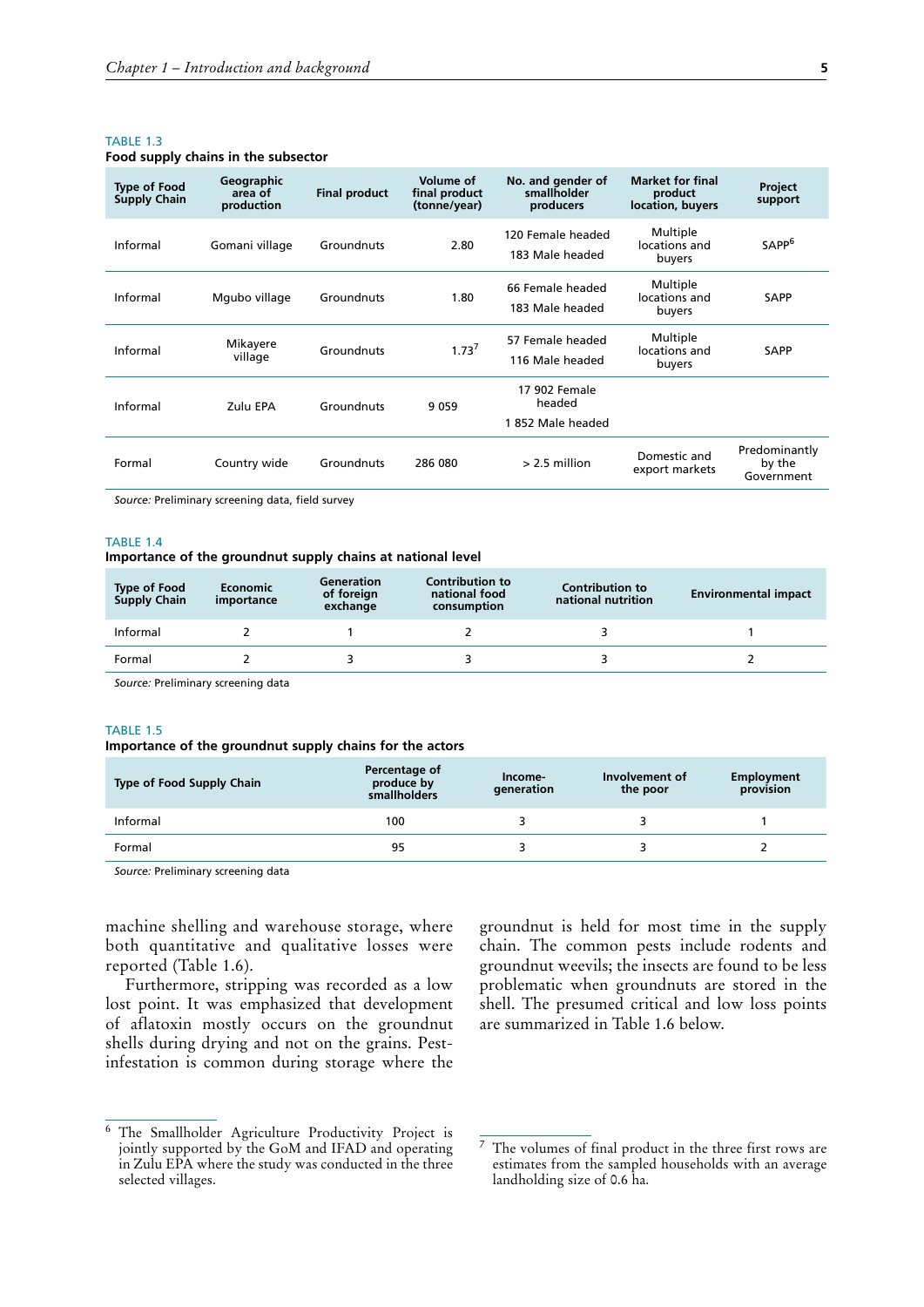TABLE 1.3

**Food supply chains in the subsector**

| Type of Food Supply Chain | Geographic area of production | Final product | Volume of final product (tonne/year) | No. and gender of smallholder producers | Market for final product location, buyers | Project support |
|---|---|---|---|---|---|---|
| Informal | Gomani village | Groundnuts | 2.80 | 120 Female headed<br>183 Male headed | Multiple locations and buyers | SAPP[6] |
| Informal | Mgubo village | Groundnuts | 1.80 | 66 Female headed<br>183 Male headed | Multiple locations and buyers | SAPP |
| Informal | Mikayere village | Groundnuts | 1.73[7] | 57 Female headed<br>116 Male headed | Multiple locations and buyers | SAPP |
| Informal | Zulu EPA | Groundnuts | 9 059 | 17 902 Female headed<br>1 852 Male headed | | |
| Formal | Country wide | Groundnuts | 286 080 | > 2.5 million | Domestic and export markets | Predominantly by the Government |

*Source:* Preliminary screening data, field survey

TABLE 1.4

**Importance of the groundnut supply chains at national level**

| Type of Food Supply Chain | Economic importance | Generation of foreign exchange | Contribution to national food consumption | Contribution to national nutrition | Environmental impact |
|---|---|---|---|---|---|
| Informal | 2 | 1 | 2 | 3 | 1 |
| Formal | 2 | 3 | 3 | 3 | 2 |

*Source:* Preliminary screening data

TABLE 1.5

**Importance of the groundnut supply chains for the actors**

| Type of Food Supply Chain | Percentage of produce by smallholders | Income-generation | Involvement of the poor | Employment provision |
|---|---|---|---|---|
| Informal | 100 | 3 | 3 | 1 |
| Formal | 95 | 3 | 3 | 2 |

*Source:* Preliminary screening data

machine shelling and warehouse storage, where both quantitative and qualitative losses were reported (Table 1.6).

Furthermore, stripping was recorded as a low lost point. It was emphasized that development of aflatoxin mostly occurs on the groundnut shells during drying and not on the grains. Pest-infestation is common during storage where the groundnut is held for most time in the supply chain. The common pests include rodents and groundnut weevils; the insects are found to be less problematic when groundnuts are stored in the shell. The presumed critical and low loss points are summarized in Table 1.6 below.

[6] The Smallholder Agriculture Productivity Project is jointly supported by the GoM and IFAD and operating in Zulu EPA where the study was conducted in the three selected villages.

[7] The volumes of final product in the three first rows are estimates from the sampled households with an average landholding size of 0.6 ha.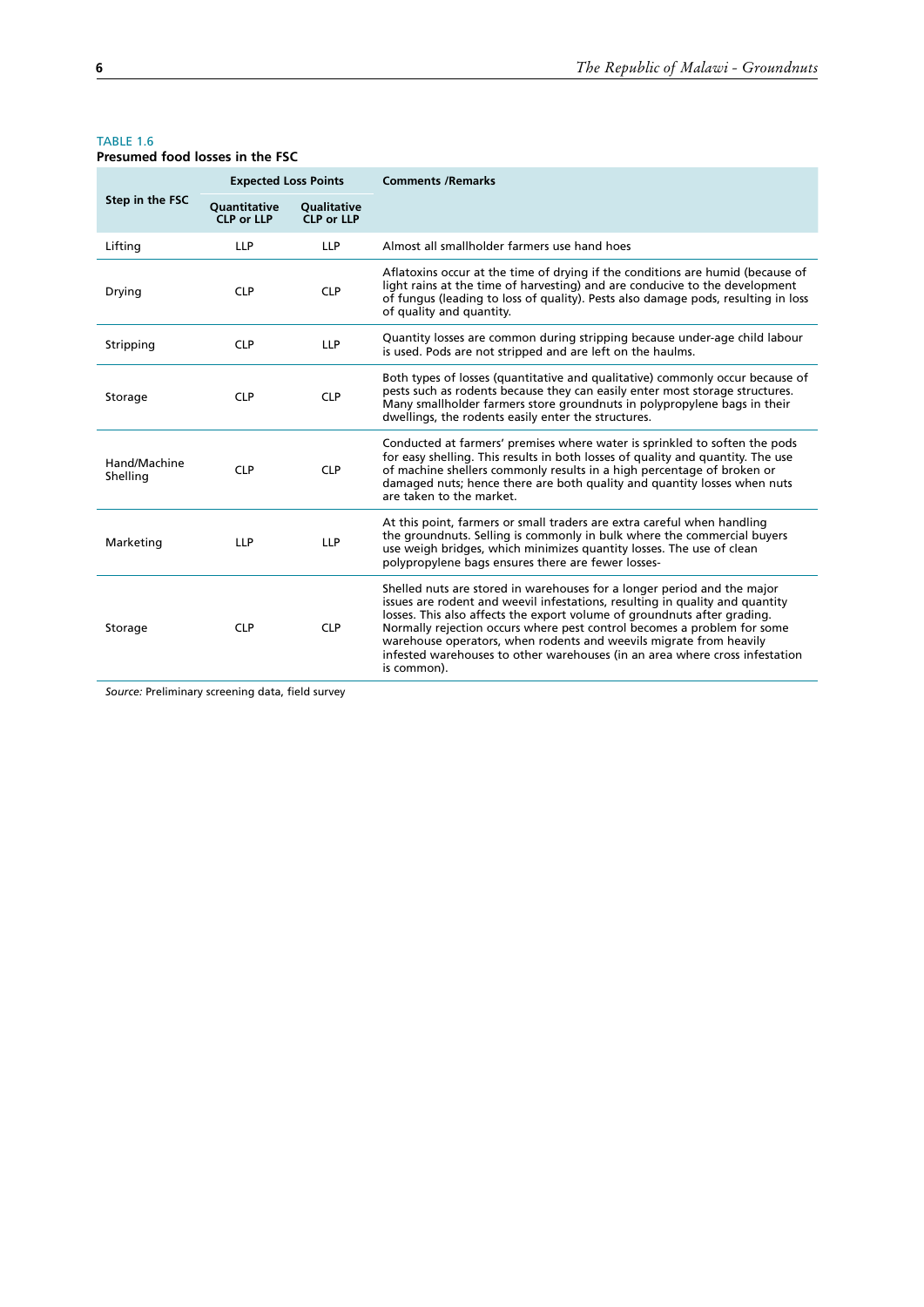TABLE 1.6
**Presumed food losses in the FSC**

| Step in the FSC | Expected Loss Points | | Comments /Remarks |
|---|---|---|---|
| | Quantitative CLP or LLP | Qualitative CLP or LLP | |
| Lifting | LLP | LLP | Almost all smallholder farmers use hand hoes |
| Drying | CLP | CLP | Aflatoxins occur at the time of drying if the conditions are humid (because of light rains at the time of harvesting) and are conducive to the development of fungus (leading to loss of quality). Pests also damage pods, resulting in loss of quality and quantity. |
| Stripping | CLP | LLP | Quantity losses are common during stripping because under-age child labour is used. Pods are not stripped and are left on the haulms. |
| Storage | CLP | CLP | Both types of losses (quantitative and qualitative) commonly occur because of pests such as rodents because they can easily enter most storage structures. Many smallholder farmers store groundnuts in polypropylene bags in their dwellings, the rodents easily enter the structures. |
| Hand/Machine Shelling | CLP | CLP | Conducted at farmers' premises where water is sprinkled to soften the pods for easy shelling. This results in both losses of quality and quantity. The use of machine shellers commonly results in a high percentage of broken or damaged nuts; hence there are both quality and quantity losses when nuts are taken to the market. |
| Marketing | LLP | LLP | At this point, farmers or small traders are extra careful when handling the groundnuts. Selling is commonly in bulk where the commercial buyers use weigh bridges, which minimizes quantity losses. The use of clean polypropylene bags ensures there are fewer losses- |
| Storage | CLP | CLP | Shelled nuts are stored in warehouses for a longer period and the major issues are rodent and weevil infestations, resulting in quality and quantity losses. This also affects the export volume of groundnuts after grading. Normally rejection occurs where pest control becomes a problem for some warehouse operators, when rodents and weevils migrate from heavily infested warehouses to other warehouses (in an area where cross infestation is common). |

*Source:* Preliminary screening data, field survey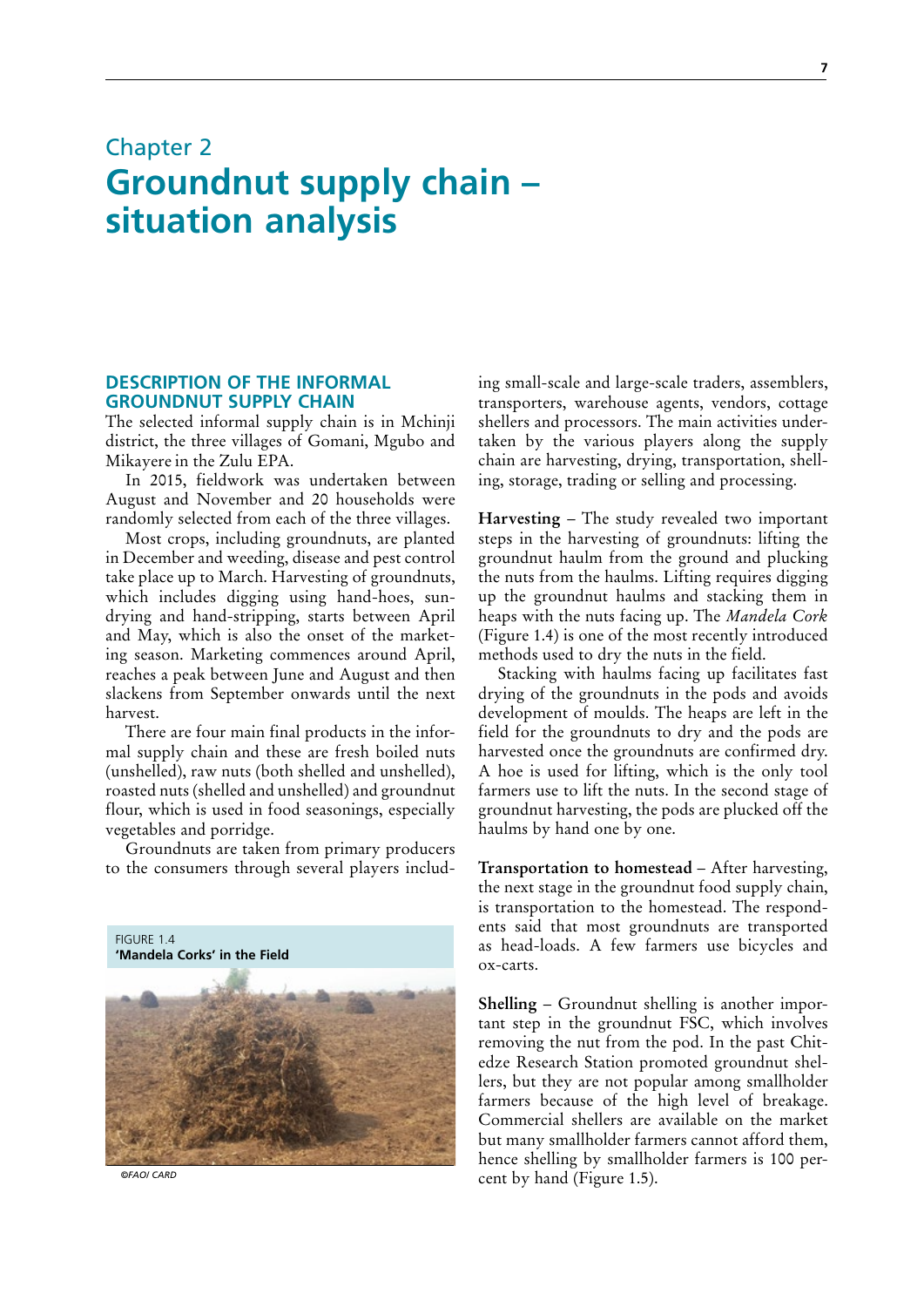# Chapter 2
# Groundnut supply chain – situation analysis

## DESCRIPTION OF THE INFORMAL GROUNDNUT SUPPLY CHAIN

The selected informal supply chain is in Mchinji district, the three villages of Gomani, Mgubo and Mikayere in the Zulu EPA.

In 2015, fieldwork was undertaken between August and November and 20 households were randomly selected from each of the three villages.

Most crops, including groundnuts, are planted in December and weeding, disease and pest control take place up to March. Harvesting of groundnuts, which includes digging using hand-hoes, sun-drying and hand-stripping, starts between April and May, which is also the onset of the marketing season. Marketing commences around April, reaches a peak between June and August and then slackens from September onwards until the next harvest.

There are four main final products in the informal supply chain and these are fresh boiled nuts (unshelled), raw nuts (both shelled and unshelled), roasted nuts (shelled and unshelled) and groundnut flour, which is used in food seasonings, especially vegetables and porridge.

Groundnuts are taken from primary producers to the consumers through several players including small-scale and large-scale traders, assemblers, transporters, warehouse agents, vendors, cottage shellers and processors. The main activities undertaken by the various players along the supply chain are harvesting, drying, transportation, shelling, storage, trading or selling and processing.

FIGURE 1.4
**'Mandela Corks' in the Field**

*©FAO/ CARD*

**Harvesting** – The study revealed two important steps in the harvesting of groundnuts: lifting the groundnut haulm from the ground and plucking the nuts from the haulms. Lifting requires digging up the groundnut haulms and stacking them in heaps with the nuts facing up. The *Mandela Cork* (Figure 1.4) is one of the most recently introduced methods used to dry the nuts in the field.

Stacking with haulms facing up facilitates fast drying of the groundnuts in the pods and avoids development of moulds. The heaps are left in the field for the groundnuts to dry and the pods are harvested once the groundnuts are confirmed dry. A hoe is used for lifting, which is the only tool farmers use to lift the nuts. In the second stage of groundnut harvesting, the pods are plucked off the haulms by hand one by one.

**Transportation to homestead** – After harvesting, the next stage in the groundnut food supply chain, is transportation to the homestead. The respondents said that most groundnuts are transported as head-loads. A few farmers use bicycles and ox-carts.

**Shelling** – Groundnut shelling is another important step in the groundnut FSC, which involves removing the nut from the pod. In the past Chitedze Research Station promoted groundnut shellers, but they are not popular among smallholder farmers because of the high level of breakage. Commercial shellers are available on the market but many smallholder farmers cannot afford them, hence shelling by smallholder farmers is 100 percent by hand (Figure 1.5).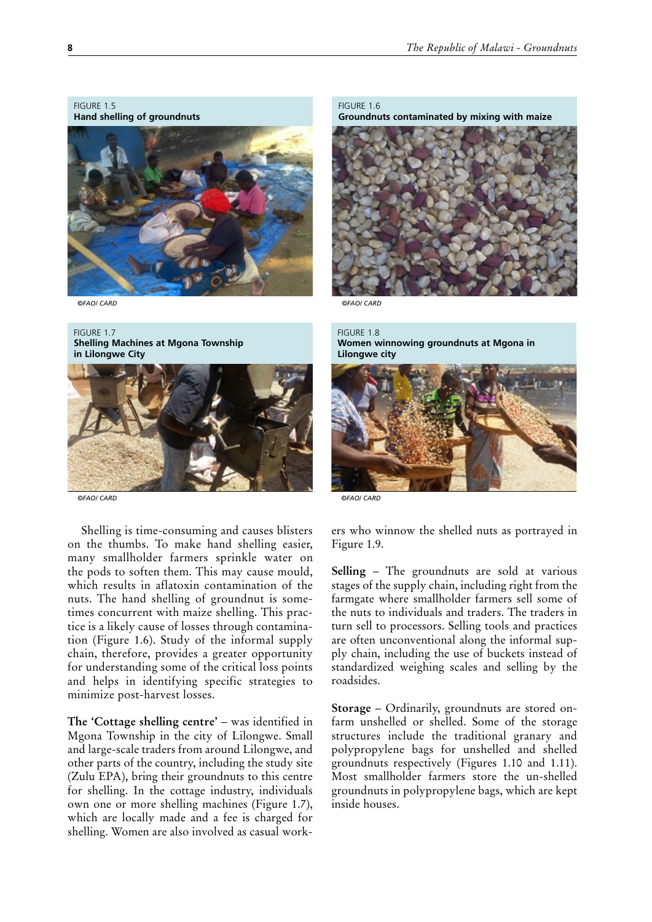FIGURE 1.5
**Hand shelling of groundnuts**

*©FAO/ CARD*

FIGURE 1.6
**Groundnuts contaminated by mixing with maize**

*©FAO/ CARD*

FIGURE 1.7
**Shelling Machines at Mgona Township in Lilongwe City**

*©FAO/ CARD*

FIGURE 1.8
**Women winnowing groundnuts at Mgona in Lilongwe city**

*©FAO/ CARD*

Shelling is time-consuming and causes blisters on the thumbs. To make hand shelling easier, many smallholder farmers sprinkle water on the pods to soften them. This may cause mould, which results in aflatoxin contamination of the nuts. The hand shelling of groundnut is sometimes concurrent with maize shelling. This practice is a likely cause of losses through contamination (Figure 1.6). Study of the informal supply chain, therefore, provides a greater opportunity for understanding some of the critical loss points and helps in identifying specific strategies to minimize post-harvest losses.

**The 'Cottage shelling centre'** – was identified in Mgona Township in the city of Lilongwe. Small and large-scale traders from around Lilongwe, and other parts of the country, including the study site (Zulu EPA), bring their groundnuts to this centre for shelling. In the cottage industry, individuals own one or more shelling machines (Figure 1.7), which are locally made and a fee is charged for shelling. Women are also involved as casual workers who winnow the shelled nuts as portrayed in Figure 1.9.

**Selling** – The groundnuts are sold at various stages of the supply chain, including right from the farmgate where smallholder farmers sell some of the nuts to individuals and traders. The traders in turn sell to processors. Selling tools and practices are often unconventional along the informal supply chain, including the use of buckets instead of standardized weighing scales and selling by the roadsides.

**Storage** – Ordinarily, groundnuts are stored on-farm unshelled or shelled. Some of the storage structures include the traditional granary and polypropylene bags for unshelled and shelled groundnuts respectively (Figures 1.10 and 1.11). Most smallholder farmers store the un-shelled groundnuts in polypropylene bags, which are kept inside houses.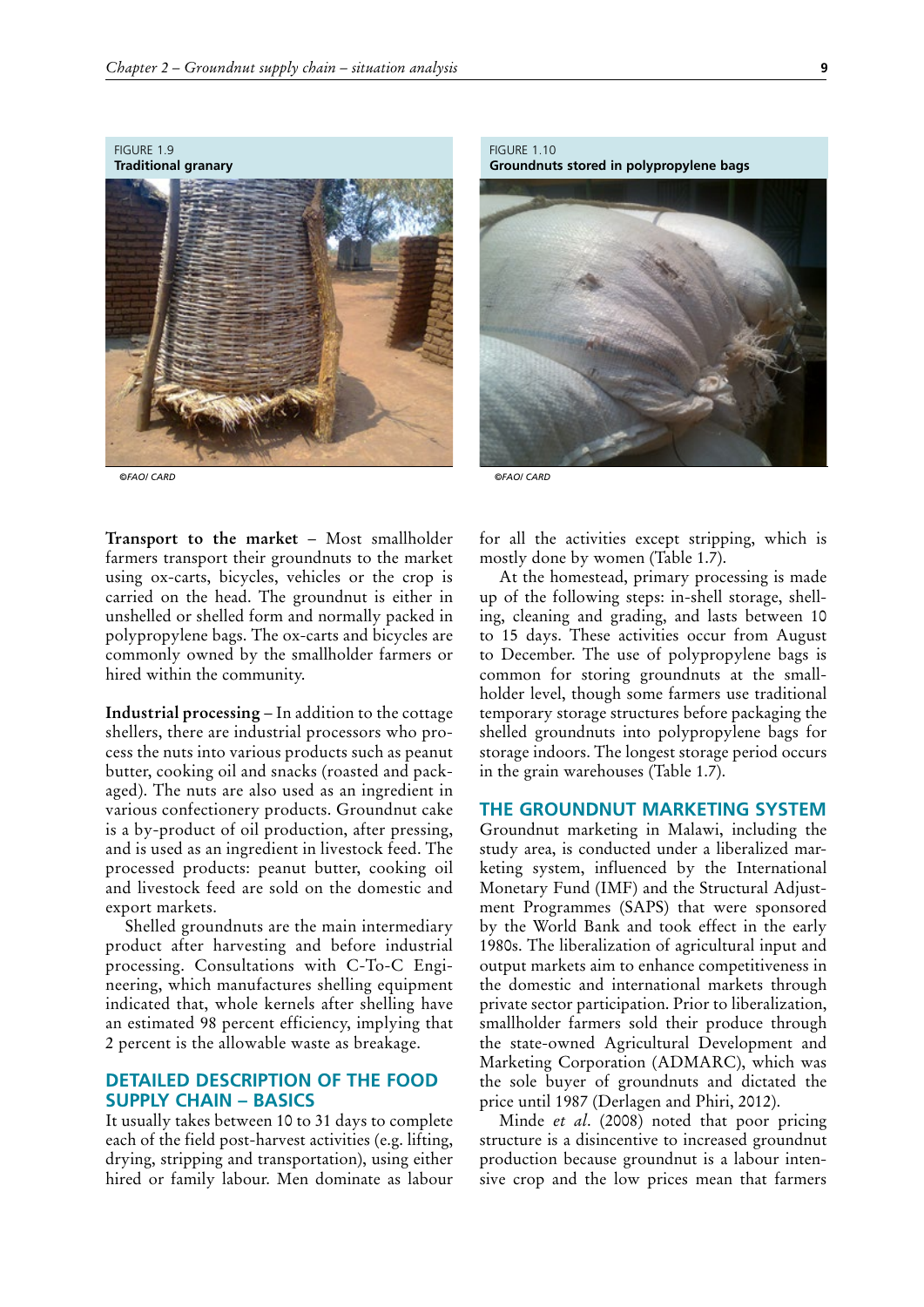FIGURE 1.9
**Traditional granary**

©FAO/ CARD

FIGURE 1.10
**Groundnuts stored in polypropylene bags**

©FAO/ CARD

**Transport to the market** – Most smallholder farmers transport their groundnuts to the market using ox-carts, bicycles, vehicles or the crop is carried on the head. The groundnut is either in unshelled or shelled form and normally packed in polypropylene bags. The ox-carts and bicycles are commonly owned by the smallholder farmers or hired within the community.

**Industrial processing** – In addition to the cottage shellers, there are industrial processors who process the nuts into various products such as peanut butter, cooking oil and snacks (roasted and packaged). The nuts are also used as an ingredient in various confectionery products. Groundnut cake is a by-product of oil production, after pressing, and is used as an ingredient in livestock feed. The processed products: peanut butter, cooking oil and livestock feed are sold on the domestic and export markets.

Shelled groundnuts are the main intermediary product after harvesting and before industrial processing. Consultations with C-To-C Engineering, which manufactures shelling equipment indicated that, whole kernels after shelling have an estimated 98 percent efficiency, implying that 2 percent is the allowable waste as breakage.

## DETAILED DESCRIPTION OF THE FOOD SUPPLY CHAIN – BASICS

It usually takes between 10 to 31 days to complete each of the field post-harvest activities (e.g. lifting, drying, stripping and transportation), using either hired or family labour. Men dominate as labour for all the activities except stripping, which is mostly done by women (Table 1.7).

At the homestead, primary processing is made up of the following steps: in-shell storage, shelling, cleaning and grading, and lasts between 10 to 15 days. These activities occur from August to December. The use of polypropylene bags is common for storing groundnuts at the smallholder level, though some farmers use traditional temporary storage structures before packaging the shelled groundnuts into polypropylene bags for storage indoors. The longest storage period occurs in the grain warehouses (Table 1.7).

## THE GROUNDNUT MARKETING SYSTEM

Groundnut marketing in Malawi, including the study area, is conducted under a liberalized marketing system, influenced by the International Monetary Fund (IMF) and the Structural Adjustment Programmes (SAPS) that were sponsored by the World Bank and took effect in the early 1980s. The liberalization of agricultural input and output markets aim to enhance competitiveness in the domestic and international markets through private sector participation. Prior to liberalization, smallholder farmers sold their produce through the state-owned Agricultural Development and Marketing Corporation (ADMARC), which was the sole buyer of groundnuts and dictated the price until 1987 (Derlagen and Phiri, 2012).

Minde *et al.* (2008) noted that poor pricing structure is a disincentive to increased groundnut production because groundnut is a labour intensive crop and the low prices mean that farmers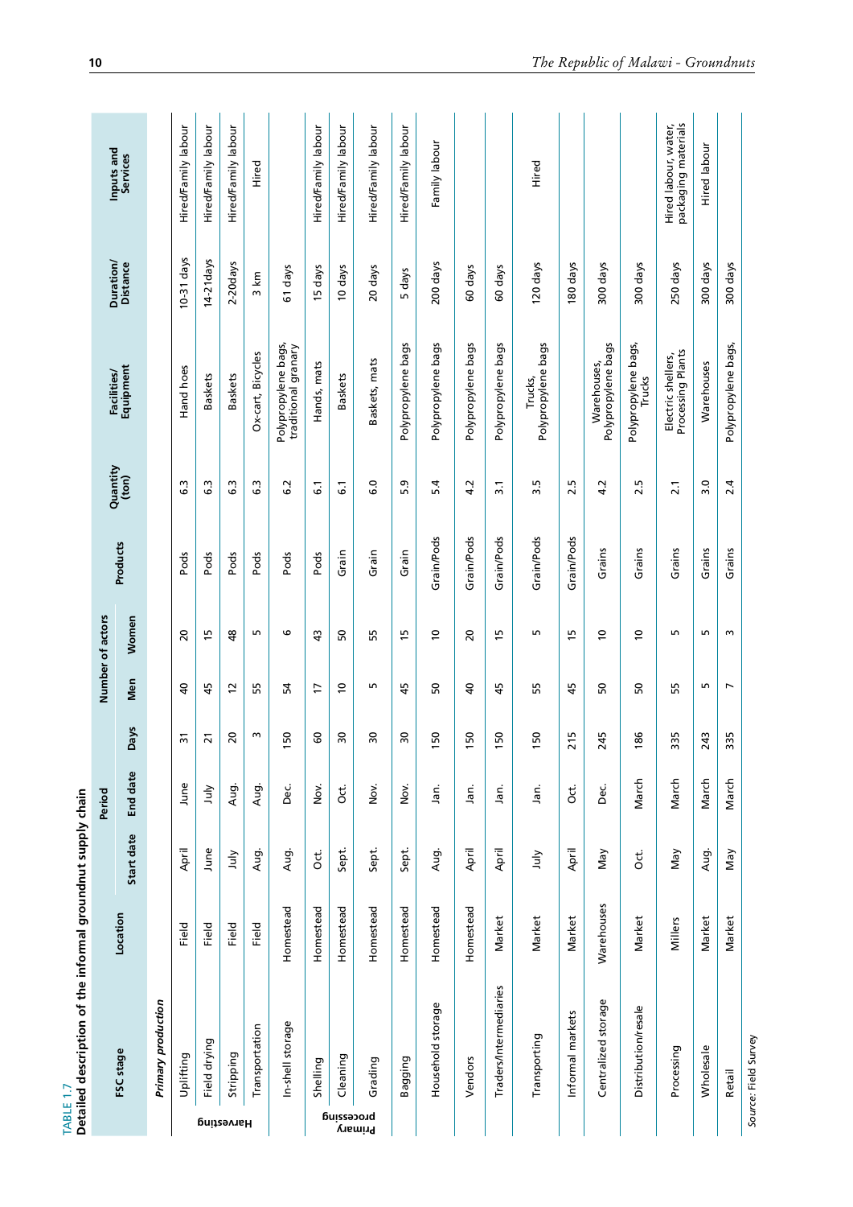TABLE 1.7
Detailed description of the informal groundnut supply chain

| | FSC stage | Location | Period | | | Number of actors | | Products | Quantity (ton) | Facilities/ Equipment | Duration/ Distance | Inputs and Services |
|---|---|---|---|---|---|---|---|---|---|---|---|---|
| | | | Start date | End date | Days | Men | Women | | | | | |
| | *Primary production* | | | | | | | | | | | |
| Harvesting | Uplifting | Field | April | June | 31 | 40 | 20 | Pods | 6.3 | Hand hoes | 10-31 days | Hired/Family labour |
| | Field drying | Field | June | July | 21 | 45 | 15 | Pods | 6.3 | Baskets | 14-21days | Hired/Family labour |
| | Stripping | Field | July | Aug. | 20 | 12 | 48 | Pods | 6.3 | Baskets | 2-20days | Hired/Family labour |
| | Transportation | Field | Aug. | Aug. | 3 | 55 | 5 | Pods | 6.3 | Ox-cart, Bicycles | 3 km | Hired |
| | In-shell storage | Homestead | Aug. | Dec. | 150 | 54 | 6 | Pods | 6.2 | Polypropylene bags, traditional granary | 61 days | |
| Primary processing | Shelling | Homestead | Oct. | Nov. | 60 | 17 | 43 | Pods | 6.1 | Hands, mats | 15 days | Hired/Family labour |
| | Cleaning | Homestead | Sept. | Oct. | 30 | 10 | 50 | Grain | 6.1 | Baskets | 10 days | Hired/Family labour |
| | Grading | Homestead | Sept. | Nov. | 30 | 5 | 55 | Grain | 6.0 | Baskets, mats | 20 days | Hired/Family labour |
| | Bagging | Homestead | Sept. | Nov. | 30 | 45 | 15 | Grain | 5.9 | Polypropylene bags | 5 days | Hired/Family labour |
| | Household storage | Homestead | Aug. | Jan. | 150 | 50 | 10 | Grain/Pods | 5.4 | Polypropylene bags | 200 days | Family labour |
| | Vendors | Homestead | April | Jan. | 150 | 40 | 20 | Grain/Pods | 4.2 | Polypropylene bags | 60 days | |
| | Traders/Intermediaries | Market | April | Jan. | 150 | 45 | 15 | Grain/Pods | 3.1 | Polypropylene bags | 60 days | |
| | Transporting | Market | July | Jan. | 150 | 55 | 5 | Grain/Pods | 3.5 | Trucks, Polypropylene bags | 120 days | Hired |
| | Informal markets | Market | April | Oct. | 215 | 45 | 15 | Grain/Pods | 2.5 | | 180 days | |
| | Centralized storage | Warehouses | May | Dec. | 245 | 50 | 10 | Grains | 4.2 | Warehouses, Polypropylene bags | 300 days | |
| | Distribution/resale | Market | Oct. | March | 186 | 50 | 10 | Grains | 2.5 | Polypropylene bags, Trucks | 300 days | |
| | Processing | Millers | May | March | 335 | 55 | 5 | Grains | 2.1 | Electric shellers, Processing Plants | 250 days | Hired labour, water, packaging materials |
| | Wholesale | Market | Aug. | March | 243 | 5 | 5 | Grains | 3.0 | Warehouses | 300 days | Hired labour |
| | Retail | Market | May | March | 335 | 7 | 3 | Grains | 2.4 | Polypropylene bags, | 300 days | |

Source: Field Survey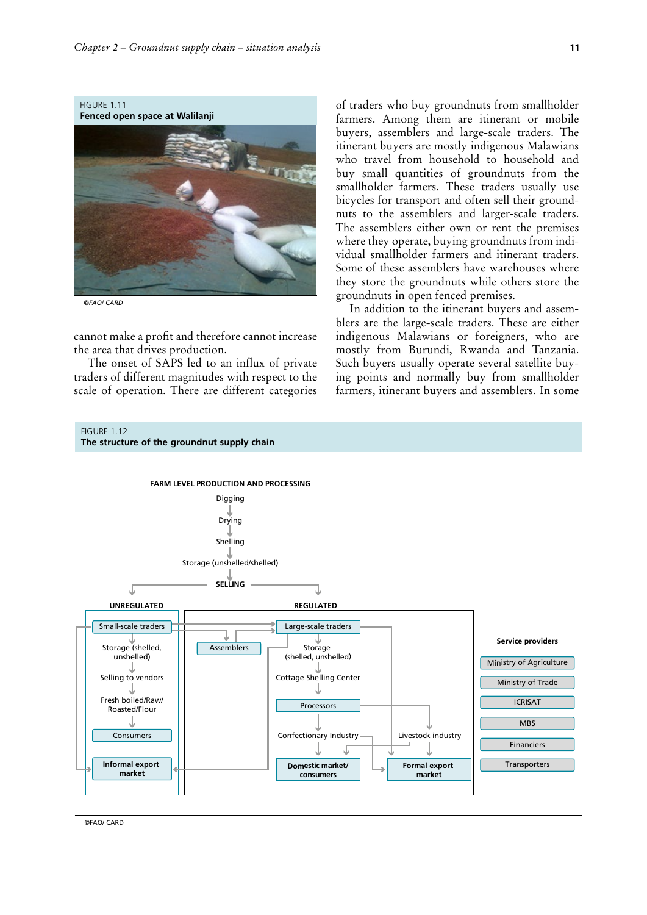FIGURE 1.11
**Fenced open space at Walilanji**

©FAO/ CARD

cannot make a profit and therefore cannot increase the area that drives production.

The onset of SAPS led to an influx of private traders of different magnitudes with respect to the scale of operation. There are different categories of traders who buy groundnuts from smallholder farmers. Among them are itinerant or mobile buyers, assemblers and large-scale traders. The itinerant buyers are mostly indigenous Malawians who travel from household to household and buy small quantities of groundnuts from the smallholder farmers. These traders usually use bicycles for transport and often sell their groundnuts to the assemblers and larger-scale traders. The assemblers either own or rent the premises where they operate, buying groundnuts from individual smallholder farmers and itinerant traders. Some of these assemblers have warehouses where they store the groundnuts while others store the groundnuts in open fenced premises.

In addition to the itinerant buyers and assemblers are the large-scale traders. These are either indigenous Malawians or foreigners, who are mostly from Burundi, Rwanda and Tanzania. Such buyers usually operate several satellite buying points and normally buy from smallholder farmers, itinerant buyers and assemblers. In some

FIGURE 1.12
**The structure of the groundnut supply chain**

**FARM LEVEL PRODUCTION AND PROCESSING**

Digging → Drying → Shelling → Storage (unshelled/shelled) → **SELLING**

**UNREGULATED**

- Small-scale traders
- Storage (shelled, unshelled)
- Selling to vendors
- Fresh boiled/Raw/ Roasted/Flour
- Consumers
- **Informal export market**

**REGULATED**

- Assemblers
- Large-scale traders
- Storage (shelled, unshelled)
- Cottage Shelling Center
- Processors
- Confectionary Industry
- Livestock industry
- **Domestic market/ consumers**
- **Formal export market**

**Service providers**

- Ministry of Agriculture
- Ministry of Trade
- ICRISAT
- MBS
- Financiers
- Transporters

©FAO/ CARD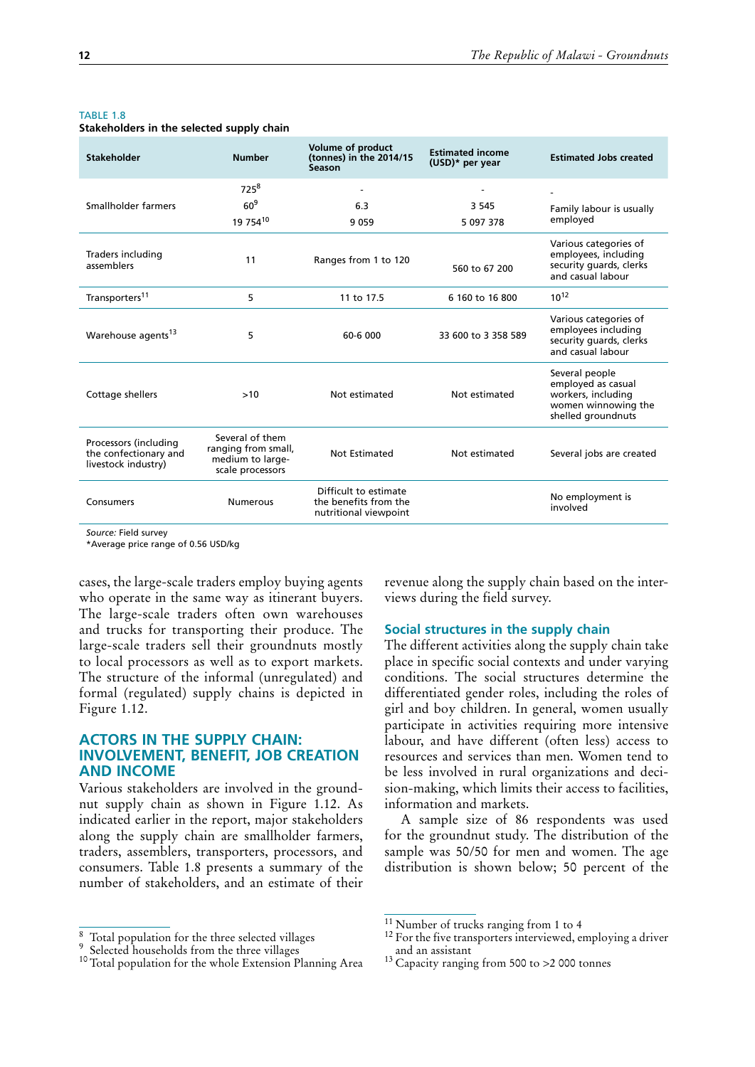TABLE 1.8

**Stakeholders in the selected supply chain**

| Stakeholder | Number | Volume of product (tonnes) in the 2014/15 Season | Estimated income (USD)* per year | Estimated Jobs created |
|---|---|---|---|---|
| Smallholder farmers | 725[8] | - | - | - |
| | 60[9] | 6.3 | 3 545 | Family labour is usually employed |
| | 19 754[10] | 9 059 | 5 097 378 | |
| Traders including assemblers | 11 | Ranges from 1 to 120 | 560 to 67 200 | Various categories of employees, including security guards, clerks and casual labour |
| Transporters[11] | 5 | 11 to 17.5 | 6 160 to 16 800 | 10[12] |
| Warehouse agents[13] | 5 | 60-6 000 | 33 600 to 3 358 589 | Various categories of employees including security guards, clerks and casual labour |
| Cottage shellers | >10 | Not estimated | Not estimated | Several people employed as casual workers, including women winnowing the shelled groundnuts |
| Processors (including the confectionary and livestock industry) | Several of them ranging from small, medium to large-scale processors | Not Estimated | Not estimated | Several jobs are created |
| Consumers | Numerous | Difficult to estimate the benefits from the nutritional viewpoint | | No employment is involved |

*Source:* Field survey

*Average price range of 0.56 USD/kg

cases, the large-scale traders employ buying agents who operate in the same way as itinerant buyers. The large-scale traders often own warehouses and trucks for transporting their produce. The large-scale traders sell their groundnuts mostly to local processors as well as to export markets. The structure of the informal (unregulated) and formal (regulated) supply chains is depicted in Figure 1.12.

## ACTORS IN THE SUPPLY CHAIN: INVOLVEMENT, BENEFIT, JOB CREATION AND INCOME

Various stakeholders are involved in the groundnut supply chain as shown in Figure 1.12. As indicated earlier in the report, major stakeholders along the supply chain are smallholder farmers, traders, assemblers, transporters, processors, and consumers. Table 1.8 presents a summary of the number of stakeholders, and an estimate of their revenue along the supply chain based on the interviews during the field survey.

### Social structures in the supply chain

The different activities along the supply chain take place in specific social contexts and under varying conditions. The social structures determine the differentiated gender roles, including the roles of girl and boy children. In general, women usually participate in activities requiring more intensive labour, and have different (often less) access to resources and services than men. Women tend to be less involved in rural organizations and decision-making, which limits their access to facilities, information and markets.

A sample size of 86 respondents was used for the groundnut study. The distribution of the sample was 50/50 for men and women. The age distribution is shown below; 50 percent of the

[8] Total population for the three selected villages

[9] Selected households from the three villages

[10] Total population for the whole Extension Planning Area

[11] Number of trucks ranging from 1 to 4

[12] For the five transporters interviewed, employing a driver and an assistant

[13] Capacity ranging from 500 to >2 000 tonnes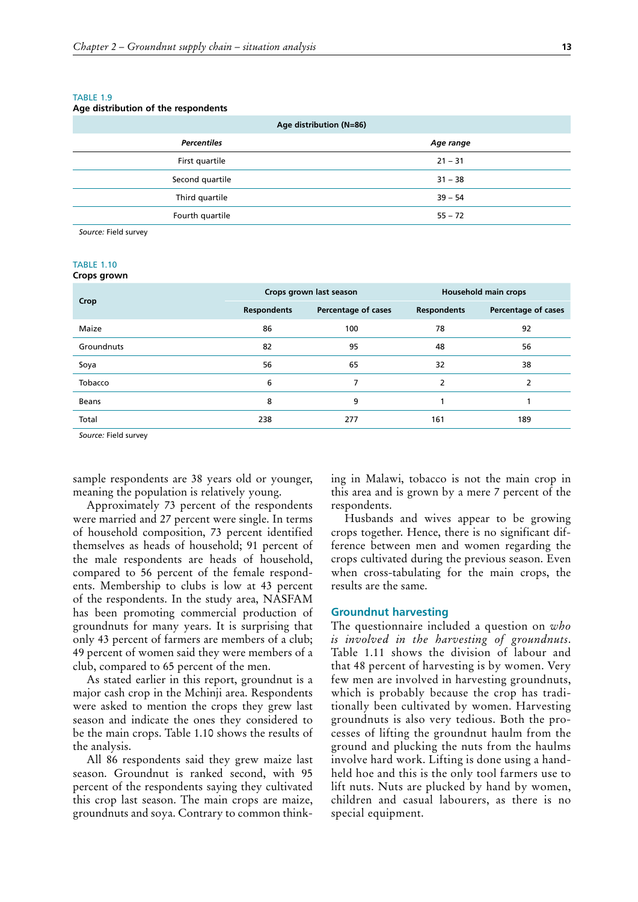TABLE 1.9

**Age distribution of the respondents**

| Age distribution (N=86) | |
|---|---|
| ***Percentiles*** | ***Age range*** |
| First quartile | 21 – 31 |
| Second quartile | 31 – 38 |
| Third quartile | 39 – 54 |
| Fourth quartile | 55 – 72 |

*Source:* Field survey

TABLE 1.10

**Crops grown**

| Crop | Crops grown last season | | Household main crops | |
|---|---|---|---|---|
| | Respondents | Percentage of cases | Respondents | Percentage of cases |
| Maize | 86 | 100 | 78 | 92 |
| Groundnuts | 82 | 95 | 48 | 56 |
| Soya | 56 | 65 | 32 | 38 |
| Tobacco | 6 | 7 | 2 | 2 |
| Beans | 8 | 9 | 1 | 1 |
| Total | 238 | 277 | 161 | 189 |

*Source:* Field survey

sample respondents are 38 years old or younger, meaning the population is relatively young.

Approximately 73 percent of the respondents were married and 27 percent were single. In terms of household composition, 73 percent identified themselves as heads of household; 91 percent of the male respondents are heads of household, compared to 56 percent of the female respondents. Membership to clubs is low at 43 percent of the respondents. In the study area, NASFAM has been promoting commercial production of groundnuts for many years. It is surprising that only 43 percent of farmers are members of a club; 49 percent of women said they were members of a club, compared to 65 percent of the men.

As stated earlier in this report, groundnut is a major cash crop in the Mchinji area. Respondents were asked to mention the crops they grew last season and indicate the ones they considered to be the main crops. Table 1.10 shows the results of the analysis.

All 86 respondents said they grew maize last season. Groundnut is ranked second, with 95 percent of the respondents saying they cultivated this crop last season. The main crops are maize, groundnuts and soya. Contrary to common thinking in Malawi, tobacco is not the main crop in this area and is grown by a mere 7 percent of the respondents.

Husbands and wives appear to be growing crops together. Hence, there is no significant difference between men and women regarding the crops cultivated during the previous season. Even when cross-tabulating for the main crops, the results are the same.

## Groundnut harvesting

The questionnaire included a question on *who is involved in the harvesting of groundnuts*. Table 1.11 shows the division of labour and that 48 percent of harvesting is by women. Very few men are involved in harvesting groundnuts, which is probably because the crop has traditionally been cultivated by women. Harvesting groundnuts is also very tedious. Both the processes of lifting the groundnut haulm from the ground and plucking the nuts from the haulms involve hard work. Lifting is done using a handheld hoe and this is the only tool farmers use to lift nuts. Nuts are plucked by hand by women, children and casual labourers, as there is no special equipment.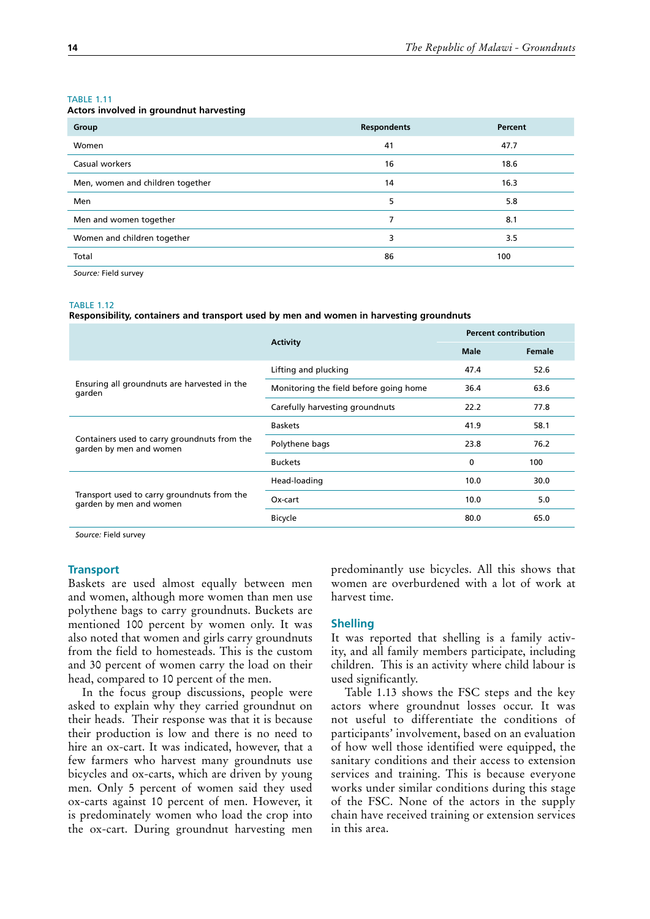TABLE 1.11

**Actors involved in groundnut harvesting**

| Group | Respondents | Percent |
|---|---|---|
| Women | 41 | 47.7 |
| Casual workers | 16 | 18.6 |
| Men, women and children together | 14 | 16.3 |
| Men | 5 | 5.8 |
| Men and women together | 7 | 8.1 |
| Women and children together | 3 | 3.5 |
| Total | 86 | 100 |

*Source:* Field survey

TABLE 1.12

**Responsibility, containers and transport used by men and women in harvesting groundnuts**

| | Activity | Percent contribution | |
|---|---|---|---|
| | | Male | Female |
| Ensuring all groundnuts are harvested in the garden | Lifting and plucking | 47.4 | 52.6 |
| | Monitoring the field before going home | 36.4 | 63.6 |
| | Carefully harvesting groundnuts | 22.2 | 77.8 |
| Containers used to carry groundnuts from the garden by men and women | Baskets | 41.9 | 58.1 |
| | Polythene bags | 23.8 | 76.2 |
| | Buckets | 0 | 100 |
| Transport used to carry groundnuts from the garden by men and women | Head-loading | 10.0 | 30.0 |
| | Ox-cart | 10.0 | 5.0 |
| | Bicycle | 80.0 | 65.0 |

*Source:* Field survey

### Transport

Baskets are used almost equally between men and women, although more women than men use polythene bags to carry groundnuts. Buckets are mentioned 100 percent by women only. It was also noted that women and girls carry groundnuts from the field to homesteads. This is the custom and 30 percent of women carry the load on their head, compared to 10 percent of the men.

In the focus group discussions, people were asked to explain why they carried groundnut on their heads. Their response was that it is because their production is low and there is no need to hire an ox-cart. It was indicated, however, that a few farmers who harvest many groundnuts use bicycles and ox-carts, which are driven by young men. Only 5 percent of women said they used ox-carts against 10 percent of men. However, it is predominately women who load the crop into the ox-cart. During groundnut harvesting men predominantly use bicycles. All this shows that women are overburdened with a lot of work at harvest time.

### Shelling

It was reported that shelling is a family activity, and all family members participate, including children. This is an activity where child labour is used significantly.

Table 1.13 shows the FSC steps and the key actors where groundnut losses occur. It was not useful to differentiate the conditions of participants' involvement, based on an evaluation of how well those identified were equipped, the sanitary conditions and their access to extension services and training. This is because everyone works under similar conditions during this stage of the FSC. None of the actors in the supply chain have received training or extension services in this area.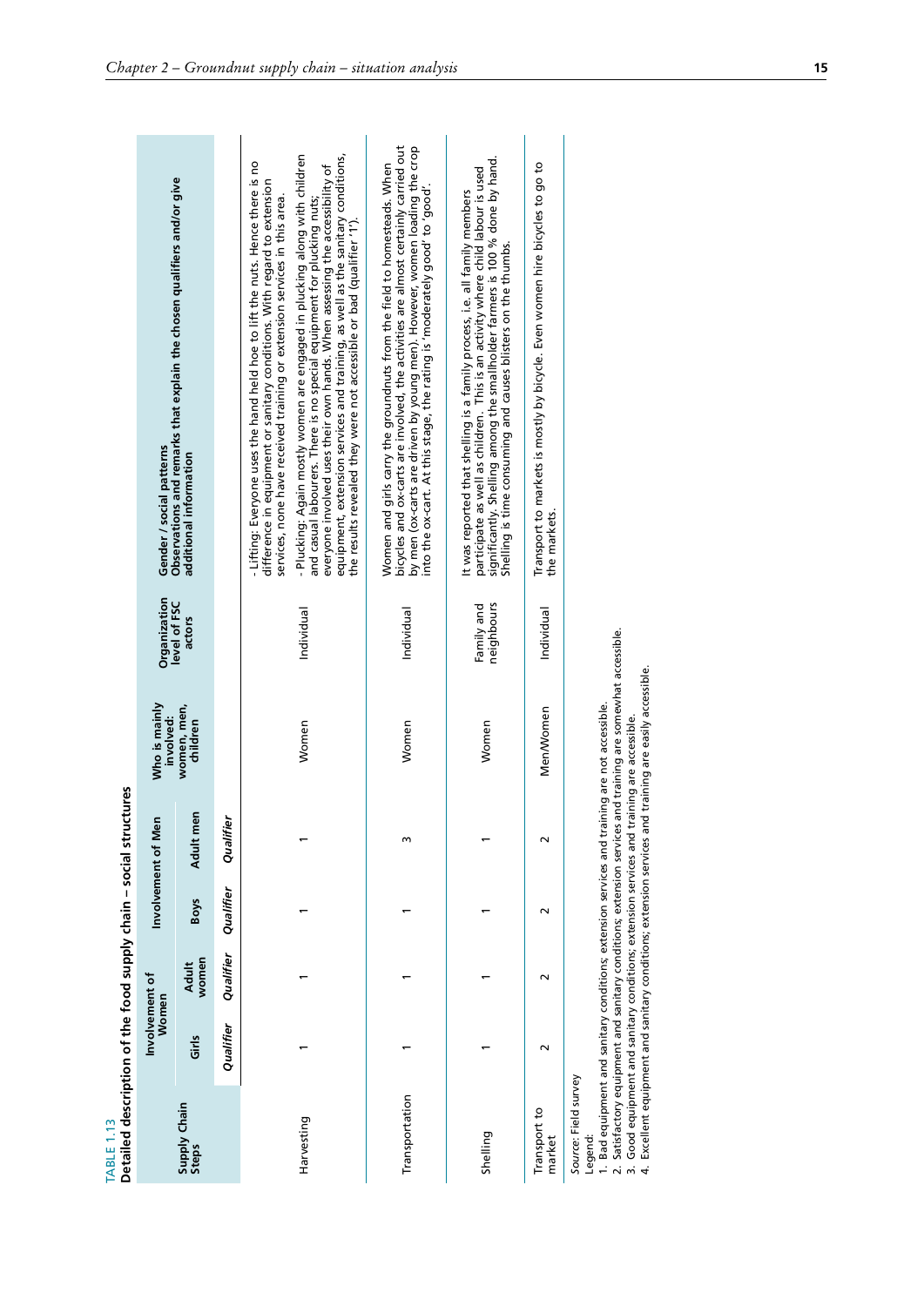TABLE 1.13

**Detailed description of the food supply chain – social structures**

| Supply Chain Steps | Involvement of Women | | Involvement of Men | | Who is mainly involved: women, men, children | Organization level of FSC actors | Gender / social patterns Observations and remarks that explain the chosen qualifiers and/or give additional information |
|---|---|---|---|---|---|---|---|
| | Girls | Adult women | Boys | Adult men | | | |
| | *Qualifier* | *Qualifier* | *Qualifier* | *Qualifier* | | | |
| Harvesting | 1 | 1 | 1 | 1 | Women | Individual | - Lifting: Everyone uses the hand held hoe to lift the nuts. Hence there is no difference in equipment or sanitary conditions. With regard to extension services, none have received training or extension services in this area.<br>- Plucking: Again mostly women are engaged in plucking along with children and casual labourers. There is no special equipment for plucking nuts; everyone involved uses their own hands. When assessing the accessibility of equipment, extension services and training, as well as the sanitary conditions, the results revealed they were not accessible or bad (qualifier '1'). |
| Transportation | 1 | 1 | 1 | 3 | Women | Individual | Women and girls carry the groundnuts from the field to homesteads. When bicycles and ox-carts are involved, the activities are almost certainly carried out by men (ox-carts are driven by young men). However, women loading the crop into the ox-cart. At this stage, the rating is 'moderately good' to 'good'. |
| Shelling | 1 | 1 | 1 | 1 | Women | Family and neighbours | It was reported that shelling is a family process, i.e. all family members participate as well as children. This is an activity where child labour is used significantly. Shelling among the smallholder farmers is 100 % done by hand. Shelling is time consuming and causes blisters on the thumbs. |
| Transport to market | 2 | 2 | 2 | 2 | Men/Women | Individual | Transport to markets is mostly by bicycle. Even women hire bicycles to go to the markets. |

*Source*: Field survey

Legend:

1. Bad equipment and sanitary conditions; extension services and training are not accessible.
2. Satisfactory equipment and sanitary conditions; extension services and training are somewhat accessible.
3. Good equipment and sanitary conditions; extension services and training are accessible.
4. Excellent equipment and sanitary conditions; extension services and training are easily accessible.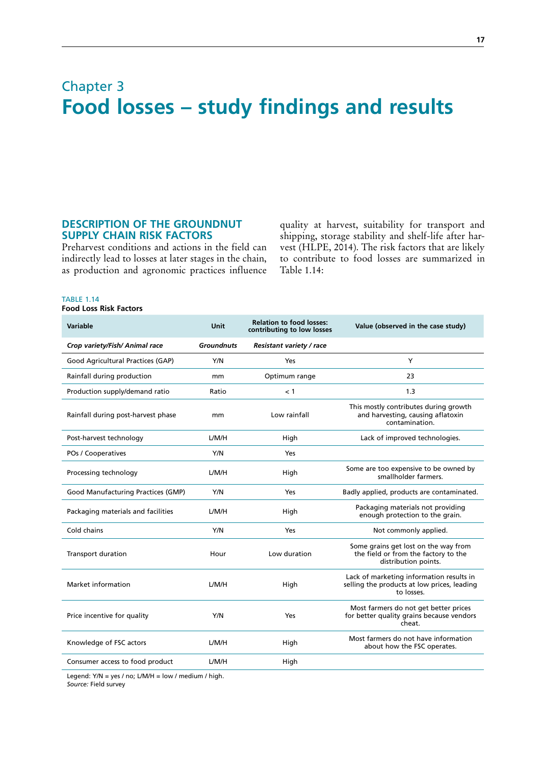# Chapter 3
# Food losses – study findings and results

## DESCRIPTION OF THE GROUNDNUT SUPPLY CHAIN RISK FACTORS

Preharvest conditions and actions in the field can indirectly lead to losses at later stages in the chain, as production and agronomic practices influence quality at harvest, suitability for transport and shipping, storage stability and shelf-life after harvest (HLPE, 2014). The risk factors that are likely to contribute to food losses are summarized in Table 1.14:

TABLE 1.14
**Food Loss Risk Factors**

| Variable | Unit | Relation to food losses: contributing to low losses | Value (observed in the case study) |
|---|---|---|---|
| *Crop variety/Fish/ Animal race* | *Groundnuts* | *Resistant variety / race* | |
| Good Agricultural Practices (GAP) | Y/N | Yes | Y |
| Rainfall during production | mm | Optimum range | 23 |
| Production supply/demand ratio | Ratio | < 1 | 1.3 |
| Rainfall during post-harvest phase | mm | Low rainfall | This mostly contributes during growth and harvesting, causing aflatoxin contamination. |
| Post-harvest technology | L/M/H | High | Lack of improved technologies. |
| POs / Cooperatives | Y/N | Yes | |
| Processing technology | L/M/H | High | Some are too expensive to be owned by smallholder farmers. |
| Good Manufacturing Practices (GMP) | Y/N | Yes | Badly applied, products are contaminated. |
| Packaging materials and facilities | L/M/H | High | Packaging materials not providing enough protection to the grain. |
| Cold chains | Y/N | Yes | Not commonly applied. |
| Transport duration | Hour | Low duration | Some grains get lost on the way from the field or from the factory to the distribution points. |
| Market information | L/M/H | High | Lack of marketing information results in selling the products at low prices, leading to losses. |
| Price incentive for quality | Y/N | Yes | Most farmers do not get better prices for better quality grains because vendors cheat. |
| Knowledge of FSC actors | L/M/H | High | Most farmers do not have information about how the FSC operates. |
| Consumer access to food product | L/M/H | High | |

Legend: Y/N = yes / no; L/M/H = low / medium / high.
*Source:* Field survey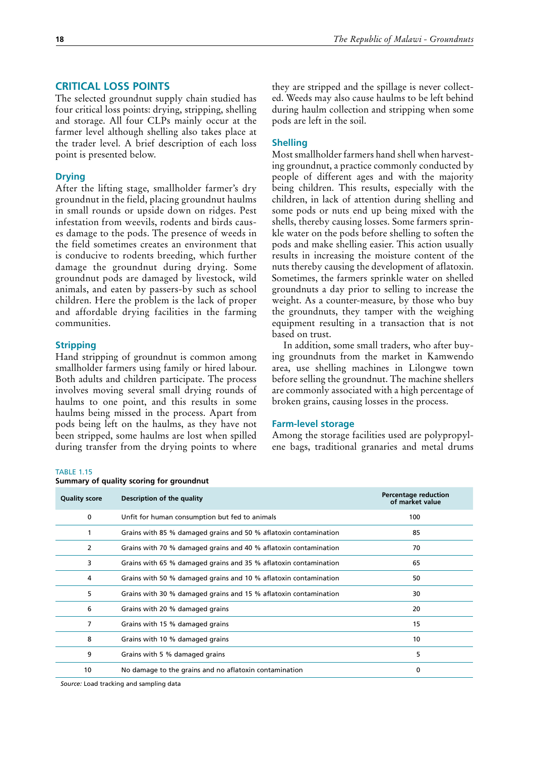## CRITICAL LOSS POINTS

The selected groundnut supply chain studied has four critical loss points: drying, stripping, shelling and storage. All four CLPs mainly occur at the farmer level although shelling also takes place at the trader level. A brief description of each loss point is presented below.

### Drying

After the lifting stage, smallholder farmer's dry groundnut in the field, placing groundnut haulms in small rounds or upside down on ridges. Pest infestation from weevils, rodents and birds causes damage to the pods. The presence of weeds in the field sometimes creates an environment that is conducive to rodents breeding, which further damage the groundnut during drying. Some groundnut pods are damaged by livestock, wild animals, and eaten by passers-by such as school children. Here the problem is the lack of proper and affordable drying facilities in the farming communities.

### Stripping

Hand stripping of groundnut is common among smallholder farmers using family or hired labour. Both adults and children participate. The process involves moving several small drying rounds of haulms to one point, and this results in some haulms being missed in the process. Apart from pods being left on the haulms, as they have not been stripped, some haulms are lost when spilled during transfer from the drying points to where they are stripped and the spillage is never collected. Weeds may also cause haulms to be left behind during haulm collection and stripping when some pods are left in the soil.

### Shelling

Most smallholder farmers hand shell when harvesting groundnut, a practice commonly conducted by people of different ages and with the majority being children. This results, especially with the children, in lack of attention during shelling and some pods or nuts end up being mixed with the shells, thereby causing losses. Some farmers sprinkle water on the pods before shelling to soften the pods and make shelling easier. This action usually results in increasing the moisture content of the nuts thereby causing the development of aflatoxin. Sometimes, the farmers sprinkle water on shelled groundnuts a day prior to selling to increase the weight. As a counter-measure, by those who buy the groundnuts, they tamper with the weighing equipment resulting in a transaction that is not based on trust.

In addition, some small traders, who after buying groundnuts from the market in Kamwendo area, use shelling machines in Lilongwe town before selling the groundnut. The machine shellers are commonly associated with a high percentage of broken grains, causing losses in the process.

### Farm-level storage

Among the storage facilities used are polypropylene bags, traditional granaries and metal drums

TABLE 1.15
**Summary of quality scoring for groundnut**

| Quality score | Description of the quality | Percentage reduction of market value |
|---|---|---|
| 0 | Unfit for human consumption but fed to animals | 100 |
| 1 | Grains with 85 % damaged grains and 50 % aflatoxin contamination | 85 |
| 2 | Grains with 70 % damaged grains and 40 % aflatoxin contamination | 70 |
| 3 | Grains with 65 % damaged grains and 35 % aflatoxin contamination | 65 |
| 4 | Grains with 50 % damaged grains and 10 % aflatoxin contamination | 50 |
| 5 | Grains with 30 % damaged grains and 15 % aflatoxin contamination | 30 |
| 6 | Grains with 20 % damaged grains | 20 |
| 7 | Grains with 15 % damaged grains | 15 |
| 8 | Grains with 10 % damaged grains | 10 |
| 9 | Grains with 5 % damaged grains | 5 |
| 10 | No damage to the grains and no aflatoxin contamination | 0 |

*Source:* Load tracking and sampling data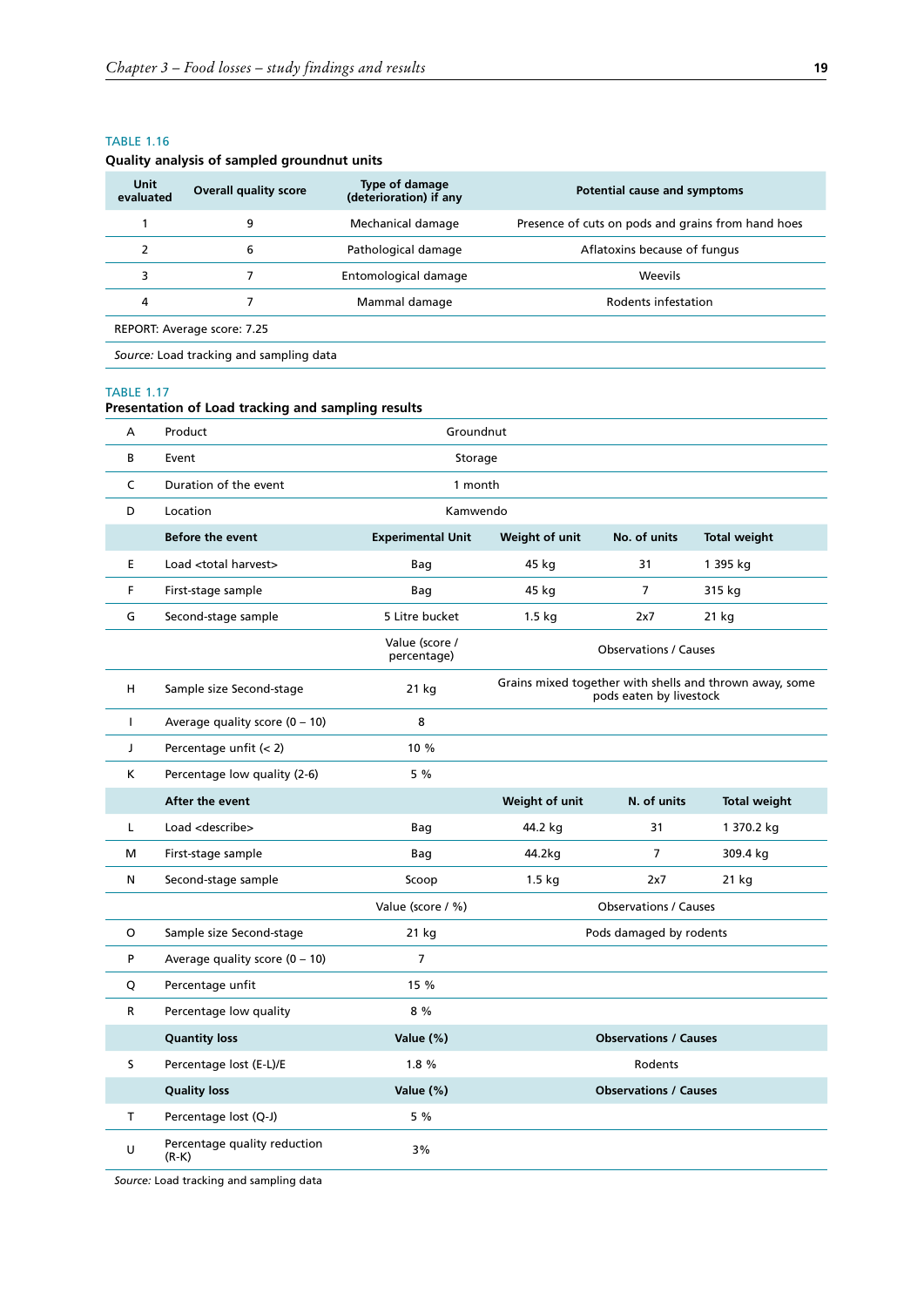TABLE 1.16

**Quality analysis of sampled groundnut units**

| Unit evaluated | Overall quality score | Type of damage (deterioration) if any | Potential cause and symptoms |
|---|---|---|---|
| 1 | 9 | Mechanical damage | Presence of cuts on pods and grains from hand hoes |
| 2 | 6 | Pathological damage | Aflatoxins because of fungus |
| 3 | 7 | Entomological damage | Weevils |
| 4 | 7 | Mammal damage | Rodents infestation |
| REPORT: Average score: 7.25 | | | |

*Source:* Load tracking and sampling data

TABLE 1.17

**Presentation of Load tracking and sampling results**

| | | | | | |
|---|---|---|---|---|---|
| A | Product | Groundnut | | | |
| B | Event | Storage | | | |
| C | Duration of the event | 1 month | | | |
| D | Location | Kamwendo | | | |
| | **Before the event** | **Experimental Unit** | **Weight of unit** | **No. of units** | **Total weight** |
| E | Load <total harvest> | Bag | 45 kg | 31 | 1 395 kg |
| F | First-stage sample | Bag | 45 kg | 7 | 315 kg |
| G | Second-stage sample | 5 Litre bucket | 1.5 kg | 2x7 | 21 kg |
| | | Value (score / percentage) | Observations / Causes | | |
| H | Sample size Second-stage | 21 kg | Grains mixed together with shells and thrown away, some pods eaten by livestock | | |
| I | Average quality score (0 – 10) | 8 | | | |
| J | Percentage unfit (< 2) | 10 % | | | |
| K | Percentage low quality (2-6) | 5 % | | | |
| | **After the event** | | **Weight of unit** | **N. of units** | **Total weight** |
| L | Load <describe> | Bag | 44.2 kg | 31 | 1 370.2 kg |
| M | First-stage sample | Bag | 44.2kg | 7 | 309.4 kg |
| N | Second-stage sample | Scoop | 1.5 kg | 2x7 | 21 kg |
| | | Value (score / %) | Observations / Causes | | |
| O | Sample size Second-stage | 21 kg | Pods damaged by rodents | | |
| P | Average quality score (0 – 10) | 7 | | | |
| Q | Percentage unfit | 15 % | | | |
| R | Percentage low quality | 8 % | | | |
| | **Quantity loss** | **Value (%)** | **Observations / Causes** | | |
| S | Percentage lost (E-L)/E | 1.8 % | Rodents | | |
| | **Quality loss** | **Value (%)** | **Observations / Causes** | | |
| T | Percentage lost (Q-J) | 5 % | | | |
| U | Percentage quality reduction (R-K) | 3% | | | |

*Source:* Load tracking and sampling data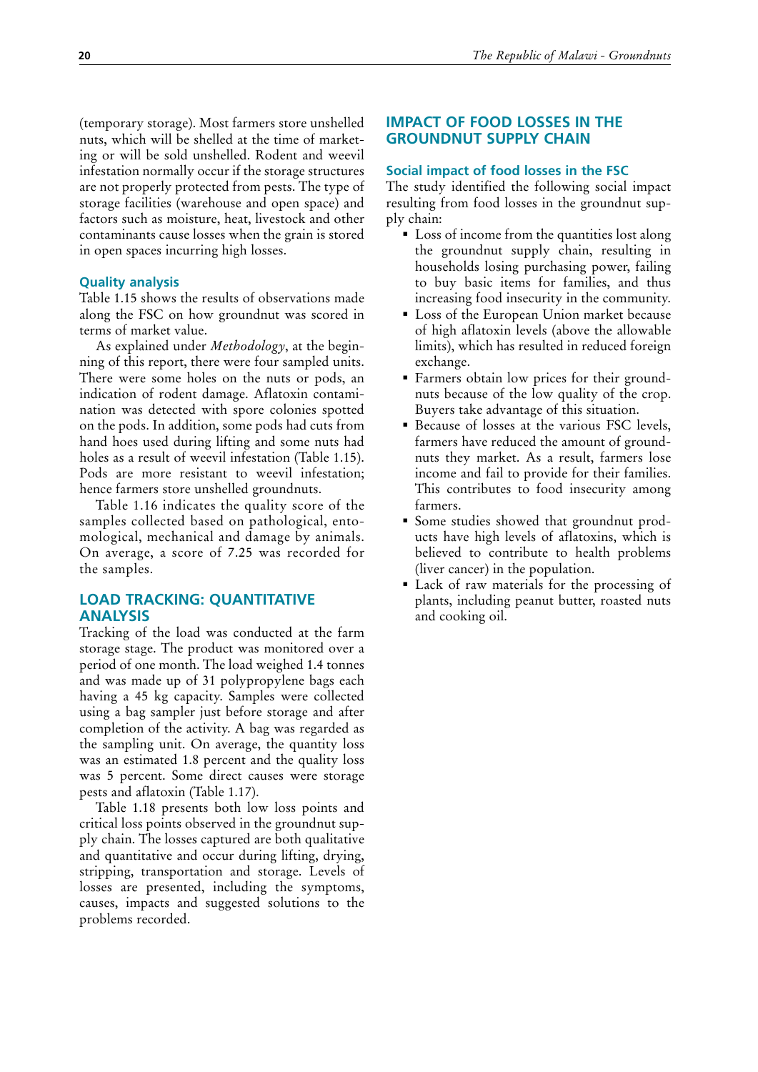(temporary storage). Most farmers store unshelled nuts, which will be shelled at the time of marketing or will be sold unshelled. Rodent and weevil infestation normally occur if the storage structures are not properly protected from pests. The type of storage facilities (warehouse and open space) and factors such as moisture, heat, livestock and other contaminants cause losses when the grain is stored in open spaces incurring high losses.

### Quality analysis

Table 1.15 shows the results of observations made along the FSC on how groundnut was scored in terms of market value.

As explained under *Methodology*, at the beginning of this report, there were four sampled units. There were some holes on the nuts or pods, an indication of rodent damage. Aflatoxin contamination was detected with spore colonies spotted on the pods. In addition, some pods had cuts from hand hoes used during lifting and some nuts had holes as a result of weevil infestation (Table 1.15). Pods are more resistant to weevil infestation; hence farmers store unshelled groundnuts.

Table 1.16 indicates the quality score of the samples collected based on pathological, entomological, mechanical and damage by animals. On average, a score of 7.25 was recorded for the samples.

## LOAD TRACKING: QUANTITATIVE ANALYSIS

Tracking of the load was conducted at the farm storage stage. The product was monitored over a period of one month. The load weighed 1.4 tonnes and was made up of 31 polypropylene bags each having a 45 kg capacity. Samples were collected using a bag sampler just before storage and after completion of the activity. A bag was regarded as the sampling unit. On average, the quantity loss was an estimated 1.8 percent and the quality loss was 5 percent. Some direct causes were storage pests and aflatoxin (Table 1.17).

Table 1.18 presents both low loss points and critical loss points observed in the groundnut supply chain. The losses captured are both qualitative and quantitative and occur during lifting, drying, stripping, transportation and storage. Levels of losses are presented, including the symptoms, causes, impacts and suggested solutions to the problems recorded.

## IMPACT OF FOOD LOSSES IN THE GROUNDNUT SUPPLY CHAIN

### Social impact of food losses in the FSC

The study identified the following social impact resulting from food losses in the groundnut supply chain:

- Loss of income from the quantities lost along the groundnut supply chain, resulting in households losing purchasing power, failing to buy basic items for families, and thus increasing food insecurity in the community.
- Loss of the European Union market because of high aflatoxin levels (above the allowable limits), which has resulted in reduced foreign exchange.
- Farmers obtain low prices for their groundnuts because of the low quality of the crop. Buyers take advantage of this situation.
- Because of losses at the various FSC levels, farmers have reduced the amount of groundnuts they market. As a result, farmers lose income and fail to provide for their families. This contributes to food insecurity among farmers.
- Some studies showed that groundnut products have high levels of aflatoxins, which is believed to contribute to health problems (liver cancer) in the population.
- Lack of raw materials for the processing of plants, including peanut butter, roasted nuts and cooking oil.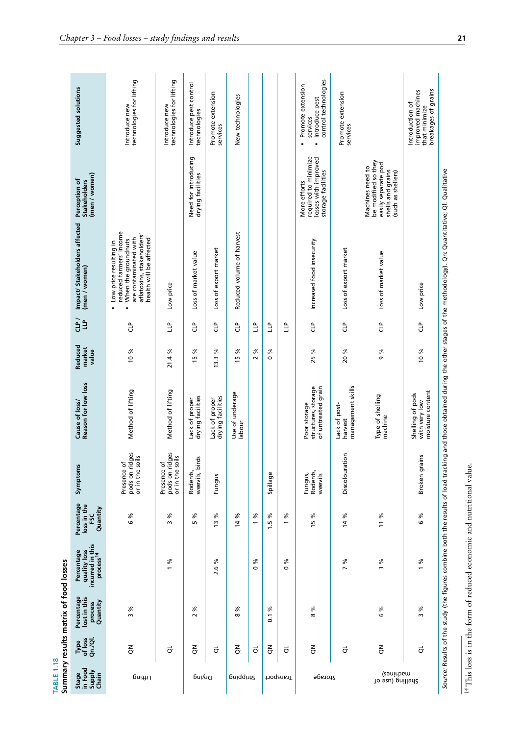TABLE 1.18
Summary results matrix of food losses

| Stage in Food Supply Chain | Type of loss Qn./Ql. | Percentage lost in this process Quantity | Percentage quality loss incurred in this process[14] | Percentage loss in the FSC Quantity | Symptoms | Cause of loss/ Reason for low loss | Reduced market value | CLP / LLP | Impact/ Stakeholders affected (men / women) | Perception of Stakeholders (men / women) | Suggested solutions |
|---|---|---|---|---|---|---|---|---|---|---|---|
| Lifting | QN | 3 % | | 6 % | Presence of pods on ridges or in the soils | Method of lifting | 10 % | CLP | ▪ Low price resulting in reduced farmers' income ▪ When the groundnuts are contaminated with aflatoxins, stakeholders' health will be affected | | Introduce new technologies for lifting |
| | QL | | 1 % | 3 % | Presence of pods on ridges or in the soils | Method of lifting | 21.4 % | LLP | Low price | | Introduce new technologies for lifting |
| Drying | QN | 2 % | | 5 % | Rodents, weevils, birds | Lack of proper drying facilities | 15 % | CLP | Loss of market value | Need for introducing drying facilities | Introduce pest control technologies |
| | QL | | 2.6 % | 13 % | Fungus | Lack of proper drying facilities | 13.3 % | CLP | Loss of export market | | Promote extension services |
| Stripping | QN | 8 % | | 14 % | | Use of underage labour | 15 % | CLP | Reduced volume of harvest | | New technologies |
| | QL | | 0 % | 1 % | | | 2 % | LLP | | | |
| Transport | QN | 0.1 % | | 1.5 % | Spillage | | 0 % | LLP | | | |
| | QL | | 0 % | 1 % | | | | LLP | | | |
| Storage | QN | 8 % | | 15 % | Fungus, Rodents, weevils | Poor storage structures, storage of untreated grain | 25 % | CLP | Increased food insecurity | More efforts required to minimize losses with improved storage facilities | ▪ Promote extension services ▪ Introduce pest control technologies |
| | QL | | 7 % | 14 % | Discolouration | Lack of post-harvest management skills | 20 % | CLP | Loss of export market | | Promote extension services |
| Shelling (use of machines) | QN | 6 % | 3 % | 11 % | | Type of shelling machine | 9 % | CLP | Loss of market value | Machines need to be modified so they easily separate pod shells and grains (such as shellers) | |
| | QL | 3 % | 1 % | 6 % | Broken grains | Shelling of pods with very low moisture content | 10 % | CLP | Low price | | Introduction of improved machines that minimize breakages of grains |

*Source:* Results of the study (the figures combine both the results of load tracking and those obtained during the other stages of the methodology). Qn: Quantitative; Ql: Qualitative

[14] This loss is in the form of reduced economic and nutritional value.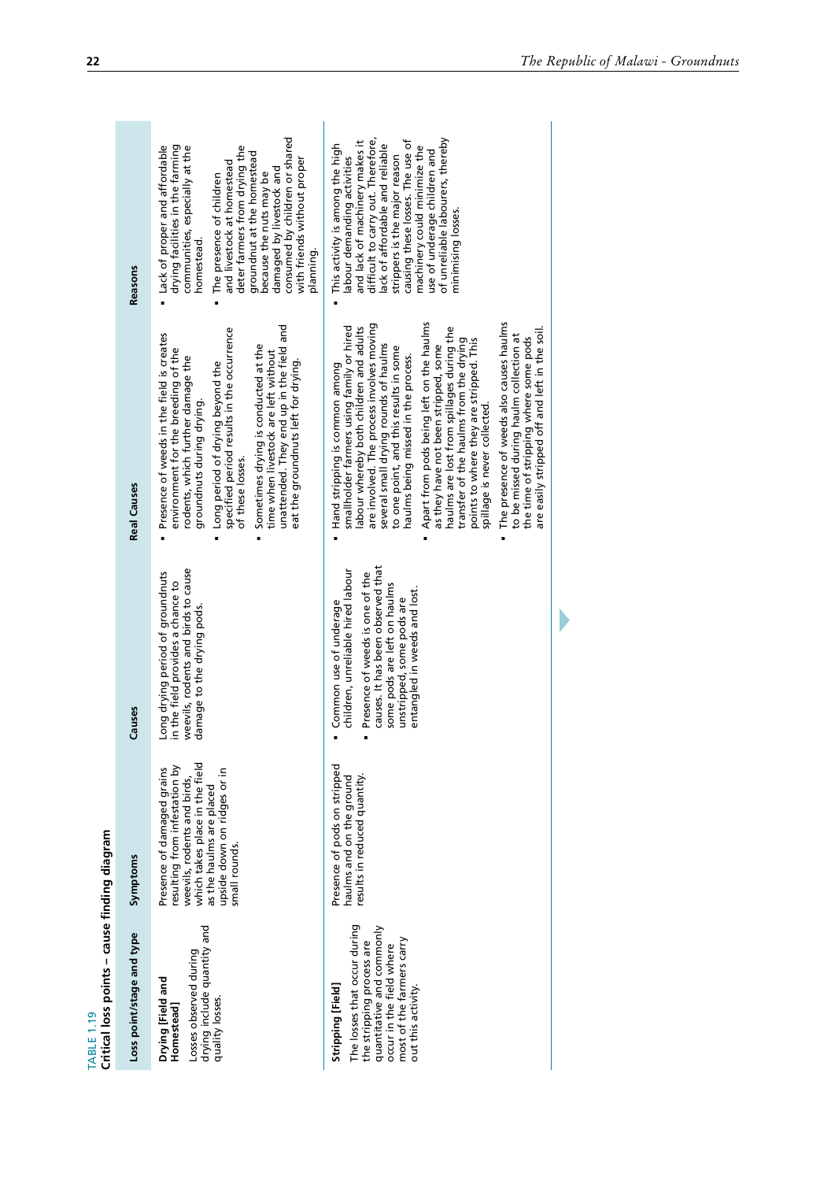TABLE 1.19

**Critical loss points – cause finding diagram**

| Loss point/stage and type | Symptoms | Causes | Real Causes | Reasons |
|---|---|---|---|---|
| **Drying [Field and Homestead]**<br>Losses observed during drying include quantity and quality losses. | Presence of damaged grains resulting from infestation by weevils, rodents and birds, which takes place in the field as the haulms are placed upside down on ridges or in small rounds. | Long drying period of groundnuts in the field provides a chance to weevils, rodents and birds to cause damage to the drying pods. | ▪ Presence of weeds in the field is creates environment for the breeding of the rodents, which further damage the groundnuts during drying.<br>▪ Long period of drying beyond the specified period results in the occurrence of these losses.<br>▪ Sometimes drying is conducted at the time when livestock are left without unattended. They end up in the field and eat the groundnuts left for drying. | ▪ Lack of proper and affordable drying facilities in the farming communities, especially at the homestead.<br>▪ The presence of children and livestock at homestead deter farmers from drying the groundnut at the homestead because the nuts may be damaged by livestock and consumed by children or shared with friends without proper planning. |
| **Stripping [Field]**<br>The losses that occur during the stripping process are quantitative and commonly occur in the field where most of the farmers carry out this activity. | Presence of pods on stripped haulms and on the ground results in reduced quantity. | ▪ Common use of underage children, unreliable hired labour<br>▪ Presence of weeds is one of the causes. It has been observed that some pods are left on haulms unstripped, some pods are entangled in weeds and lost. | ▪ Hand stripping is common among smallholder farmers using family or hired labour whereby both children and adults are involved. The process involves moving several small drying rounds of haulms to one point, and this results in some haulms being missed in the process.<br>▪ Apart from pods being left on the haulms as they have not been stripped, some haulms are lost from spillages during the transfer of the haulms from the drying points to where they are stripped. This spillage is never collected.<br>▪ The presence of weeds also causes haulms to be missed during haulm collection at the time of stripping where some pods are easily stripped off and left in the soil. | ▪ This activity is among the high labour demanding activities and lack of machinery makes it difficult to carry out. Therefore, lack of affordable and reliable strippers is the major reason causing these losses. The use of machinery could minimize the use of underage children and of unreliable labourers, thereby minimising losses. |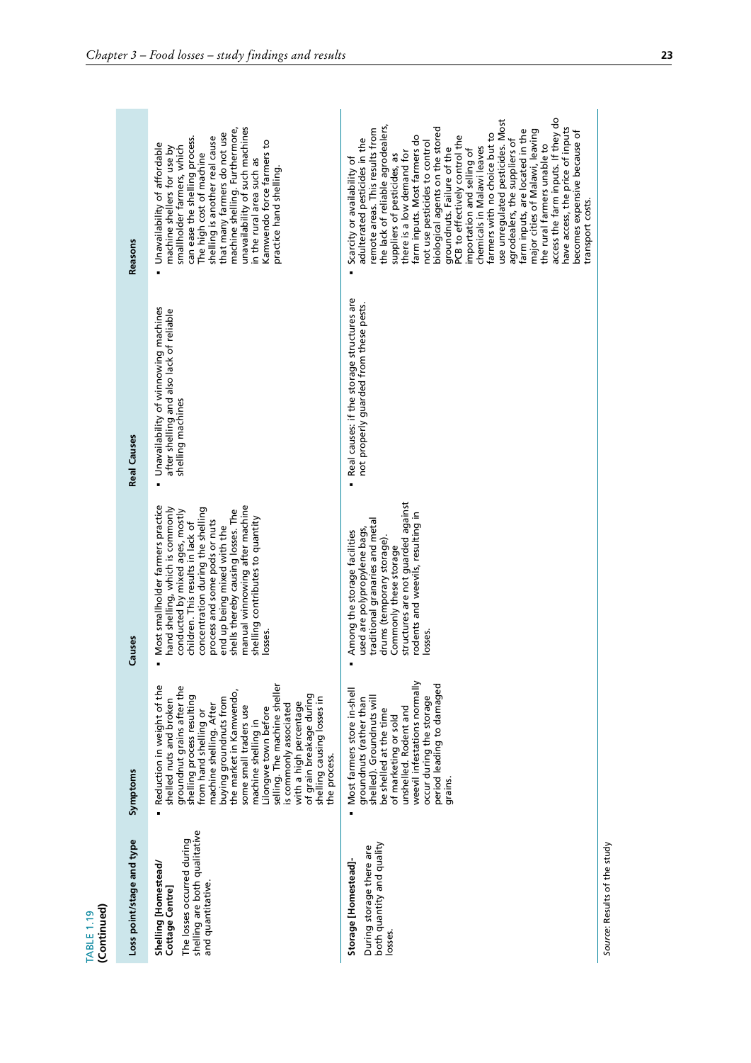TABLE 1.19 (Continued)

| Loss point/stage and type | Symptoms | Causes | Real Causes | Reasons |
|---|---|---|---|---|
| **Shelling [Homestead/ Cottage Centre]** The losses occurred during shelling are both qualitative and quantitative. | ▪ Reduction in weight of the shelled nuts and broken groundnut grains after the shelling process resulting from hand shelling or machine shelling. After buying groundnuts from the market in Kamwendo, some small traders use machine shelling in Lilongwe town before selling. The machine sheller is commonly associated with a high percentage of grain breakage during shelling causing losses in the process. | ▪ Most smallholder farmers practice hand shelling, which is commonly conducted by mixed ages, mostly children. This results in lack of concentration during the shelling process and some pods or nuts end up being mixed with the shells thereby causing losses. The manual winnowing after machine shelling contributes to quantity losses. | ▪ Unavailability of winnowing machines after shelling and also lack of reliable shelling machines | ▪ Unavailability of affordable machine shellers for use by smallholder farmers, which can ease the shelling process. The high cost of machine shelling is another real cause that many farmers do not use machine shelling. Furthermore, unavailability of such machines in the rural area such as Kamwendo force farmers to practice hand shelling. |
| **Storage [Homestead]-** During storage there are both quantity and quality losses. | ▪ Most farmers store in-shell groundnuts (rather than shelled). Groundnuts will be shelled at the time of marketing or sold unshelled. Rodent and weevil infestations normally occur during the storage period leading to damaged grains. | ▪ Among the storage facilities used are polypropylene bags, traditional granaries and metal drums (temporary storage). Commonly these storage structures are not guarded against rodents and weevils, resulting in losses. | ▪ Real causes: if the storage structures are not properly guarded from these pests. | ▪ Scarcity or availability of adulterated pesticides in the remote areas. This results from the lack of reliable agrodealers, suppliers of pesticides, as there is a low demand for farm inputs. Most farmers do not use pesticides to control biological agents on the stored groundnuts. Failure of the PCB to effectively control the importation and selling of chemicals in Malawi leaves farmers with no choice but to use unregulated pesticides. Most agrodealers, the suppliers of farm inputs, are located in the major cities of Malawi, leaving the rural farmers unable to access the farm inputs. If they do have access, the price of inputs becomes expensive because of transport costs. |

*Source*: Results of the study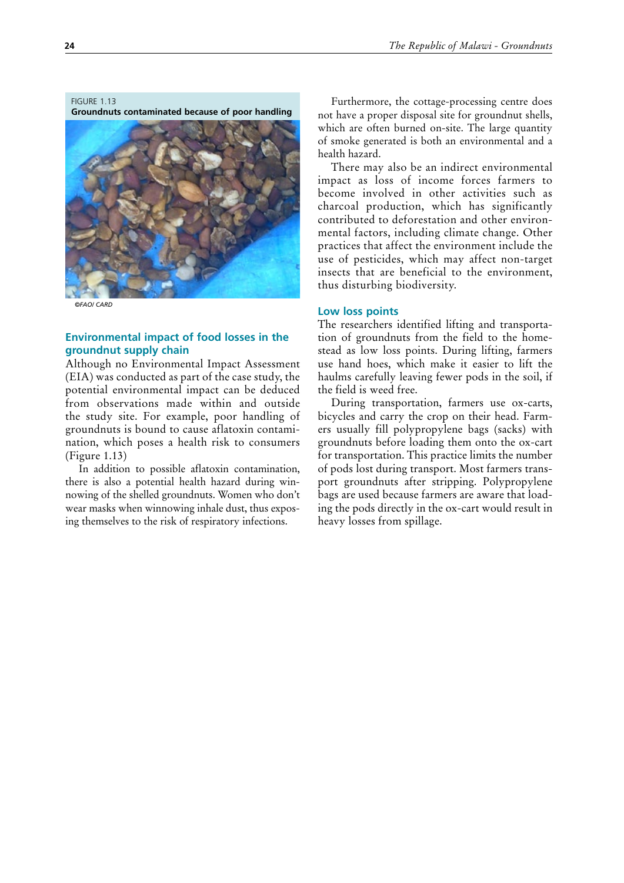FIGURE 1.13
**Groundnuts contaminated because of poor handling**

*©FAO/ CARD*

## Environmental impact of food losses in the groundnut supply chain

Although no Environmental Impact Assessment (EIA) was conducted as part of the case study, the potential environmental impact can be deduced from observations made within and outside the study site. For example, poor handling of groundnuts is bound to cause aflatoxin contamination, which poses a health risk to consumers (Figure 1.13)

In addition to possible aflatoxin contamination, there is also a potential health hazard during winnowing of the shelled groundnuts. Women who don't wear masks when winnowing inhale dust, thus exposing themselves to the risk of respiratory infections.

Furthermore, the cottage-processing centre does not have a proper disposal site for groundnut shells, which are often burned on-site. The large quantity of smoke generated is both an environmental and a health hazard.

There may also be an indirect environmental impact as loss of income forces farmers to become involved in other activities such as charcoal production, which has significantly contributed to deforestation and other environmental factors, including climate change. Other practices that affect the environment include the use of pesticides, which may affect non-target insects that are beneficial to the environment, thus disturbing biodiversity.

## Low loss points

The researchers identified lifting and transportation of groundnuts from the field to the homestead as low loss points. During lifting, farmers use hand hoes, which make it easier to lift the haulms carefully leaving fewer pods in the soil, if the field is weed free.

During transportation, farmers use ox-carts, bicycles and carry the crop on their head. Farmers usually fill polypropylene bags (sacks) with groundnuts before loading them onto the ox-cart for transportation. This practice limits the number of pods lost during transport. Most farmers transport groundnuts after stripping. Polypropylene bags are used because farmers are aware that loading the pods directly in the ox-cart would result in heavy losses from spillage.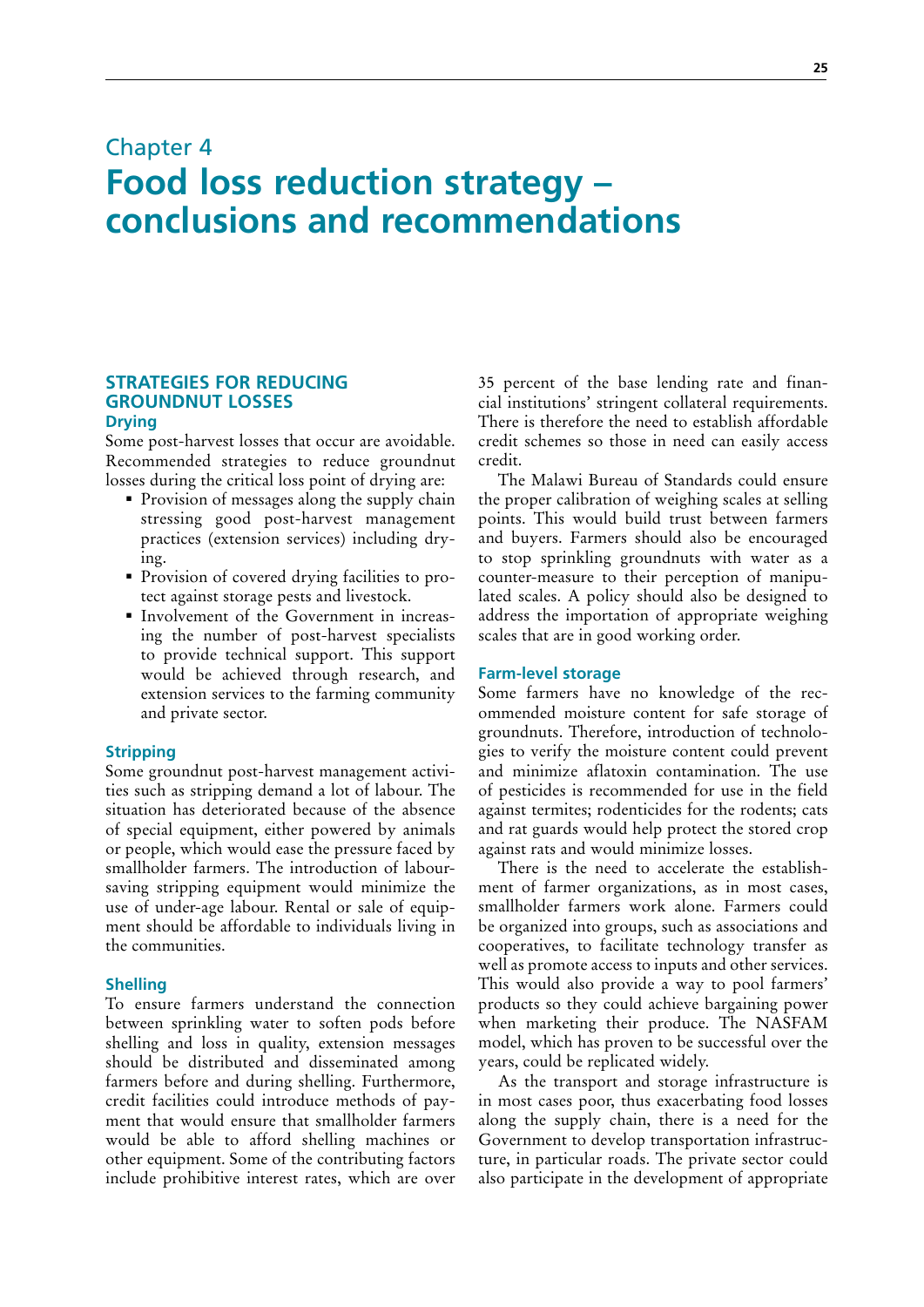# Chapter 4
# Food loss reduction strategy – conclusions and recommendations

## STRATEGIES FOR REDUCING GROUNDNUT LOSSES

### Drying

Some post-harvest losses that occur are avoidable. Recommended strategies to reduce groundnut losses during the critical loss point of drying are:

- Provision of messages along the supply chain stressing good post-harvest management practices (extension services) including drying.
- Provision of covered drying facilities to protect against storage pests and livestock.
- Involvement of the Government in increasing the number of post-harvest specialists to provide technical support. This support would be achieved through research, and extension services to the farming community and private sector.

### Stripping

Some groundnut post-harvest management activities such as stripping demand a lot of labour. The situation has deteriorated because of the absence of special equipment, either powered by animals or people, which would ease the pressure faced by smallholder farmers. The introduction of labour-saving stripping equipment would minimize the use of under-age labour. Rental or sale of equipment should be affordable to individuals living in the communities.

### Shelling

To ensure farmers understand the connection between sprinkling water to soften pods before shelling and loss in quality, extension messages should be distributed and disseminated among farmers before and during shelling. Furthermore, credit facilities could introduce methods of payment that would ensure that smallholder farmers would be able to afford shelling machines or other equipment. Some of the contributing factors include prohibitive interest rates, which are over 35 percent of the base lending rate and financial institutions' stringent collateral requirements. There is therefore the need to establish affordable credit schemes so those in need can easily access credit.

The Malawi Bureau of Standards could ensure the proper calibration of weighing scales at selling points. This would build trust between farmers and buyers. Farmers should also be encouraged to stop sprinkling groundnuts with water as a counter-measure to their perception of manipulated scales. A policy should also be designed to address the importation of appropriate weighing scales that are in good working order.

### Farm-level storage

Some farmers have no knowledge of the recommended moisture content for safe storage of groundnuts. Therefore, introduction of technologies to verify the moisture content could prevent and minimize aflatoxin contamination. The use of pesticides is recommended for use in the field against termites; rodenticides for the rodents; cats and rat guards would help protect the stored crop against rats and would minimize losses.

There is the need to accelerate the establishment of farmer organizations, as in most cases, smallholder farmers work alone. Farmers could be organized into groups, such as associations and cooperatives, to facilitate technology transfer as well as promote access to inputs and other services. This would also provide a way to pool farmers' products so they could achieve bargaining power when marketing their produce. The NASFAM model, which has proven to be successful over the years, could be replicated widely.

As the transport and storage infrastructure is in most cases poor, thus exacerbating food losses along the supply chain, there is a need for the Government to develop transportation infrastructure, in particular roads. The private sector could also participate in the development of appropriate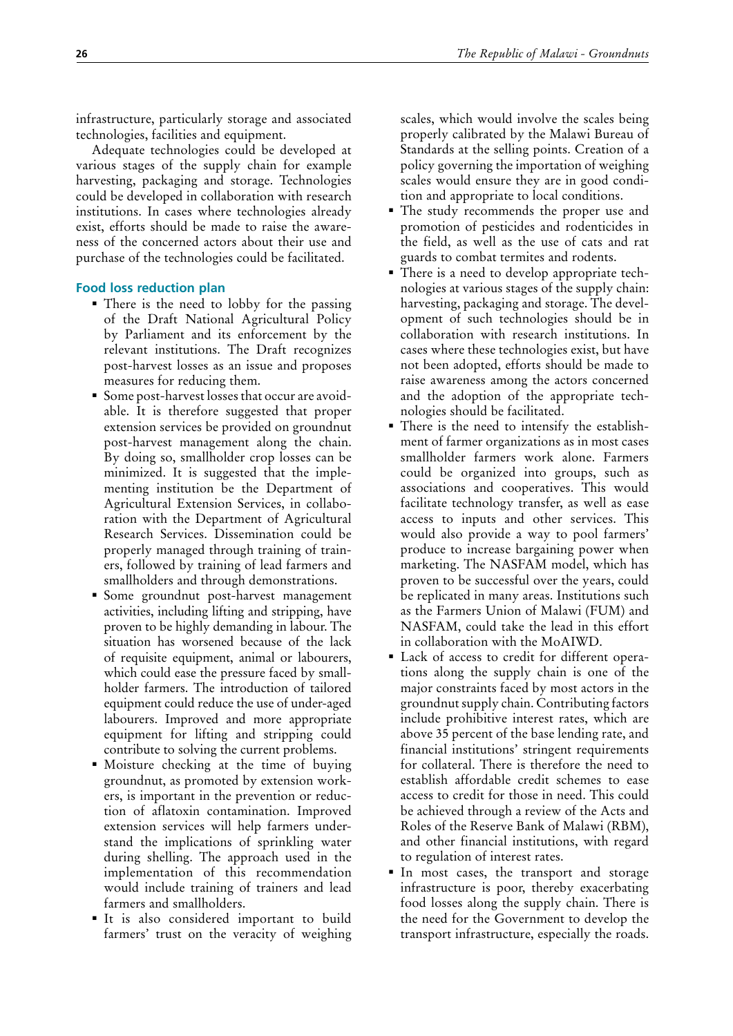infrastructure, particularly storage and associated technologies, facilities and equipment.

Adequate technologies could be developed at various stages of the supply chain for example harvesting, packaging and storage. Technologies could be developed in collaboration with research institutions. In cases where technologies already exist, efforts should be made to raise the awareness of the concerned actors about their use and purchase of the technologies could be facilitated.

### Food loss reduction plan

- There is the need to lobby for the passing of the Draft National Agricultural Policy by Parliament and its enforcement by the relevant institutions. The Draft recognizes post-harvest losses as an issue and proposes measures for reducing them.
- Some post-harvest losses that occur are avoidable. It is therefore suggested that proper extension services be provided on groundnut post-harvest management along the chain. By doing so, smallholder crop losses can be minimized. It is suggested that the implementing institution be the Department of Agricultural Extension Services, in collaboration with the Department of Agricultural Research Services. Dissemination could be properly managed through training of trainers, followed by training of lead farmers and smallholders and through demonstrations.
- Some groundnut post-harvest management activities, including lifting and stripping, have proven to be highly demanding in labour. The situation has worsened because of the lack of requisite equipment, animal or labourers, which could ease the pressure faced by smallholder farmers. The introduction of tailored equipment could reduce the use of under-aged labourers. Improved and more appropriate equipment for lifting and stripping could contribute to solving the current problems.
- Moisture checking at the time of buying groundnut, as promoted by extension workers, is important in the prevention or reduction of aflatoxin contamination. Improved extension services will help farmers understand the implications of sprinkling water during shelling. The approach used in the implementation of this recommendation would include training of trainers and lead farmers and smallholders.
- It is also considered important to build farmers' trust on the veracity of weighing scales, which would involve the scales being properly calibrated by the Malawi Bureau of Standards at the selling points. Creation of a policy governing the importation of weighing scales would ensure they are in good condition and appropriate to local conditions.
- The study recommends the proper use and promotion of pesticides and rodenticides in the field, as well as the use of cats and rat guards to combat termites and rodents.
- There is a need to develop appropriate technologies at various stages of the supply chain: harvesting, packaging and storage. The development of such technologies should be in collaboration with research institutions. In cases where these technologies exist, but have not been adopted, efforts should be made to raise awareness among the actors concerned and the adoption of the appropriate technologies should be facilitated.
- There is the need to intensify the establishment of farmer organizations as in most cases smallholder farmers work alone. Farmers could be organized into groups, such as associations and cooperatives. This would facilitate technology transfer, as well as ease access to inputs and other services. This would also provide a way to pool farmers' produce to increase bargaining power when marketing. The NASFAM model, which has proven to be successful over the years, could be replicated in many areas. Institutions such as the Farmers Union of Malawi (FUM) and NASFAM, could take the lead in this effort in collaboration with the MoAIWD.
- Lack of access to credit for different operations along the supply chain is one of the major constraints faced by most actors in the groundnut supply chain. Contributing factors include prohibitive interest rates, which are above 35 percent of the base lending rate, and financial institutions' stringent requirements for collateral. There is therefore the need to establish affordable credit schemes to ease access to credit for those in need. This could be achieved through a review of the Acts and Roles of the Reserve Bank of Malawi (RBM), and other financial institutions, with regard to regulation of interest rates.
- In most cases, the transport and storage infrastructure is poor, thereby exacerbating food losses along the supply chain. There is the need for the Government to develop the transport infrastructure, especially the roads.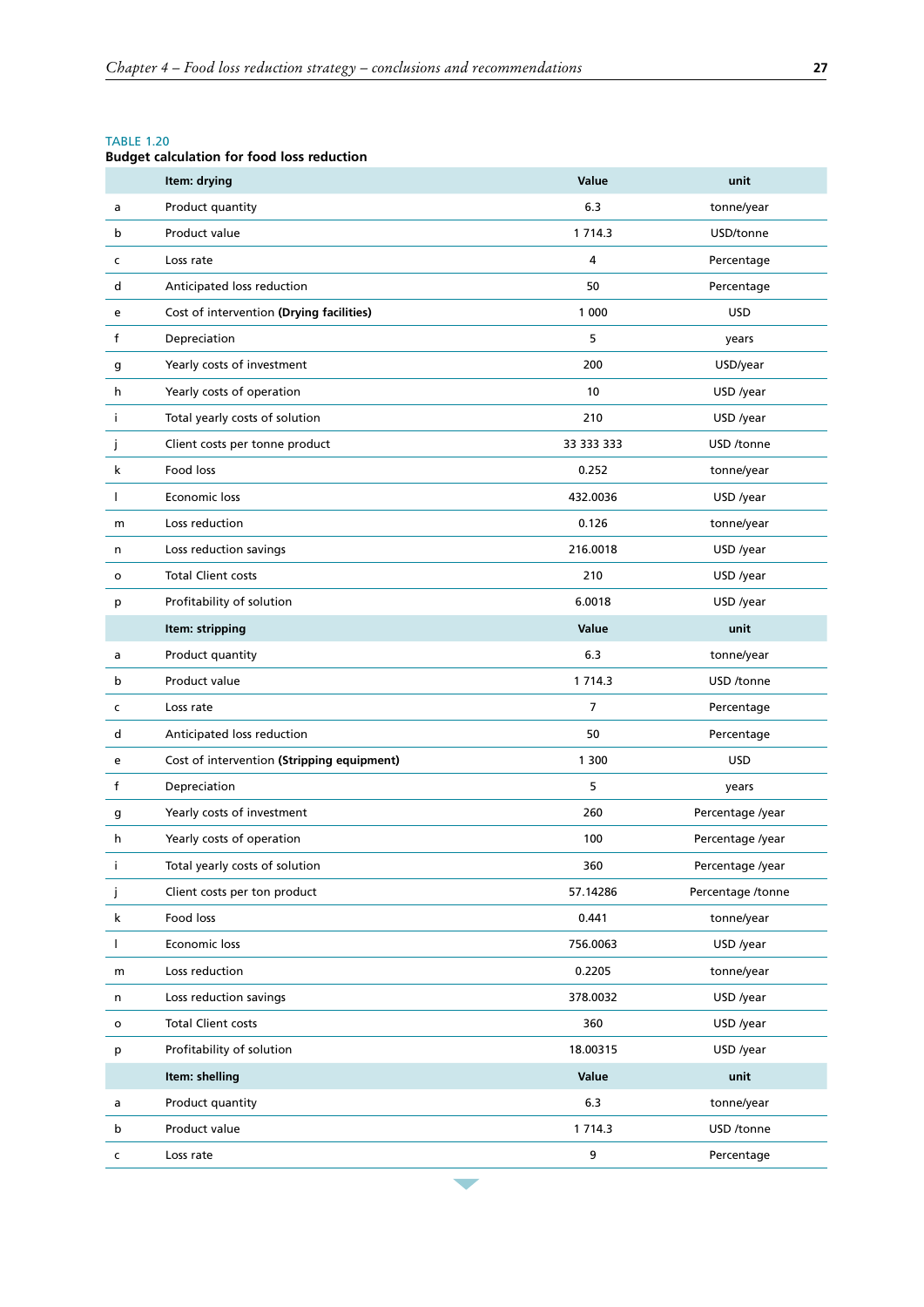TABLE 1.20

**Budget calculation for food loss reduction**

| | **Item: drying** | **Value** | **unit** |
|---|---|---|---|
| a | Product quantity | 6.3 | tonne/year |
| b | Product value | 1 714.3 | USD/tonne |
| c | Loss rate | 4 | Percentage |
| d | Anticipated loss reduction | 50 | Percentage |
| e | Cost of intervention **(Drying facilities)** | 1 000 | USD |
| f | Depreciation | 5 | years |
| g | Yearly costs of investment | 200 | USD/year |
| h | Yearly costs of operation | 10 | USD /year |
| i | Total yearly costs of solution | 210 | USD /year |
| j | Client costs per tonne product | 33 333 333 | USD /tonne |
| k | Food loss | 0.252 | tonne/year |
| l | Economic loss | 432.0036 | USD /year |
| m | Loss reduction | 0.126 | tonne/year |
| n | Loss reduction savings | 216.0018 | USD /year |
| o | Total Client costs | 210 | USD /year |
| p | Profitability of solution | 6.0018 | USD /year |
| | **Item: stripping** | **Value** | **unit** |
| a | Product quantity | 6.3 | tonne/year |
| b | Product value | 1 714.3 | USD /tonne |
| c | Loss rate | 7 | Percentage |
| d | Anticipated loss reduction | 50 | Percentage |
| e | Cost of intervention **(Stripping equipment)** | 1 300 | USD |
| f | Depreciation | 5 | years |
| g | Yearly costs of investment | 260 | Percentage /year |
| h | Yearly costs of operation | 100 | Percentage /year |
| i | Total yearly costs of solution | 360 | Percentage /year |
| j | Client costs per ton product | 57.14286 | Percentage /tonne |
| k | Food loss | 0.441 | tonne/year |
| l | Economic loss | 756.0063 | USD /year |
| m | Loss reduction | 0.2205 | tonne/year |
| n | Loss reduction savings | 378.0032 | USD /year |
| o | Total Client costs | 360 | USD /year |
| p | Profitability of solution | 18.00315 | USD /year |
| | **Item: shelling** | **Value** | **unit** |
| a | Product quantity | 6.3 | tonne/year |
| b | Product value | 1 714.3 | USD /tonne |
| c | Loss rate | 9 | Percentage |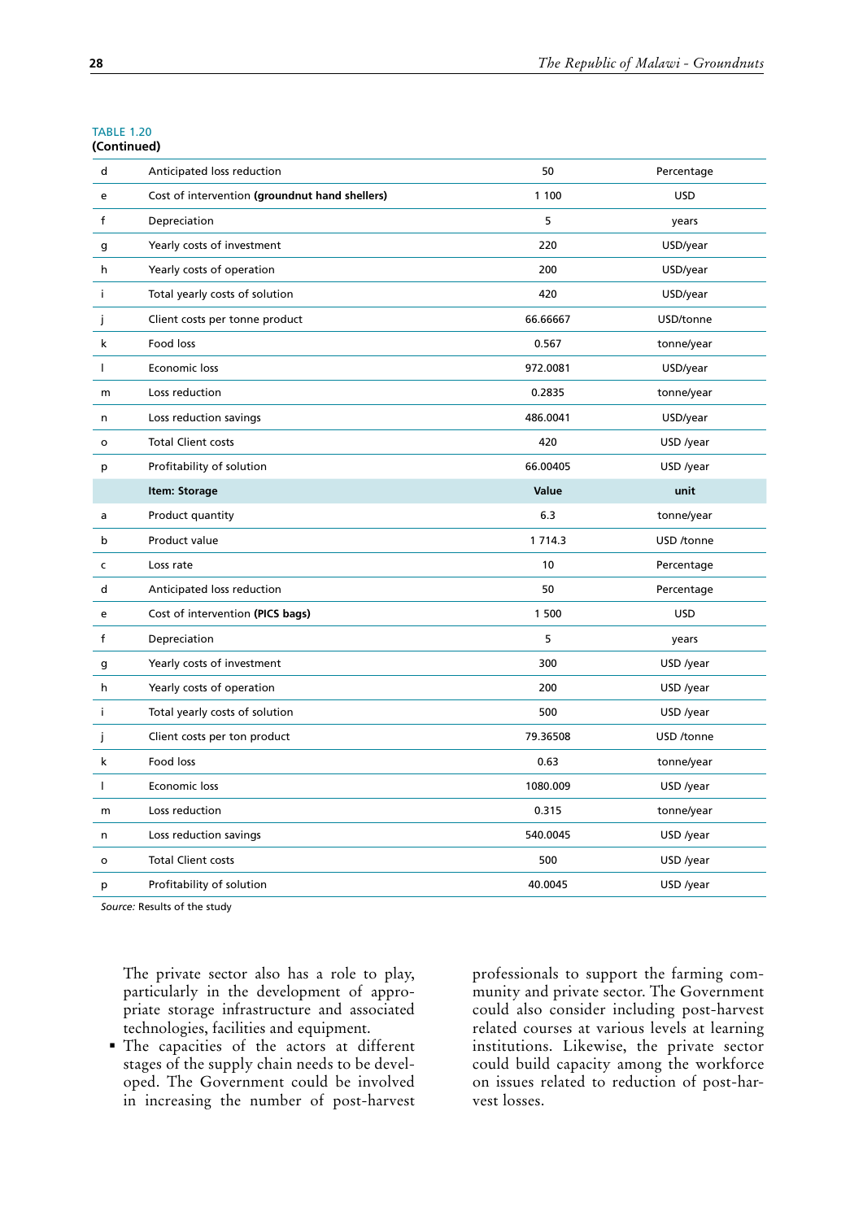TABLE 1.20
**(Continued)**

| | | | |
|---|---|---|---|
| d | Anticipated loss reduction | 50 | Percentage |
| e | Cost of intervention **(groundnut hand shellers)** | 1 100 | USD |
| f | Depreciation | 5 | years |
| g | Yearly costs of investment | 220 | USD/year |
| h | Yearly costs of operation | 200 | USD/year |
| i | Total yearly costs of solution | 420 | USD/year |
| j | Client costs per tonne product | 66.66667 | USD/tonne |
| k | Food loss | 0.567 | tonne/year |
| l | Economic loss | 972.0081 | USD/year |
| m | Loss reduction | 0.2835 | tonne/year |
| n | Loss reduction savings | 486.0041 | USD/year |
| o | Total Client costs | 420 | USD /year |
| p | Profitability of solution | 66.00405 | USD /year |
| | **Item: Storage** | **Value** | **unit** |
| a | Product quantity | 6.3 | tonne/year |
| b | Product value | 1 714.3 | USD /tonne |
| c | Loss rate | 10 | Percentage |
| d | Anticipated loss reduction | 50 | Percentage |
| e | Cost of intervention **(PICS bags)** | 1 500 | USD |
| f | Depreciation | 5 | years |
| g | Yearly costs of investment | 300 | USD /year |
| h | Yearly costs of operation | 200 | USD /year |
| i | Total yearly costs of solution | 500 | USD /year |
| j | Client costs per ton product | 79.36508 | USD /tonne |
| k | Food loss | 0.63 | tonne/year |
| l | Economic loss | 1080.009 | USD /year |
| m | Loss reduction | 0.315 | tonne/year |
| n | Loss reduction savings | 540.0045 | USD /year |
| o | Total Client costs | 500 | USD /year |
| p | Profitability of solution | 40.0045 | USD /year |

*Source:* Results of the study

The private sector also has a role to play, particularly in the development of appropriate storage infrastructure and associated technologies, facilities and equipment.

- The capacities of the actors at different stages of the supply chain needs to be developed. The Government could be involved in increasing the number of post-harvest professionals to support the farming community and private sector. The Government could also consider including post-harvest related courses at various levels at learning institutions. Likewise, the private sector could build capacity among the workforce on issues related to reduction of post-harvest losses.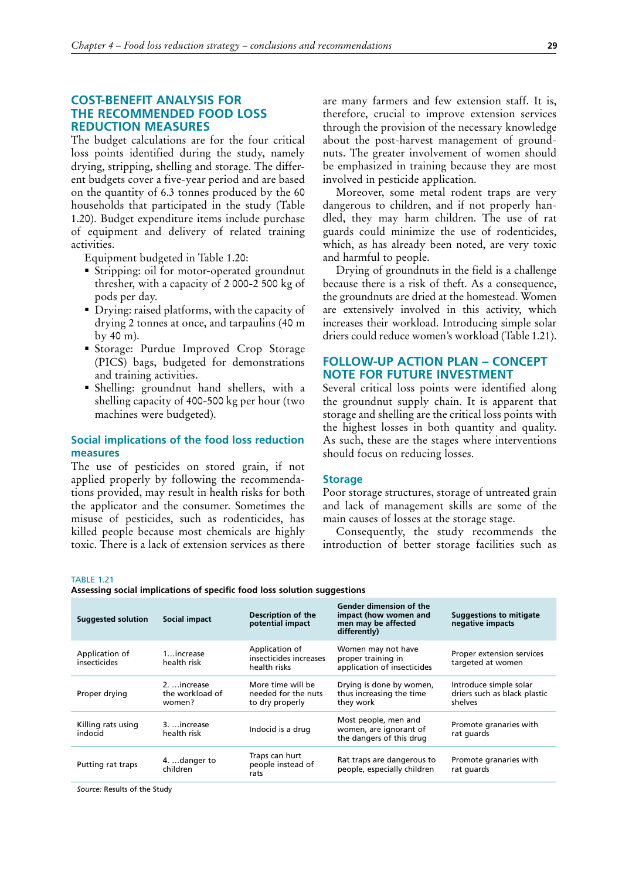## COST-BENEFIT ANALYSIS FOR THE RECOMMENDED FOOD LOSS REDUCTION MEASURES

The budget calculations are for the four critical loss points identified during the study, namely drying, stripping, shelling and storage. The different budgets cover a five-year period and are based on the quantity of 6.3 tonnes produced by the 60 households that participated in the study (Table 1.20). Budget expenditure items include purchase of equipment and delivery of related training activities.

Equipment budgeted in Table 1.20:

- Stripping: oil for motor-operated groundnut thresher, with a capacity of 2 000-2 500 kg of pods per day.
- Drying: raised platforms, with the capacity of drying 2 tonnes at once, and tarpaulins (40 m by 40 m).
- Storage: Purdue Improved Crop Storage (PICS) bags, budgeted for demonstrations and training activities.
- Shelling: groundnut hand shellers, with a shelling capacity of 400-500 kg per hour (two machines were budgeted).

### Social implications of the food loss reduction measures

The use of pesticides on stored grain, if not applied properly by following the recommendations provided, may result in health risks for both the applicator and the consumer. Sometimes the misuse of pesticides, such as rodenticides, has killed people because most chemicals are highly toxic. There is a lack of extension services as there are many farmers and few extension staff. It is, therefore, crucial to improve extension services through the provision of the necessary knowledge about the post-harvest management of groundnuts. The greater involvement of women should be emphasized in training because they are most involved in pesticide application.

Moreover, some metal rodent traps are very dangerous to children, and if not properly handled, they may harm children. The use of rat guards could minimize the use of rodenticides, which, as has already been noted, are very toxic and harmful to people.

Drying of groundnuts in the field is a challenge because there is a risk of theft. As a consequence, the groundnuts are dried at the homestead. Women are extensively involved in this activity, which increases their workload. Introducing simple solar driers could reduce women's workload (Table 1.21).

## FOLLOW-UP ACTION PLAN – CONCEPT NOTE FOR FUTURE INVESTMENT

Several critical loss points were identified along the groundnut supply chain. It is apparent that storage and shelling are the critical loss points with the highest losses in both quantity and quality. As such, these are the stages where interventions should focus on reducing losses.

### Storage

Poor storage structures, storage of untreated grain and lack of management skills are some of the main causes of losses at the storage stage.

Consequently, the study recommends the introduction of better storage facilities such as

TABLE 1.21

**Assessing social implications of specific food loss solution suggestions**

| Suggested solution | Social impact | Description of the potential impact | Gender dimension of the impact (how women and men may be affected differently) | Suggestions to mitigate negative impacts |
|---|---|---|---|---|
| Application of insecticides | 1…increase health risk | Application of insecticides increases health risks | Women may not have proper training in application of insecticides | Proper extension services targeted at women |
| Proper drying | 2. …increase the workload of women? | More time will be needed for the nuts to dry properly | Drying is done by women, thus increasing the time they work | Introduce simple solar driers such as black plastic shelves |
| Killing rats using indocid | 3. …increase health risk | Indocid is a drug | Most people, men and women, are ignorant of the dangers of this drug | Promote granaries with rat guards |
| Putting rat traps | 4. …danger to children | Traps can hurt people instead of rats | Rat traps are dangerous to people, especially children | Promote granaries with rat guards |

*Source:* Results of the Study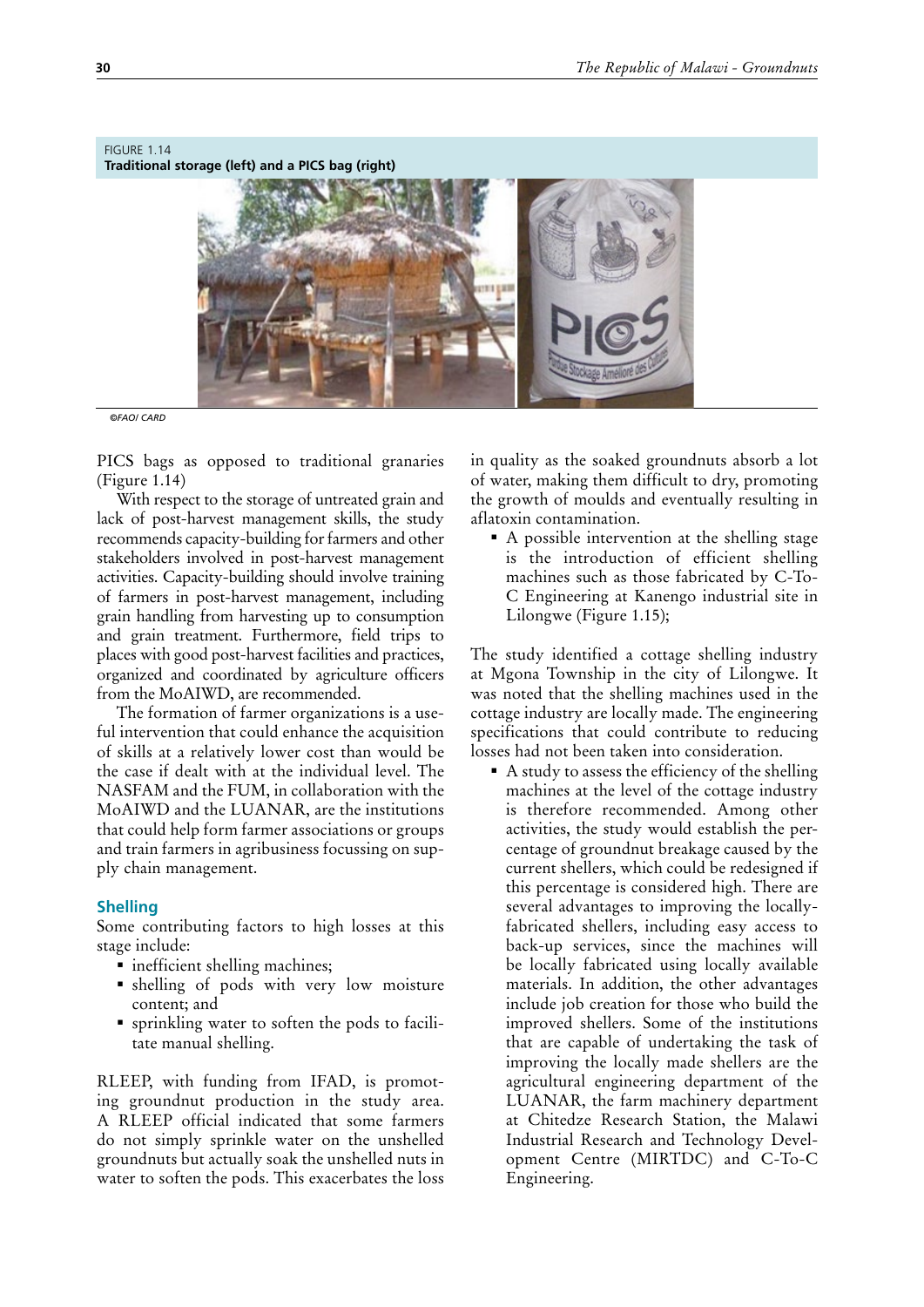FIGURE 1.14
**Traditional storage (left) and a PICS bag (right)**

*©FAO/ CARD*

PICS bags as opposed to traditional granaries (Figure 1.14)

With respect to the storage of untreated grain and lack of post-harvest management skills, the study recommends capacity-building for farmers and other stakeholders involved in post-harvest management activities. Capacity-building should involve training of farmers in post-harvest management, including grain handling from harvesting up to consumption and grain treatment. Furthermore, field trips to places with good post-harvest facilities and practices, organized and coordinated by agriculture officers from the MoAIWD, are recommended.

The formation of farmer organizations is a useful intervention that could enhance the acquisition of skills at a relatively lower cost than would be the case if dealt with at the individual level. The NASFAM and the FUM, in collaboration with the MoAIWD and the LUANAR, are the institutions that could help form farmer associations or groups and train farmers in agribusiness focussing on supply chain management.

### Shelling

Some contributing factors to high losses at this stage include:

- inefficient shelling machines;
- shelling of pods with very low moisture content; and
- sprinkling water to soften the pods to facilitate manual shelling.

RLEEP, with funding from IFAD, is promoting groundnut production in the study area. A RLEEP official indicated that some farmers do not simply sprinkle water on the unshelled groundnuts but actually soak the unshelled nuts in water to soften the pods. This exacerbates the loss in quality as the soaked groundnuts absorb a lot of water, making them difficult to dry, promoting the growth of moulds and eventually resulting in aflatoxin contamination.

- A possible intervention at the shelling stage is the introduction of efficient shelling machines such as those fabricated by C-To-C Engineering at Kanengo industrial site in Lilongwe (Figure 1.15);

The study identified a cottage shelling industry at Mgona Township in the city of Lilongwe. It was noted that the shelling machines used in the cottage industry are locally made. The engineering specifications that could contribute to reducing losses had not been taken into consideration.

- A study to assess the efficiency of the shelling machines at the level of the cottage industry is therefore recommended. Among other activities, the study would establish the percentage of groundnut breakage caused by the current shellers, which could be redesigned if this percentage is considered high. There are several advantages to improving the locally-fabricated shellers, including easy access to back-up services, since the machines will be locally fabricated using locally available materials. In addition, the other advantages include job creation for those who build the improved shellers. Some of the institutions that are capable of undertaking the task of improving the locally made shellers are the agricultural engineering department of the LUANAR, the farm machinery department at Chitedze Research Station, the Malawi Industrial Research and Technology Development Centre (MIRTDC) and C-To-C Engineering.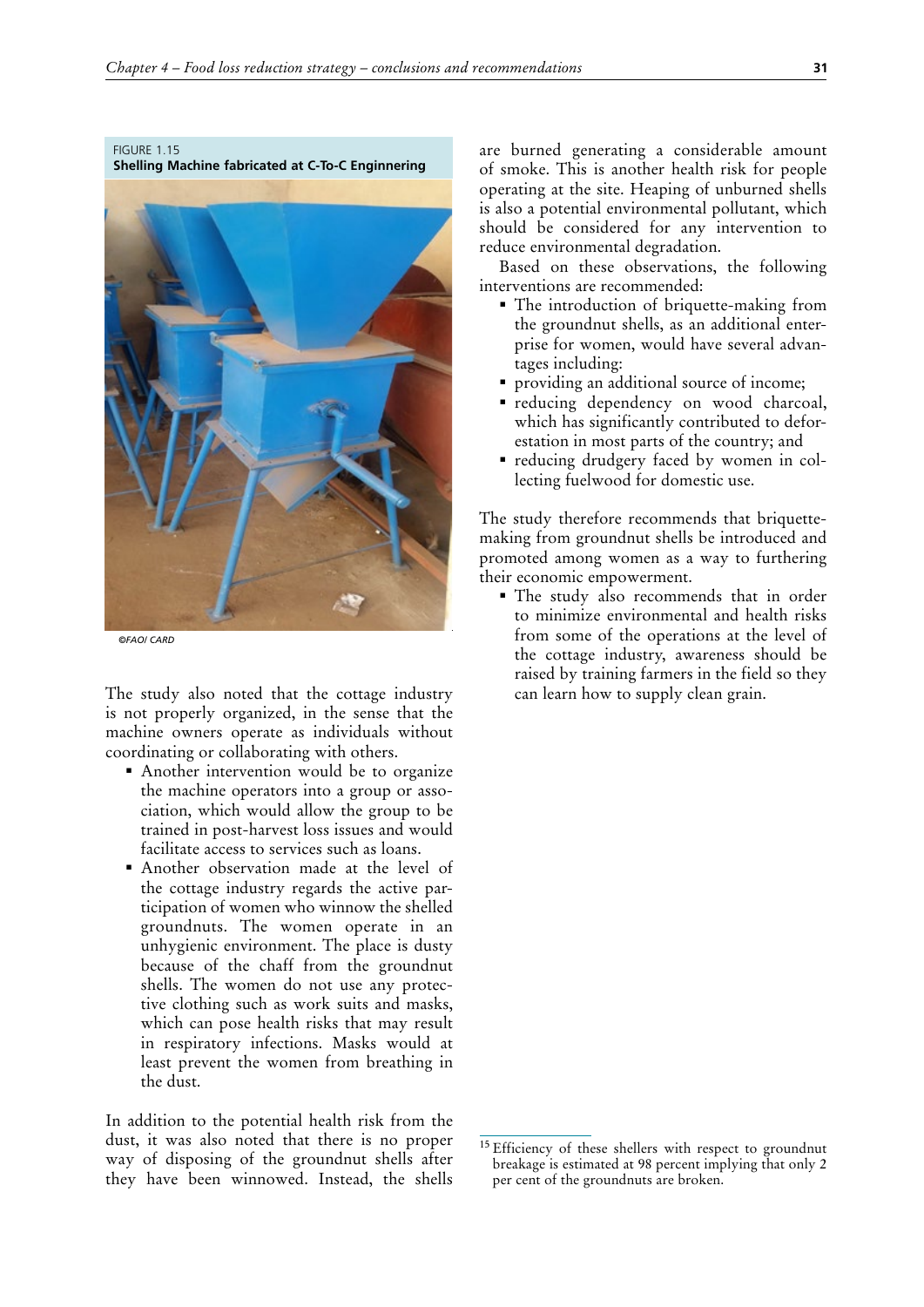FIGURE 1.15
**Shelling Machine fabricated at C-To-C Enginnering**

*©FAO/ CARD*

The study also noted that the cottage industry is not properly organized, in the sense that the machine owners operate as individuals without coordinating or collaborating with others.

- Another intervention would be to organize the machine operators into a group or association, which would allow the group to be trained in post-harvest loss issues and would facilitate access to services such as loans.
- Another observation made at the level of the cottage industry regards the active participation of women who winnow the shelled groundnuts. The women operate in an unhygienic environment. The place is dusty because of the chaff from the groundnut shells. The women do not use any protective clothing such as work suits and masks, which can pose health risks that may result in respiratory infections. Masks would at least prevent the women from breathing in the dust.

In addition to the potential health risk from the dust, it was also noted that there is no proper way of disposing of the groundnut shells after they have been winnowed. Instead, the shells are burned generating a considerable amount of smoke. This is another health risk for people operating at the site. Heaping of unburned shells is also a potential environmental pollutant, which should be considered for any intervention to reduce environmental degradation.

Based on these observations, the following interventions are recommended:

- The introduction of briquette-making from the groundnut shells, as an additional enterprise for women, would have several advantages including:
- providing an additional source of income;
- reducing dependency on wood charcoal, which has significantly contributed to deforestation in most parts of the country; and
- reducing drudgery faced by women in collecting fuelwood for domestic use.

The study therefore recommends that briquette-making from groundnut shells be introduced and promoted among women as a way to furthering their economic empowerment.

- The study also recommends that in order to minimize environmental and health risks from some of the operations at the level of the cottage industry, awareness should be raised by training farmers in the field so they can learn how to supply clean grain.

---

[15] Efficiency of these shellers with respect to groundnut breakage is estimated at 98 percent implying that only 2 per cent of the groundnuts are broken.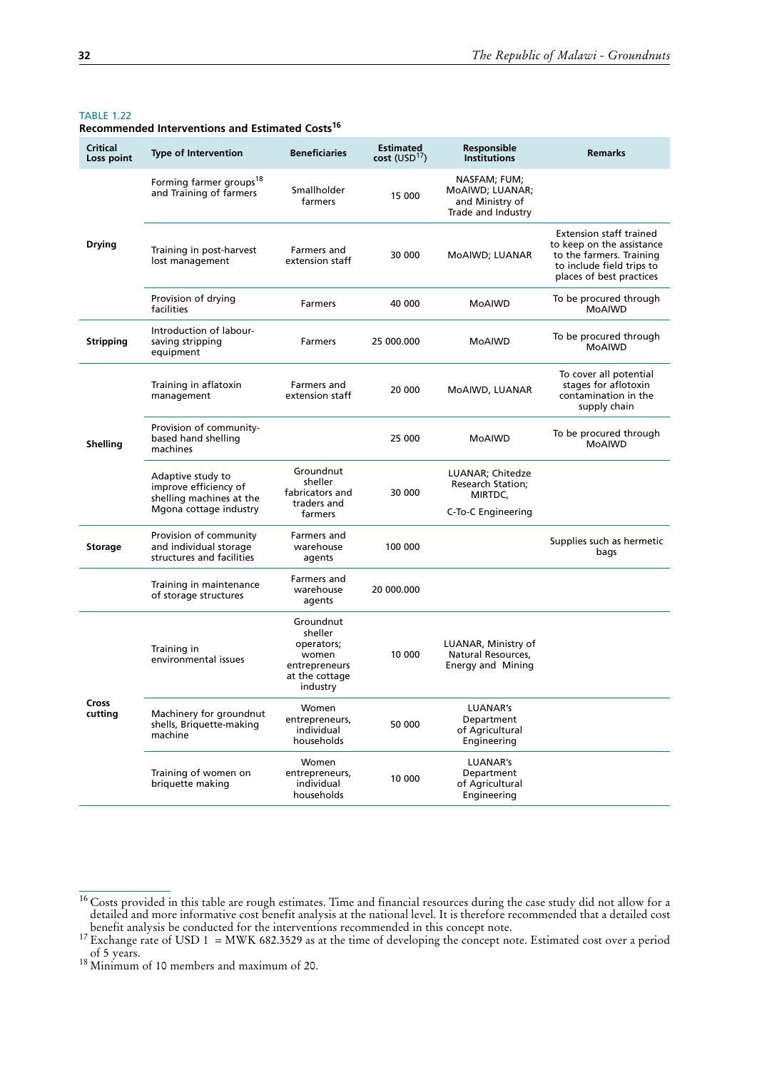TABLE 1.22

**Recommended Interventions and Estimated Costs[16]**

| Critical Loss point | Type of Intervention | Beneficiaries | Estimated cost (USD[17]) | Responsible Institutions | Remarks |
|---|---|---|---|---|---|
| Drying | Forming farmer groups[18] and Training of farmers | Smallholder farmers | 15 000 | NASFAM; FUM; MoAIWD; LUANAR; and Ministry of Trade and Industry | |
| | Training in post-harvest lost management | Farmers and extension staff | 30 000 | MoAIWD; LUANAR | Extension staff trained to keep on the assistance to the farmers. Training to include field trips to places of best practices |
| | Provision of drying facilities | Farmers | 40 000 | MoAIWD | To be procured through MoAIWD |
| Stripping | Introduction of labour-saving stripping equipment | Farmers | 25 000.000 | MoAIWD | To be procured through MoAIWD |
| Shelling | Training in aflatoxin management | Farmers and extension staff | 20 000 | MoAIWD, LUANAR | To cover all potential stages for aflotoxin contamination in the supply chain |
| | Provision of community-based hand shelling machines | | 25 000 | MoAIWD | To be procured through MoAIWD |
| | Adaptive study to improve efficiency of shelling machines at the Mgona cottage industry | Groundnut sheller fabricators and traders and farmers | 30 000 | LUANAR; Chitedze Research Station; MIRTDC, C-To-C Engineering | |
| Storage | Provision of community and individual storage structures and facilities | Farmers and warehouse agents | 100 000 | | Supplies such as hermetic bags |
| | Training in maintenance of storage structures | Farmers and warehouse agents | 20 000.000 | | |
| Cross cutting | Training in environmental issues | Groundnut sheller operators; women entrepreneurs at the cottage industry | 10 000 | LUANAR, Ministry of Natural Resources, Energy and Mining | |
| | Machinery for groundnut shells, Briquette-making machine | Women entrepreneurs, individual households | 50 000 | LUANAR's Department of Agricultural Engineering | |
| | Training of women on briquette making | Women entrepreneurs, individual households | 10 000 | LUANAR's Department of Agricultural Engineering | |

[16] Costs provided in this table are rough estimates. Time and financial resources during the case study did not allow for a detailed and more informative cost benefit analysis at the national level. It is therefore recommended that a detailed cost benefit analysis be conducted for the interventions recommended in this concept note.

[17] Exchange rate of USD 1 = MWK 682.3529 as at the time of developing the concept note. Estimated cost over a period of 5 years.

[18] Minimum of 10 members and maximum of 20.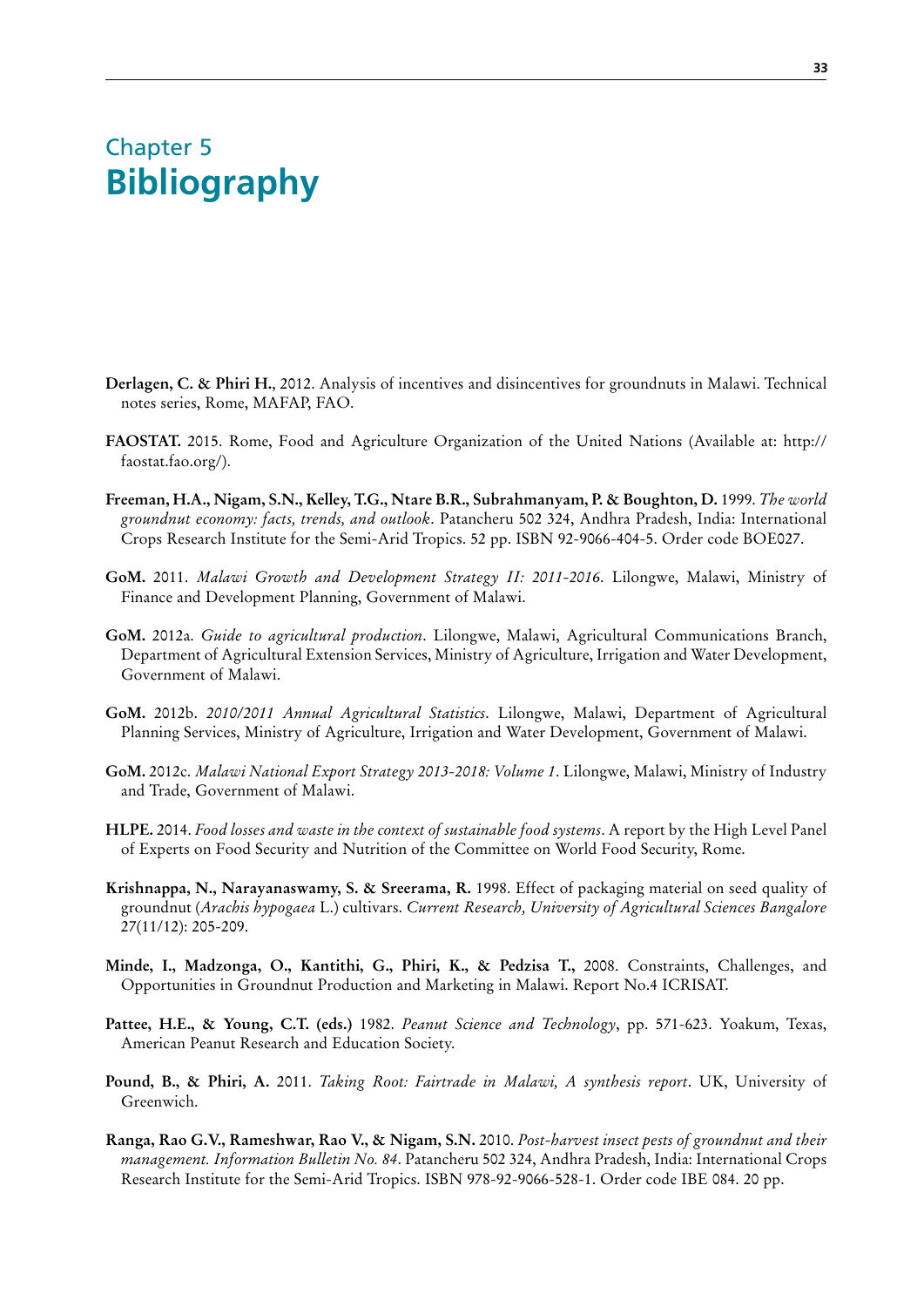# Chapter 5
# Bibliography

**Derlagen, C. & Phiri H.**, 2012. Analysis of incentives and disincentives for groundnuts in Malawi. Technical notes series, Rome, MAFAP, FAO.

**FAOSTAT.** 2015. Rome, Food and Agriculture Organization of the United Nations (Available at: http://faostat.fao.org/).

**Freeman, H.A., Nigam, S.N., Kelley, T.G., Ntare B.R., Subrahmanyam, P. & Boughton, D.** 1999. *The world groundnut economy: facts, trends, and outlook*. Patancheru 502 324, Andhra Pradesh, India: International Crops Research Institute for the Semi-Arid Tropics. 52 pp. ISBN 92-9066-404-5. Order code BOE027.

**GoM.** 2011. *Malawi Growth and Development Strategy II: 2011-2016*. Lilongwe, Malawi, Ministry of Finance and Development Planning, Government of Malawi.

**GoM.** 2012a. *Guide to agricultural production*. Lilongwe, Malawi, Agricultural Communications Branch, Department of Agricultural Extension Services, Ministry of Agriculture, Irrigation and Water Development, Government of Malawi.

**GoM.** 2012b. *2010/2011 Annual Agricultural Statistics*. Lilongwe, Malawi, Department of Agricultural Planning Services, Ministry of Agriculture, Irrigation and Water Development, Government of Malawi.

**GoM.** 2012c. *Malawi National Export Strategy 2013-2018: Volume 1*. Lilongwe, Malawi, Ministry of Industry and Trade, Government of Malawi.

**HLPE.** 2014. *Food losses and waste in the context of sustainable food systems*. A report by the High Level Panel of Experts on Food Security and Nutrition of the Committee on World Food Security, Rome.

**Krishnappa, N., Narayanaswamy, S. & Sreerama, R.** 1998. Effect of packaging material on seed quality of groundnut (*Arachis hypogaea* L.) cultivars. *Current Research, University of Agricultural Sciences Bangalore* 27(11/12): 205-209.

**Minde, I., Madzonga, O., Kantithi, G., Phiri, K., & Pedzisa T.,** 2008. Constraints, Challenges, and Opportunities in Groundnut Production and Marketing in Malawi. Report No.4 ICRISAT.

**Pattee, H.E., & Young, C.T. (eds.)** 1982. *Peanut Science and Technology*, pp. 571-623. Yoakum, Texas, American Peanut Research and Education Society.

**Pound, B., & Phiri, A.** 2011. *Taking Root: Fairtrade in Malawi, A synthesis report*. UK, University of Greenwich.

**Ranga, Rao G.V., Rameshwar, Rao V., & Nigam, S.N.** 2010. *Post-harvest insect pests of groundnut and their management. Information Bulletin No. 84*. Patancheru 502 324, Andhra Pradesh, India: International Crops Research Institute for the Semi-Arid Tropics. ISBN 978-92-9066-528-1. Order code IBE 084. 20 pp.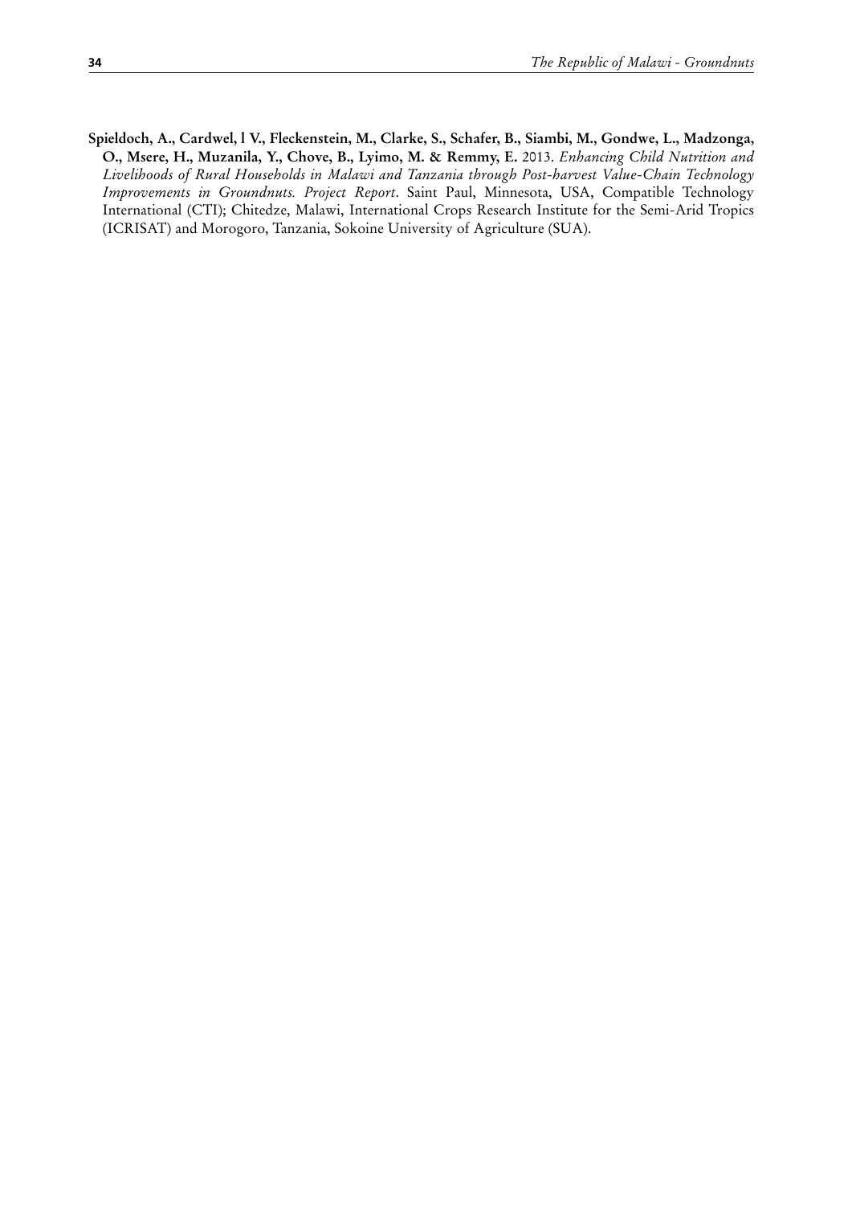**Spieldoch, A., Cardwel, l V., Fleckenstein, M., Clarke, S., Schafer, B., Siambi, M., Gondwe, L., Madzonga, O., Msere, H., Muzanila, Y., Chove, B., Lyimo, M. & Remmy, E.** 2013. *Enhancing Child Nutrition and Livelihoods of Rural Households in Malawi and Tanzania through Post-harvest Value-Chain Technology Improvements in Groundnuts. Project Report*. Saint Paul, Minnesota, USA, Compatible Technology International (CTI); Chitedze, Malawi, International Crops Research Institute for the Semi-Arid Tropics (ICRISAT) and Morogoro, Tanzania, Sokoine University of Agriculture (SUA).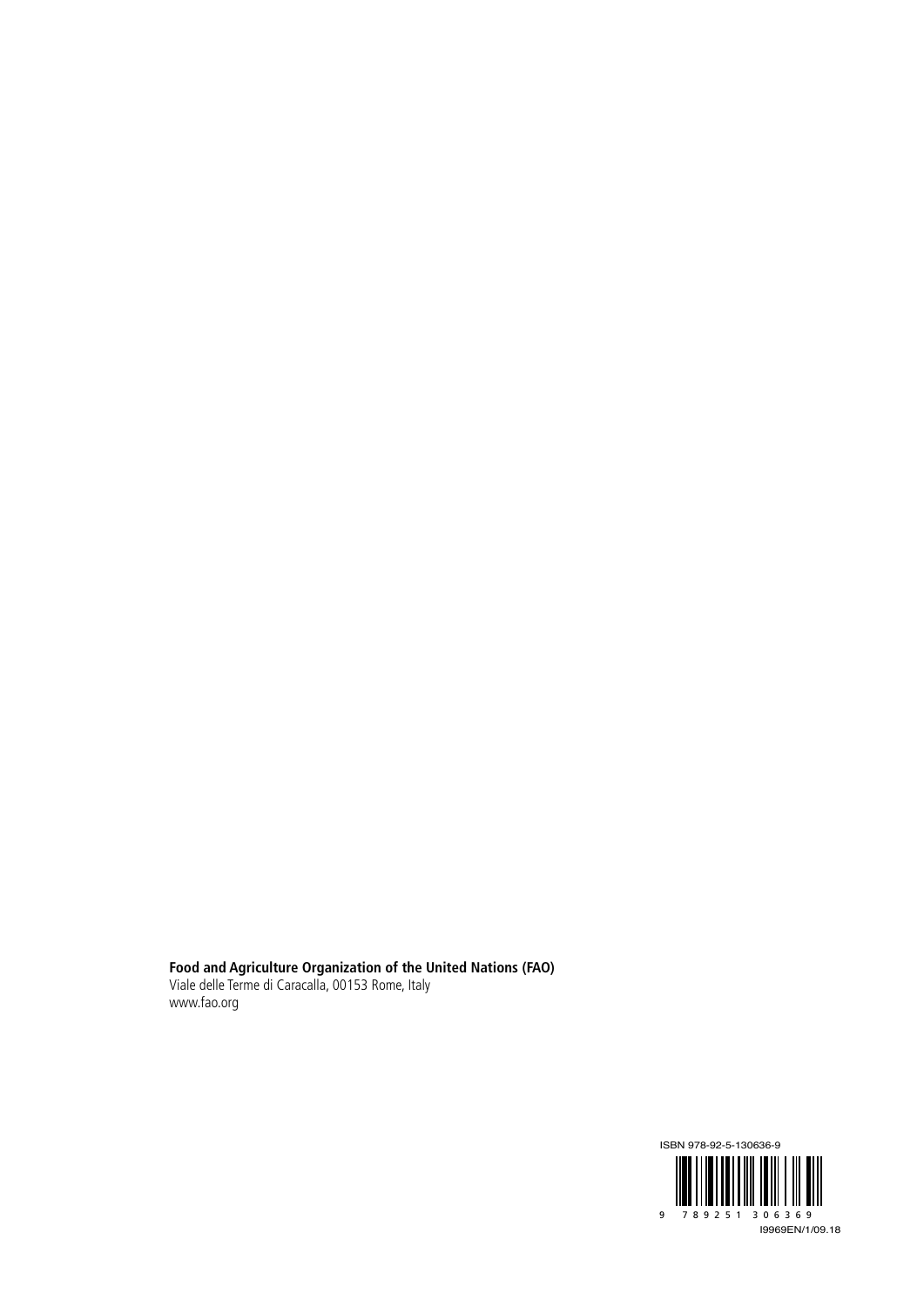**Food and Agriculture Organization of the United Nations (FAO)**
Viale delle Terme di Caracalla, 00153 Rome, Italy
www.fao.org

ISBN 978-92-5-130636-9

9 789251 306369

I9969EN/1/09.18